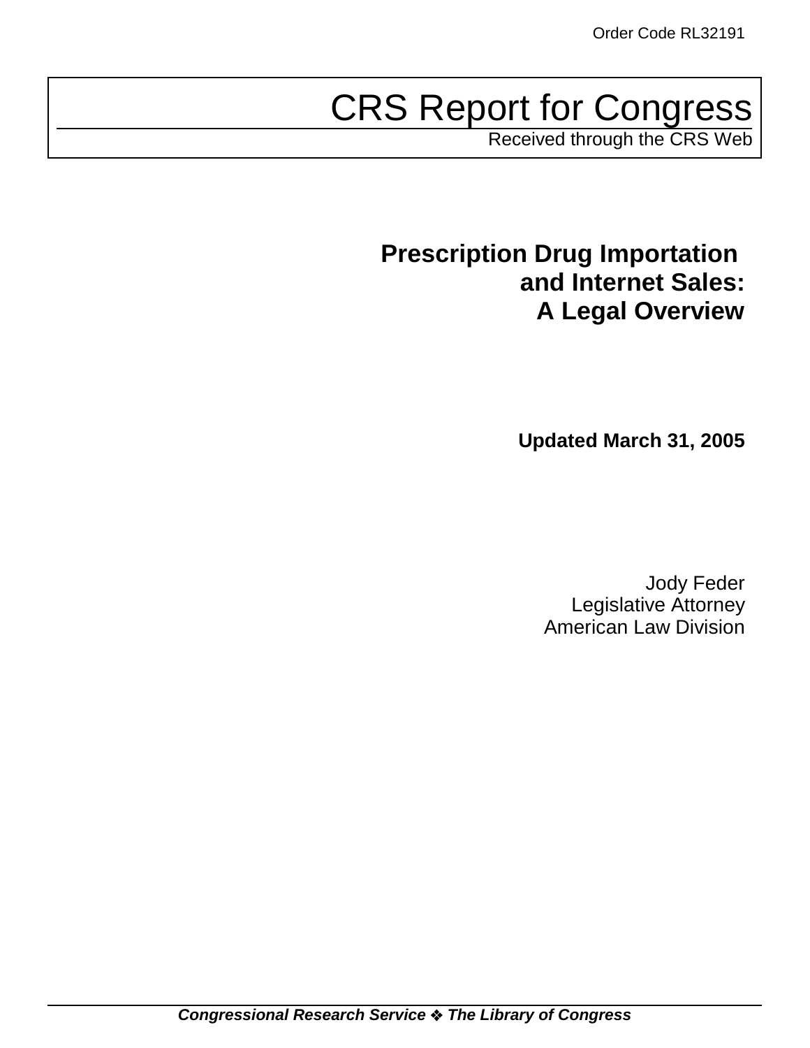Order Code RL32191

# CRS Report for Congress

Received through the CRS Web

## Prescription Drug Importation and Internet Sales: A Legal Overview

**Updated March 31, 2005**

Jody Feder
Legislative Attorney
American Law Division

***Congressional Research Service ❖ The Library of Congress***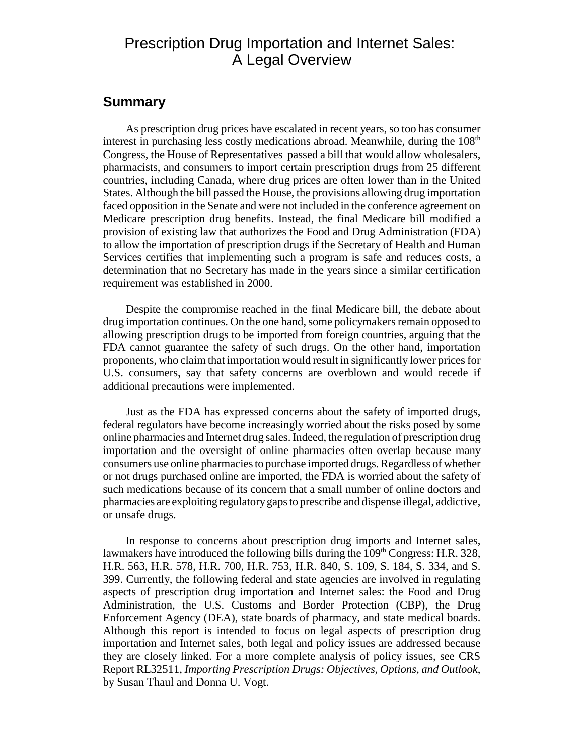# Prescription Drug Importation and Internet Sales: A Legal Overview

## Summary

As prescription drug prices have escalated in recent years, so too has consumer interest in purchasing less costly medications abroad. Meanwhile, during the 108th Congress, the House of Representatives passed a bill that would allow wholesalers, pharmacists, and consumers to import certain prescription drugs from 25 different countries, including Canada, where drug prices are often lower than in the United States. Although the bill passed the House, the provisions allowing drug importation faced opposition in the Senate and were not included in the conference agreement on Medicare prescription drug benefits. Instead, the final Medicare bill modified a provision of existing law that authorizes the Food and Drug Administration (FDA) to allow the importation of prescription drugs if the Secretary of Health and Human Services certifies that implementing such a program is safe and reduces costs, a determination that no Secretary has made in the years since a similar certification requirement was established in 2000.

Despite the compromise reached in the final Medicare bill, the debate about drug importation continues. On the one hand, some policymakers remain opposed to allowing prescription drugs to be imported from foreign countries, arguing that the FDA cannot guarantee the safety of such drugs. On the other hand, importation proponents, who claim that importation would result in significantly lower prices for U.S. consumers, say that safety concerns are overblown and would recede if additional precautions were implemented.

Just as the FDA has expressed concerns about the safety of imported drugs, federal regulators have become increasingly worried about the risks posed by some online pharmacies and Internet drug sales. Indeed, the regulation of prescription drug importation and the oversight of online pharmacies often overlap because many consumers use online pharmacies to purchase imported drugs. Regardless of whether or not drugs purchased online are imported, the FDA is worried about the safety of such medications because of its concern that a small number of online doctors and pharmacies are exploiting regulatory gaps to prescribe and dispense illegal, addictive, or unsafe drugs.

In response to concerns about prescription drug imports and Internet sales, lawmakers have introduced the following bills during the 109th Congress: H.R. 328, H.R. 563, H.R. 578, H.R. 700, H.R. 753, H.R. 840, S. 109, S. 184, S. 334, and S. 399. Currently, the following federal and state agencies are involved in regulating aspects of prescription drug importation and Internet sales: the Food and Drug Administration, the U.S. Customs and Border Protection (CBP), the Drug Enforcement Agency (DEA), state boards of pharmacy, and state medical boards. Although this report is intended to focus on legal aspects of prescription drug importation and Internet sales, both legal and policy issues are addressed because they are closely linked. For a more complete analysis of policy issues, see CRS Report RL32511, *Importing Prescription Drugs: Objectives, Options, and Outlook*, by Susan Thaul and Donna U. Vogt.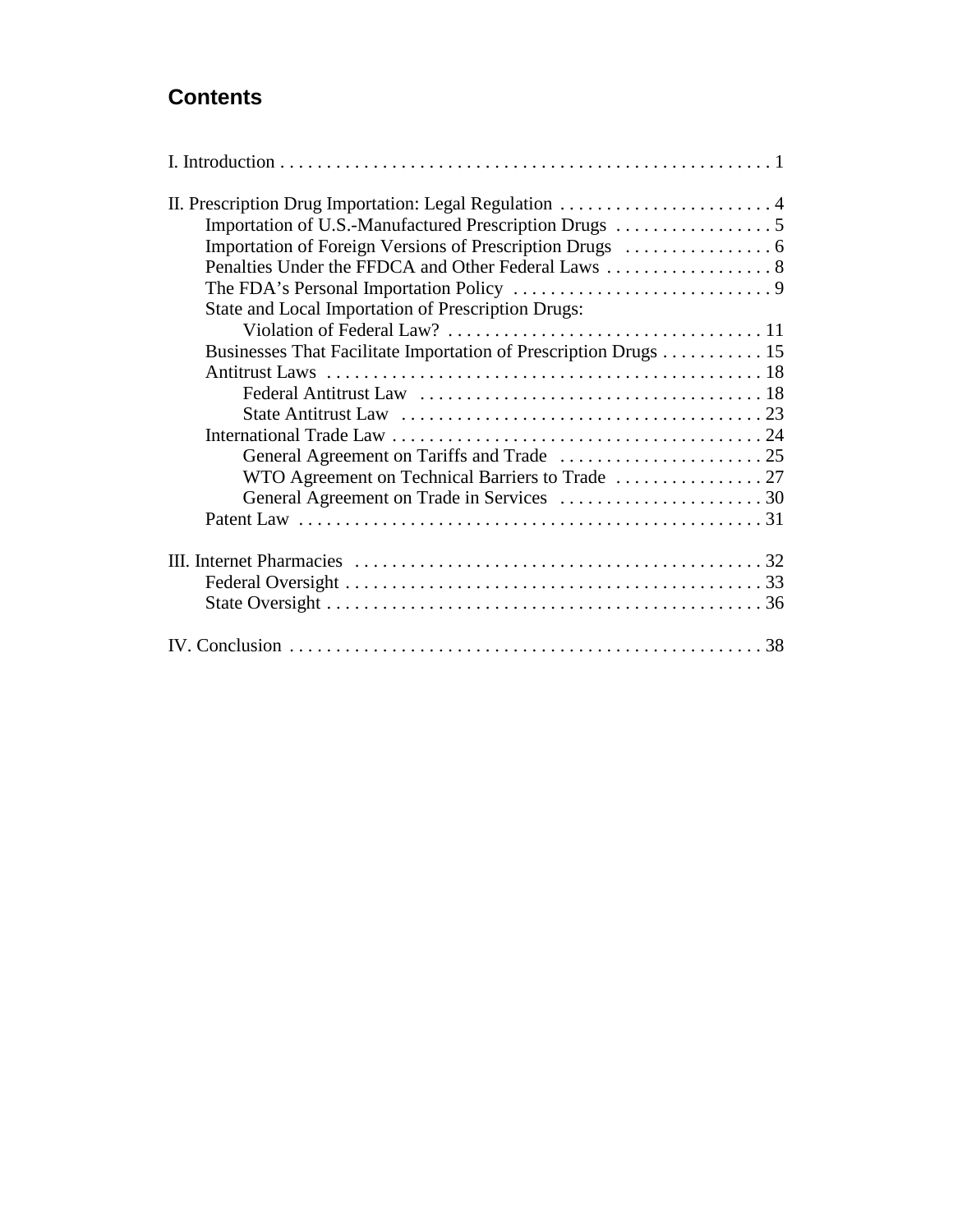## Contents

I. Introduction . . . . . . . . . . . . . . . . . . . . . . . . . . . . . . . . . . . . . . . . . . . . . . . . . . . . . 1

II. Prescription Drug Importation: Legal Regulation . . . . . . . . . . . . . . . . . . . . . . . 4
- Importation of U.S.-Manufactured Prescription Drugs . . . . . . . . . . . . . . . . . 5
- Importation of Foreign Versions of Prescription Drugs . . . . . . . . . . . . . . . . 6
- Penalties Under the FFDCA and Other Federal Laws . . . . . . . . . . . . . . . . . . 8
- The FDA's Personal Importation Policy . . . . . . . . . . . . . . . . . . . . . . . . . . . . 9
- State and Local Importation of Prescription Drugs:
  - Violation of Federal Law? . . . . . . . . . . . . . . . . . . . . . . . . . . . . . . . . . . 11
- Businesses That Facilitate Importation of Prescription Drugs . . . . . . . . . . . 15
- Antitrust Laws . . . . . . . . . . . . . . . . . . . . . . . . . . . . . . . . . . . . . . . . . . . . . . . 18
  - Federal Antitrust Law . . . . . . . . . . . . . . . . . . . . . . . . . . . . . . . . . . . . . 18
  - State Antitrust Law . . . . . . . . . . . . . . . . . . . . . . . . . . . . . . . . . . . . . . . 23
- International Trade Law . . . . . . . . . . . . . . . . . . . . . . . . . . . . . . . . . . . . . . . . 24
  - General Agreement on Tariffs and Trade . . . . . . . . . . . . . . . . . . . . . . 25
  - WTO Agreement on Technical Barriers to Trade . . . . . . . . . . . . . . . . 27
  - General Agreement on Trade in Services . . . . . . . . . . . . . . . . . . . . . . 30
- Patent Law . . . . . . . . . . . . . . . . . . . . . . . . . . . . . . . . . . . . . . . . . . . . . . . . . . 31

III. Internet Pharmacies . . . . . . . . . . . . . . . . . . . . . . . . . . . . . . . . . . . . . . . . . . . . 32
- Federal Oversight . . . . . . . . . . . . . . . . . . . . . . . . . . . . . . . . . . . . . . . . . . . . . 33
- State Oversight . . . . . . . . . . . . . . . . . . . . . . . . . . . . . . . . . . . . . . . . . . . . . . . 36

IV. Conclusion . . . . . . . . . . . . . . . . . . . . . . . . . . . . . . . . . . . . . . . . . . . . . . . . . . . 38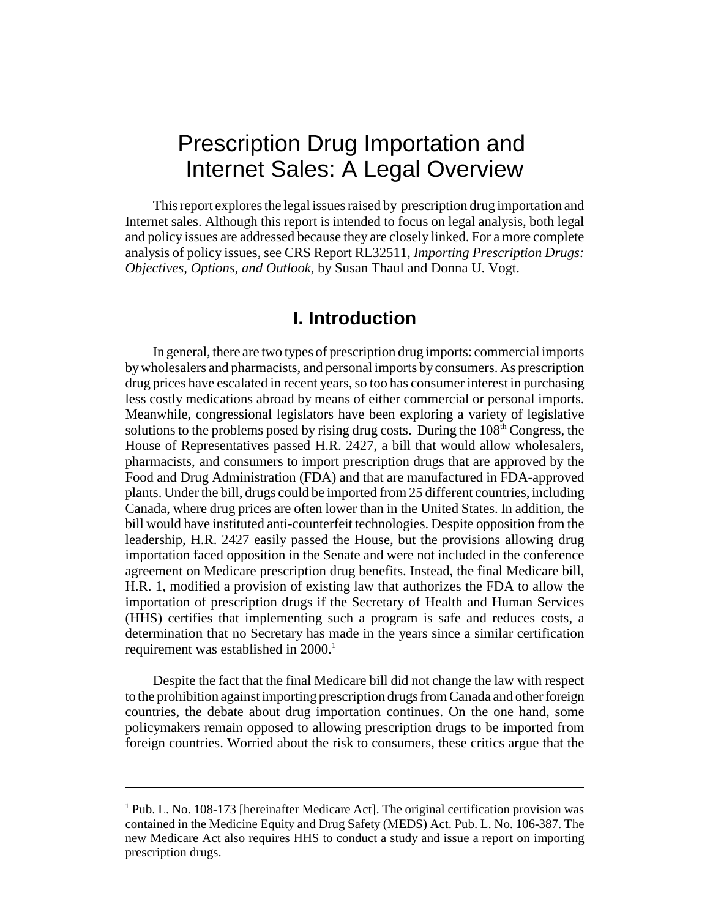# Prescription Drug Importation and Internet Sales: A Legal Overview

This report explores the legal issues raised by prescription drug importation and Internet sales. Although this report is intended to focus on legal analysis, both legal and policy issues are addressed because they are closely linked. For a more complete analysis of policy issues, see CRS Report RL32511, *Importing Prescription Drugs: Objectives, Options, and Outlook*, by Susan Thaul and Donna U. Vogt.

## I. Introduction

In general, there are two types of prescription drug imports: commercial imports by wholesalers and pharmacists, and personal imports by consumers. As prescription drug prices have escalated in recent years, so too has consumer interest in purchasing less costly medications abroad by means of either commercial or personal imports. Meanwhile, congressional legislators have been exploring a variety of legislative solutions to the problems posed by rising drug costs. During the 108th Congress, the House of Representatives passed H.R. 2427, a bill that would allow wholesalers, pharmacists, and consumers to import prescription drugs that are approved by the Food and Drug Administration (FDA) and that are manufactured in FDA-approved plants. Under the bill, drugs could be imported from 25 different countries, including Canada, where drug prices are often lower than in the United States. In addition, the bill would have instituted anti-counterfeit technologies. Despite opposition from the leadership, H.R. 2427 easily passed the House, but the provisions allowing drug importation faced opposition in the Senate and were not included in the conference agreement on Medicare prescription drug benefits. Instead, the final Medicare bill, H.R. 1, modified a provision of existing law that authorizes the FDA to allow the importation of prescription drugs if the Secretary of Health and Human Services (HHS) certifies that implementing such a program is safe and reduces costs, a determination that no Secretary has made in the years since a similar certification requirement was established in 2000.[1]

Despite the fact that the final Medicare bill did not change the law with respect to the prohibition against importing prescription drugs from Canada and other foreign countries, the debate about drug importation continues. On the one hand, some policymakers remain opposed to allowing prescription drugs to be imported from foreign countries. Worried about the risk to consumers, these critics argue that the

---

[1] Pub. L. No. 108-173 [hereinafter Medicare Act]. The original certification provision was contained in the Medicine Equity and Drug Safety (MEDS) Act. Pub. L. No. 106-387. The new Medicare Act also requires HHS to conduct a study and issue a report on importing prescription drugs.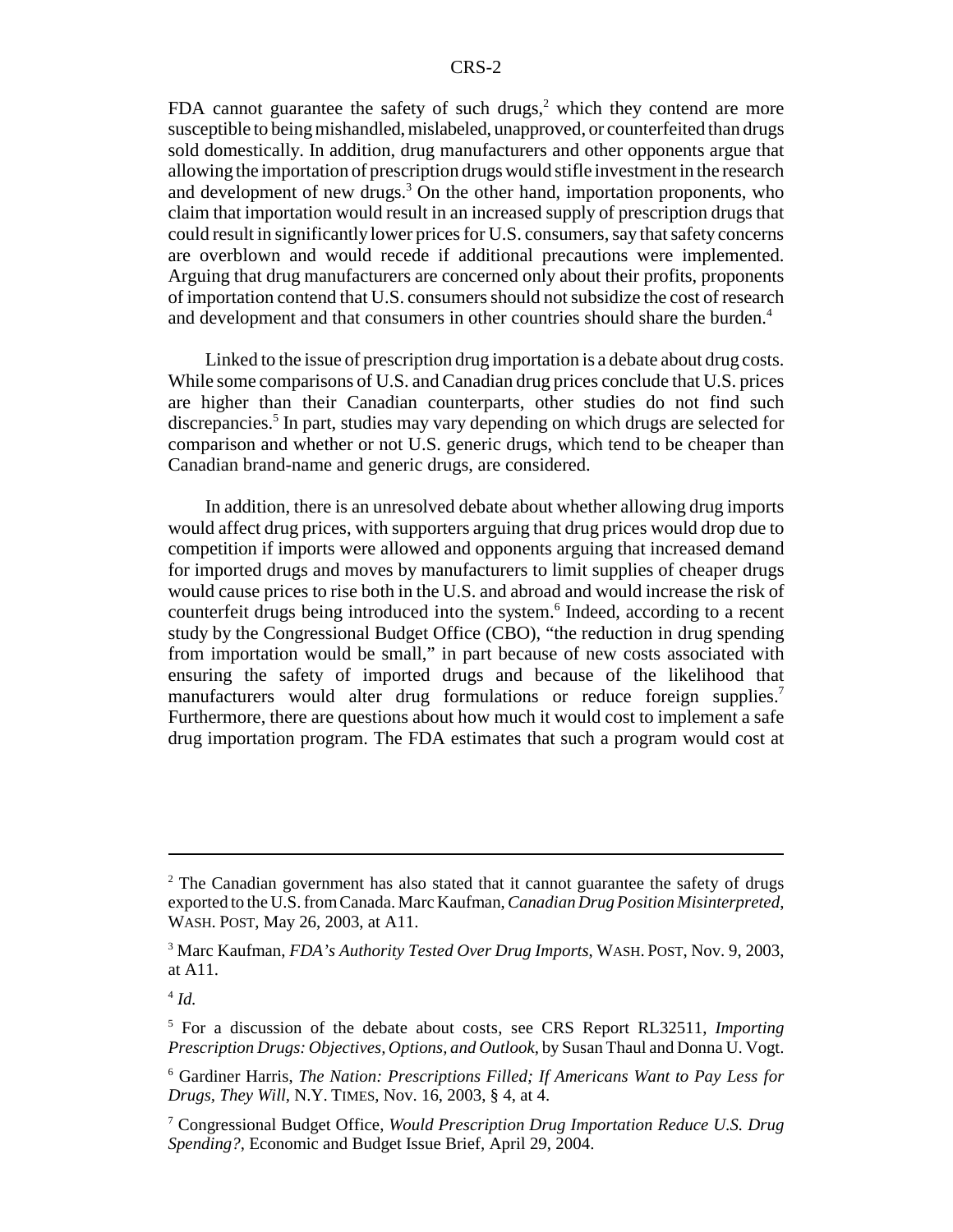FDA cannot guarantee the safety of such drugs,[2] which they contend are more susceptible to being mishandled, mislabeled, unapproved, or counterfeited than drugs sold domestically. In addition, drug manufacturers and other opponents argue that allowing the importation of prescription drugs would stifle investment in the research and development of new drugs.[3] On the other hand, importation proponents, who claim that importation would result in an increased supply of prescription drugs that could result in significantly lower prices for U.S. consumers, say that safety concerns are overblown and would recede if additional precautions were implemented. Arguing that drug manufacturers are concerned only about their profits, proponents of importation contend that U.S. consumers should not subsidize the cost of research and development and that consumers in other countries should share the burden.[4]

Linked to the issue of prescription drug importation is a debate about drug costs. While some comparisons of U.S. and Canadian drug prices conclude that U.S. prices are higher than their Canadian counterparts, other studies do not find such discrepancies.[5] In part, studies may vary depending on which drugs are selected for comparison and whether or not U.S. generic drugs, which tend to be cheaper than Canadian brand-name and generic drugs, are considered.

In addition, there is an unresolved debate about whether allowing drug imports would affect drug prices, with supporters arguing that drug prices would drop due to competition if imports were allowed and opponents arguing that increased demand for imported drugs and moves by manufacturers to limit supplies of cheaper drugs would cause prices to rise both in the U.S. and abroad and would increase the risk of counterfeit drugs being introduced into the system.[6] Indeed, according to a recent study by the Congressional Budget Office (CBO), "the reduction in drug spending from importation would be small," in part because of new costs associated with ensuring the safety of imported drugs and because of the likelihood that manufacturers would alter drug formulations or reduce foreign supplies.[7] Furthermore, there are questions about how much it would cost to implement a safe drug importation program. The FDA estimates that such a program would cost at

---

[2] The Canadian government has also stated that it cannot guarantee the safety of drugs exported to the U.S. from Canada. Marc Kaufman, *Canadian Drug Position Misinterpreted*, WASH. POST, May 26, 2003, at A11.

[3] Marc Kaufman, *FDA's Authority Tested Over Drug Imports*, WASH. POST, Nov. 9, 2003, at A11.

[4] *Id.*

[5] For a discussion of the debate about costs, see CRS Report RL32511, *Importing Prescription Drugs: Objectives, Options, and Outlook*, by Susan Thaul and Donna U. Vogt.

[6] Gardiner Harris, *The Nation: Prescriptions Filled; If Americans Want to Pay Less for Drugs, They Will*, N.Y. TIMES, Nov. 16, 2003, § 4, at 4.

[7] Congressional Budget Office, *Would Prescription Drug Importation Reduce U.S. Drug Spending?*, Economic and Budget Issue Brief, April 29, 2004.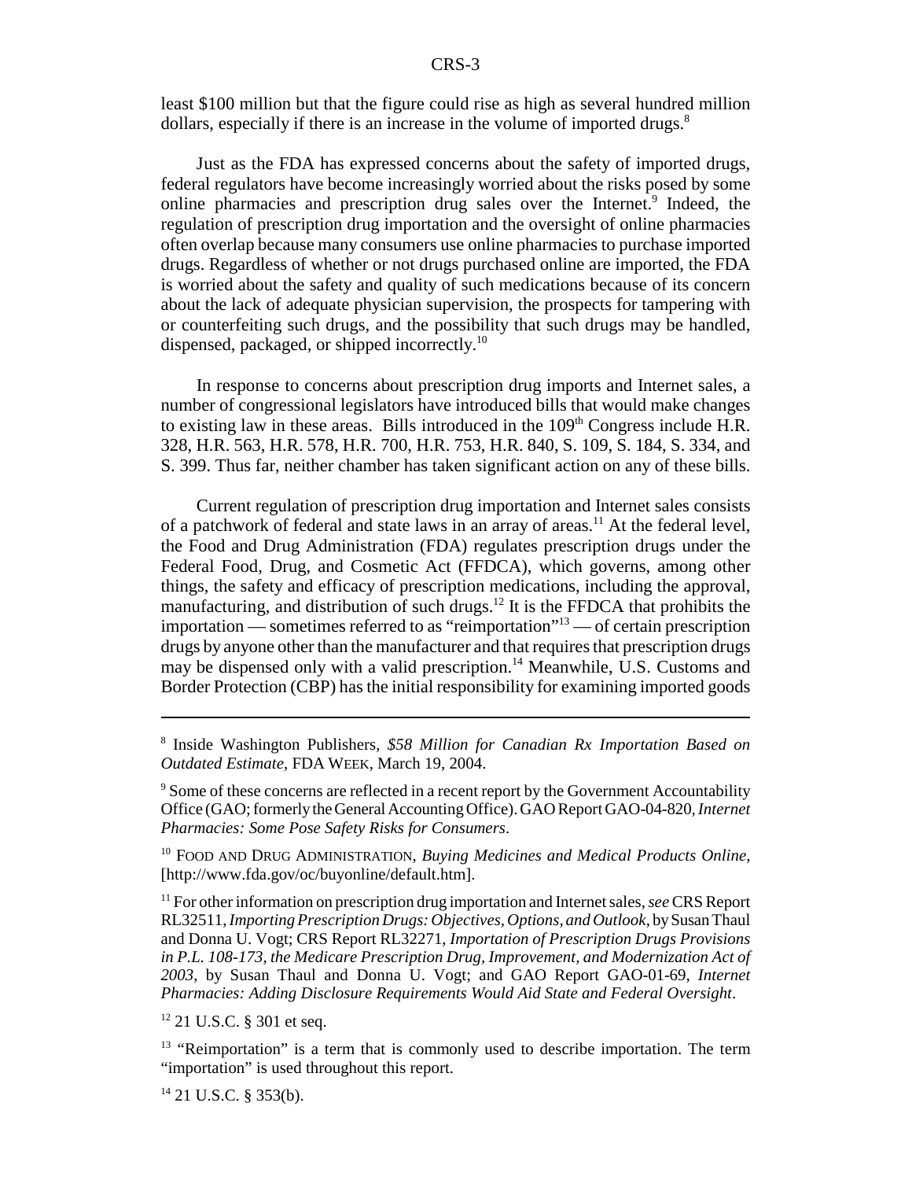least $100 million but that the figure could rise as high as several hundred million dollars, especially if there is an increase in the volume of imported drugs.[8]

Just as the FDA has expressed concerns about the safety of imported drugs, federal regulators have become increasingly worried about the risks posed by some online pharmacies and prescription drug sales over the Internet.[9] Indeed, the regulation of prescription drug importation and the oversight of online pharmacies often overlap because many consumers use online pharmacies to purchase imported drugs. Regardless of whether or not drugs purchased online are imported, the FDA is worried about the safety and quality of such medications because of its concern about the lack of adequate physician supervision, the prospects for tampering with or counterfeiting such drugs, and the possibility that such drugs may be handled, dispensed, packaged, or shipped incorrectly.[10]

In response to concerns about prescription drug imports and Internet sales, a number of congressional legislators have introduced bills that would make changes to existing law in these areas. Bills introduced in the 109th Congress include H.R. 328, H.R. 563, H.R. 578, H.R. 700, H.R. 753, H.R. 840, S. 109, S. 184, S. 334, and S. 399. Thus far, neither chamber has taken significant action on any of these bills.

Current regulation of prescription drug importation and Internet sales consists of a patchwork of federal and state laws in an array of areas.[11] At the federal level, the Food and Drug Administration (FDA) regulates prescription drugs under the Federal Food, Drug, and Cosmetic Act (FFDCA), which governs, among other things, the safety and efficacy of prescription medications, including the approval, manufacturing, and distribution of such drugs.[12] It is the FFDCA that prohibits the importation — sometimes referred to as "reimportation"[13] — of certain prescription drugs by anyone other than the manufacturer and that requires that prescription drugs may be dispensed only with a valid prescription.[14] Meanwhile, U.S. Customs and Border Protection (CBP) has the initial responsibility for examining imported goods

---

[8] Inside Washington Publishers, *$58 Million for Canadian Rx Importation Based on Outdated Estimate*, FDA WEEK, March 19, 2004.

[9] Some of these concerns are reflected in a recent report by the Government Accountability Office (GAO; formerly the General Accounting Office). GAO Report GAO-04-820, *Internet Pharmacies: Some Pose Safety Risks for Consumers*.

[10] FOOD AND DRUG ADMINISTRATION, *Buying Medicines and Medical Products Online*, [http://www.fda.gov/oc/buyonline/default.htm].

[11] For other information on prescription drug importation and Internet sales, *see* CRS Report RL32511, *Importing Prescription Drugs: Objectives, Options, and Outlook*, by Susan Thaul and Donna U. Vogt; CRS Report RL32271, *Importation of Prescription Drugs Provisions in P.L. 108-173, the Medicare Prescription Drug, Improvement, and Modernization Act of 2003*, by Susan Thaul and Donna U. Vogt; and GAO Report GAO-01-69, *Internet Pharmacies: Adding Disclosure Requirements Would Aid State and Federal Oversight*.

[12] 21 U.S.C. § 301 et seq.

[13] "Reimportation" is a term that is commonly used to describe importation. The term "importation" is used throughout this report.

[14] 21 U.S.C. § 353(b).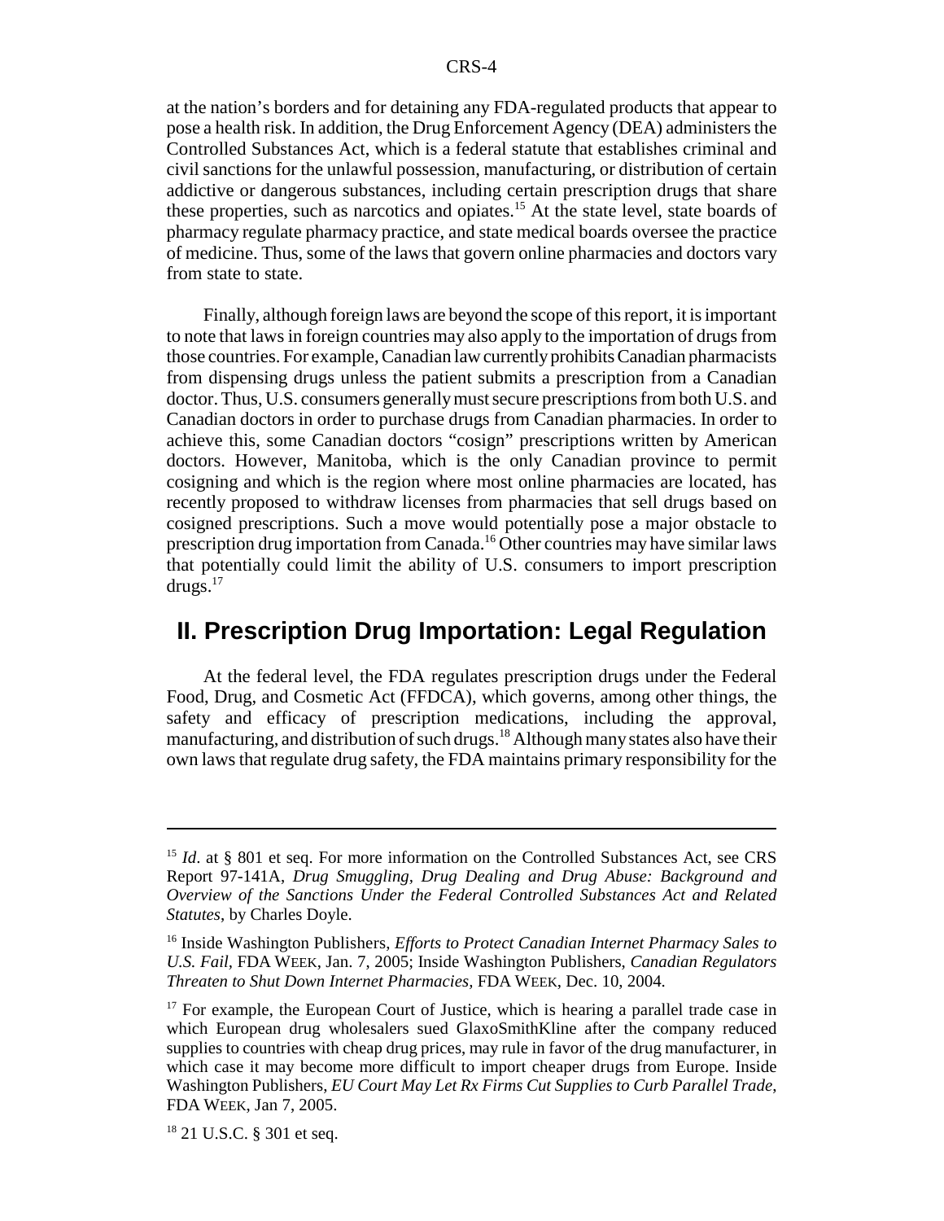at the nation's borders and for detaining any FDA-regulated products that appear to pose a health risk. In addition, the Drug Enforcement Agency (DEA) administers the Controlled Substances Act, which is a federal statute that establishes criminal and civil sanctions for the unlawful possession, manufacturing, or distribution of certain addictive or dangerous substances, including certain prescription drugs that share these properties, such as narcotics and opiates.[15] At the state level, state boards of pharmacy regulate pharmacy practice, and state medical boards oversee the practice of medicine. Thus, some of the laws that govern online pharmacies and doctors vary from state to state.

Finally, although foreign laws are beyond the scope of this report, it is important to note that laws in foreign countries may also apply to the importation of drugs from those countries. For example, Canadian law currently prohibits Canadian pharmacists from dispensing drugs unless the patient submits a prescription from a Canadian doctor. Thus, U.S. consumers generally must secure prescriptions from both U.S. and Canadian doctors in order to purchase drugs from Canadian pharmacies. In order to achieve this, some Canadian doctors "cosign" prescriptions written by American doctors. However, Manitoba, which is the only Canadian province to permit cosigning and which is the region where most online pharmacies are located, has recently proposed to withdraw licenses from pharmacies that sell drugs based on cosigned prescriptions. Such a move would potentially pose a major obstacle to prescription drug importation from Canada.[16] Other countries may have similar laws that potentially could limit the ability of U.S. consumers to import prescription drugs.[17]

## II. Prescription Drug Importation: Legal Regulation

At the federal level, the FDA regulates prescription drugs under the Federal Food, Drug, and Cosmetic Act (FFDCA), which governs, among other things, the safety and efficacy of prescription medications, including the approval, manufacturing, and distribution of such drugs.[18] Although many states also have their own laws that regulate drug safety, the FDA maintains primary responsibility for the

---

[15] *Id*. at § 801 et seq. For more information on the Controlled Substances Act, see CRS Report 97-141A, *Drug Smuggling, Drug Dealing and Drug Abuse: Background and Overview of the Sanctions Under the Federal Controlled Substances Act and Related Statutes*, by Charles Doyle.

[16] Inside Washington Publishers, *Efforts to Protect Canadian Internet Pharmacy Sales to U.S. Fail*, FDA WEEK, Jan. 7, 2005; Inside Washington Publishers, *Canadian Regulators Threaten to Shut Down Internet Pharmacies*, FDA WEEK, Dec. 10, 2004.

[17] For example, the European Court of Justice, which is hearing a parallel trade case in which European drug wholesalers sued GlaxoSmithKline after the company reduced supplies to countries with cheap drug prices, may rule in favor of the drug manufacturer, in which case it may become more difficult to import cheaper drugs from Europe. Inside Washington Publishers, *EU Court May Let Rx Firms Cut Supplies to Curb Parallel Trade*, FDA WEEK, Jan 7, 2005.

[18] 21 U.S.C. § 301 et seq.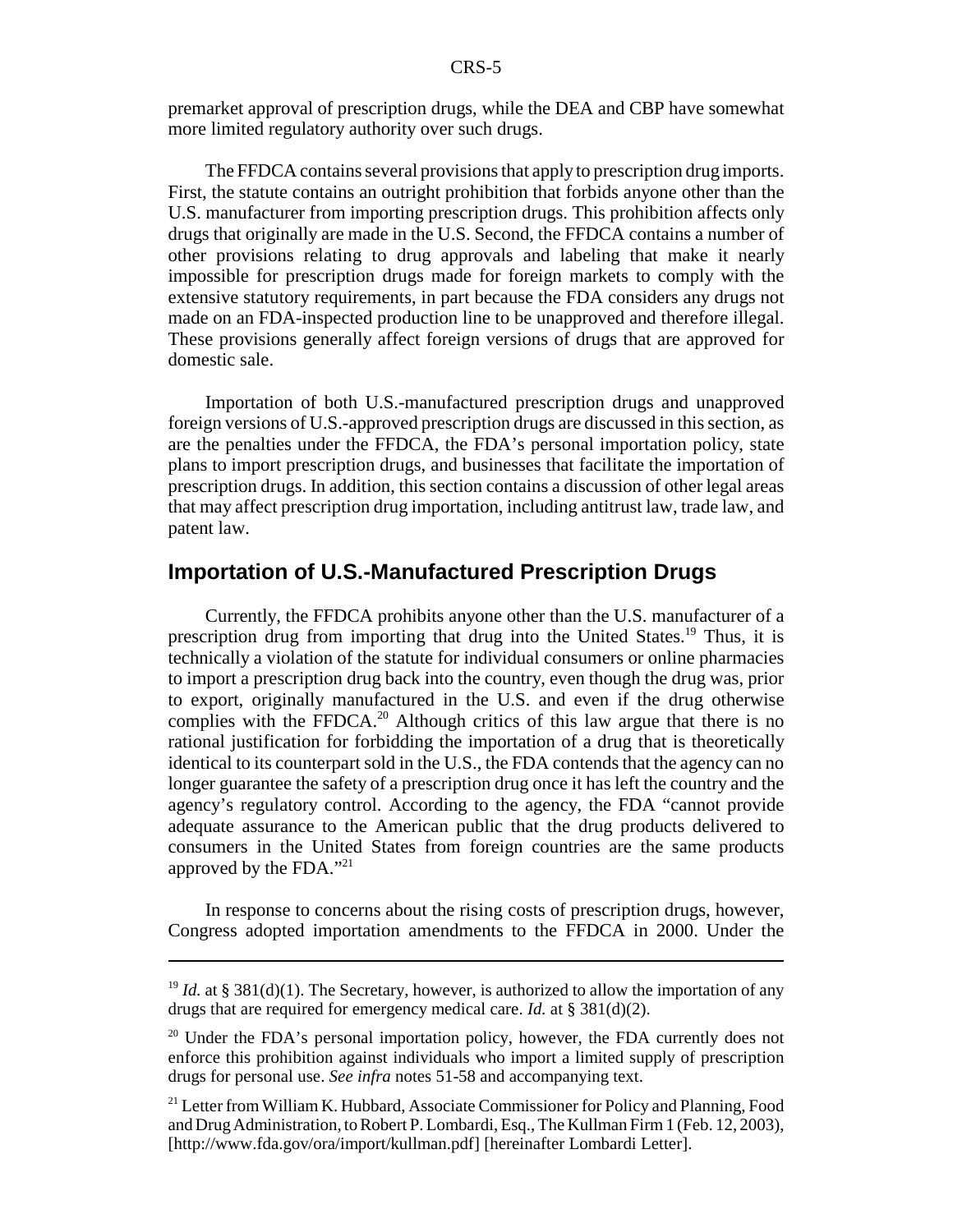premarket approval of prescription drugs, while the DEA and CBP have somewhat more limited regulatory authority over such drugs.

The FFDCA contains several provisions that apply to prescription drug imports. First, the statute contains an outright prohibition that forbids anyone other than the U.S. manufacturer from importing prescription drugs. This prohibition affects only drugs that originally are made in the U.S. Second, the FFDCA contains a number of other provisions relating to drug approvals and labeling that make it nearly impossible for prescription drugs made for foreign markets to comply with the extensive statutory requirements, in part because the FDA considers any drugs not made on an FDA-inspected production line to be unapproved and therefore illegal. These provisions generally affect foreign versions of drugs that are approved for domestic sale.

Importation of both U.S.-manufactured prescription drugs and unapproved foreign versions of U.S.-approved prescription drugs are discussed in this section, as are the penalties under the FFDCA, the FDA's personal importation policy, state plans to import prescription drugs, and businesses that facilitate the importation of prescription drugs. In addition, this section contains a discussion of other legal areas that may affect prescription drug importation, including antitrust law, trade law, and patent law.

## Importation of U.S.-Manufactured Prescription Drugs

Currently, the FFDCA prohibits anyone other than the U.S. manufacturer of a prescription drug from importing that drug into the United States.[19] Thus, it is technically a violation of the statute for individual consumers or online pharmacies to import a prescription drug back into the country, even though the drug was, prior to export, originally manufactured in the U.S. and even if the drug otherwise complies with the FFDCA.[20] Although critics of this law argue that there is no rational justification for forbidding the importation of a drug that is theoretically identical to its counterpart sold in the U.S., the FDA contends that the agency can no longer guarantee the safety of a prescription drug once it has left the country and the agency's regulatory control. According to the agency, the FDA "cannot provide adequate assurance to the American public that the drug products delivered to consumers in the United States from foreign countries are the same products approved by the FDA."[21]

In response to concerns about the rising costs of prescription drugs, however, Congress adopted importation amendments to the FFDCA in 2000. Under the

---

[19] *Id.* at § 381(d)(1). The Secretary, however, is authorized to allow the importation of any drugs that are required for emergency medical care. *Id.* at § 381(d)(2).

[20] Under the FDA's personal importation policy, however, the FDA currently does not enforce this prohibition against individuals who import a limited supply of prescription drugs for personal use. *See infra* notes 51-58 and accompanying text.

[21] Letter from William K. Hubbard, Associate Commissioner for Policy and Planning, Food and Drug Administration, to Robert P. Lombardi, Esq., The Kullman Firm 1 (Feb. 12, 2003), [http://www.fda.gov/ora/import/kullman.pdf] [hereinafter Lombardi Letter].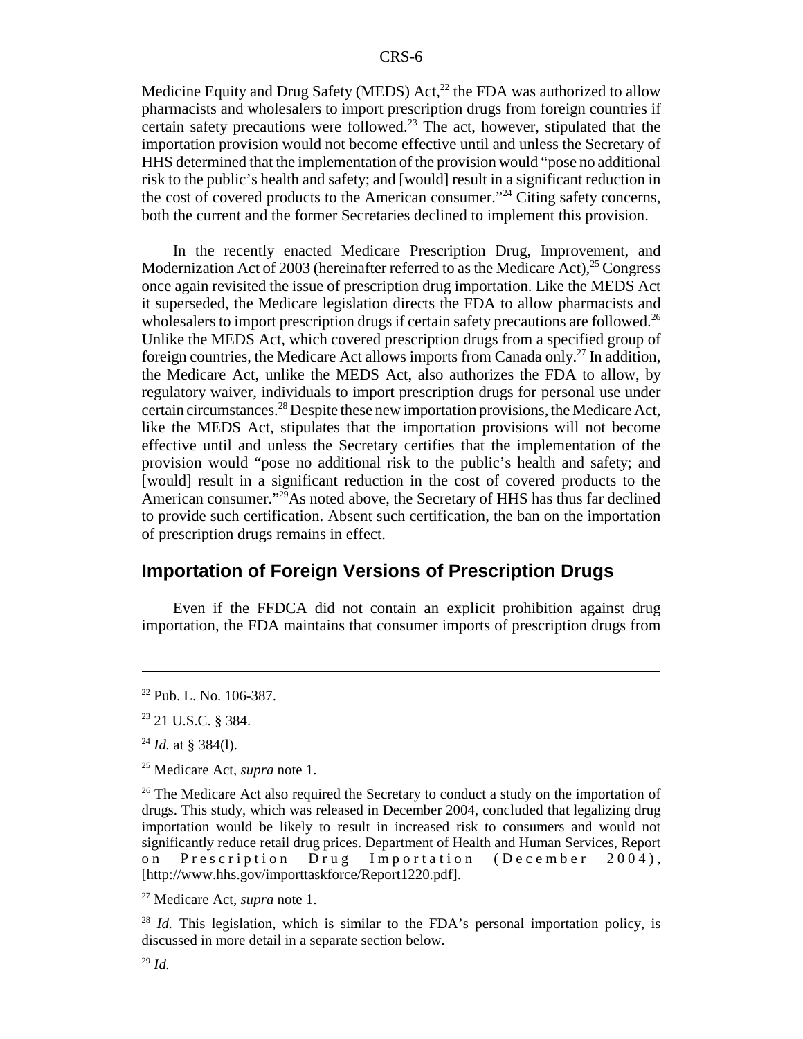Medicine Equity and Drug Safety (MEDS) Act,[22] the FDA was authorized to allow pharmacists and wholesalers to import prescription drugs from foreign countries if certain safety precautions were followed.[23] The act, however, stipulated that the importation provision would not become effective until and unless the Secretary of HHS determined that the implementation of the provision would "pose no additional risk to the public's health and safety; and [would] result in a significant reduction in the cost of covered products to the American consumer."[24] Citing safety concerns, both the current and the former Secretaries declined to implement this provision.

In the recently enacted Medicare Prescription Drug, Improvement, and Modernization Act of 2003 (hereinafter referred to as the Medicare Act),[25] Congress once again revisited the issue of prescription drug importation. Like the MEDS Act it superseded, the Medicare legislation directs the FDA to allow pharmacists and wholesalers to import prescription drugs if certain safety precautions are followed.[26] Unlike the MEDS Act, which covered prescription drugs from a specified group of foreign countries, the Medicare Act allows imports from Canada only.[27] In addition, the Medicare Act, unlike the MEDS Act, also authorizes the FDA to allow, by regulatory waiver, individuals to import prescription drugs for personal use under certain circumstances.[28] Despite these new importation provisions, the Medicare Act, like the MEDS Act, stipulates that the importation provisions will not become effective until and unless the Secretary certifies that the implementation of the provision would "pose no additional risk to the public's health and safety; and [would] result in a significant reduction in the cost of covered products to the American consumer."[29]As noted above, the Secretary of HHS has thus far declined to provide such certification. Absent such certification, the ban on the importation of prescription drugs remains in effect.

## Importation of Foreign Versions of Prescription Drugs

Even if the FFDCA did not contain an explicit prohibition against drug importation, the FDA maintains that consumer imports of prescription drugs from

---

[22] Pub. L. No. 106-387.

[23] 21 U.S.C. § 384.

[24] *Id.* at § 384(l).

[25] Medicare Act, *supra* note 1.

[26] The Medicare Act also required the Secretary to conduct a study on the importation of drugs. This study, which was released in December 2004, concluded that legalizing drug importation would be likely to result in increased risk to consumers and would not significantly reduce retail drug prices. Department of Health and Human Services, Report on Prescription Drug Importation (December 2004), [http://www.hhs.gov/importtaskforce/Report1220.pdf].

[27] Medicare Act, *supra* note 1.

[28] *Id.* This legislation, which is similar to the FDA's personal importation policy, is discussed in more detail in a separate section below.

[29] *Id.*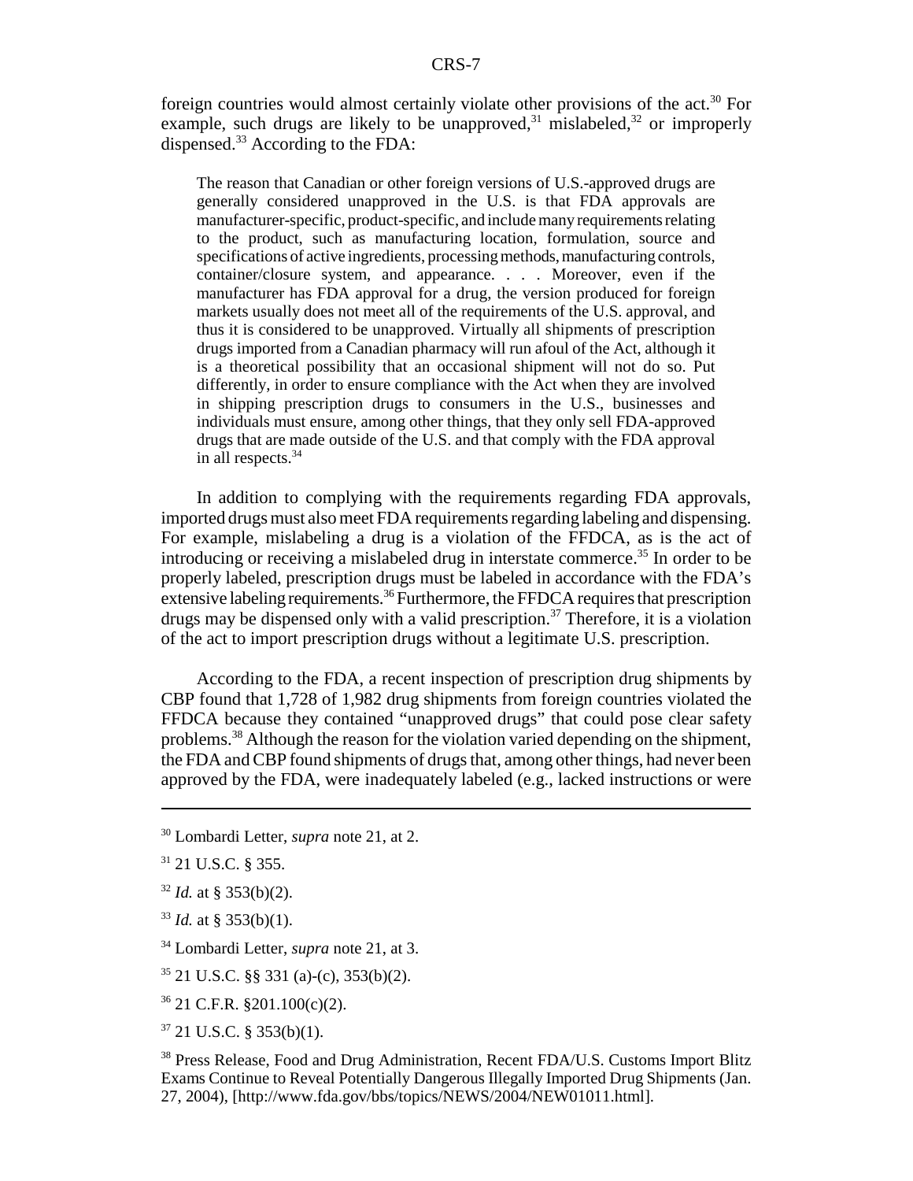foreign countries would almost certainly violate other provisions of the act.[30] For example, such drugs are likely to be unapproved,[31] mislabeled,[32] or improperly dispensed.[33] According to the FDA:

> The reason that Canadian or other foreign versions of U.S.-approved drugs are generally considered unapproved in the U.S. is that FDA approvals are manufacturer-specific, product-specific, and include many requirements relating to the product, such as manufacturing location, formulation, source and specifications of active ingredients, processing methods, manufacturing controls, container/closure system, and appearance. . . . Moreover, even if the manufacturer has FDA approval for a drug, the version produced for foreign markets usually does not meet all of the requirements of the U.S. approval, and thus it is considered to be unapproved. Virtually all shipments of prescription drugs imported from a Canadian pharmacy will run afoul of the Act, although it is a theoretical possibility that an occasional shipment will not do so. Put differently, in order to ensure compliance with the Act when they are involved in shipping prescription drugs to consumers in the U.S., businesses and individuals must ensure, among other things, that they only sell FDA-approved drugs that are made outside of the U.S. and that comply with the FDA approval in all respects.[34]

In addition to complying with the requirements regarding FDA approvals, imported drugs must also meet FDA requirements regarding labeling and dispensing. For example, mislabeling a drug is a violation of the FFDCA, as is the act of introducing or receiving a mislabeled drug in interstate commerce.[35] In order to be properly labeled, prescription drugs must be labeled in accordance with the FDA's extensive labeling requirements.[36] Furthermore, the FFDCA requires that prescription drugs may be dispensed only with a valid prescription.[37] Therefore, it is a violation of the act to import prescription drugs without a legitimate U.S. prescription.

According to the FDA, a recent inspection of prescription drug shipments by CBP found that 1,728 of 1,982 drug shipments from foreign countries violated the FFDCA because they contained "unapproved drugs" that could pose clear safety problems.[38] Although the reason for the violation varied depending on the shipment, the FDA and CBP found shipments of drugs that, among other things, had never been approved by the FDA, were inadequately labeled (e.g., lacked instructions or were

---

[30] Lombardi Letter, *supra* note 21, at 2.

[31] 21 U.S.C. § 355.

[32] *Id.* at § 353(b)(2).

[33] *Id.* at § 353(b)(1).

[34] Lombardi Letter, *supra* note 21, at 3.

[35] 21 U.S.C. §§ 331 (a)-(c), 353(b)(2).

[36] 21 C.F.R. §201.100(c)(2).

[37] 21 U.S.C. § 353(b)(1).

[38] Press Release, Food and Drug Administration, Recent FDA/U.S. Customs Import Blitz Exams Continue to Reveal Potentially Dangerous Illegally Imported Drug Shipments (Jan. 27, 2004), [http://www.fda.gov/bbs/topics/NEWS/2004/NEW01011.html].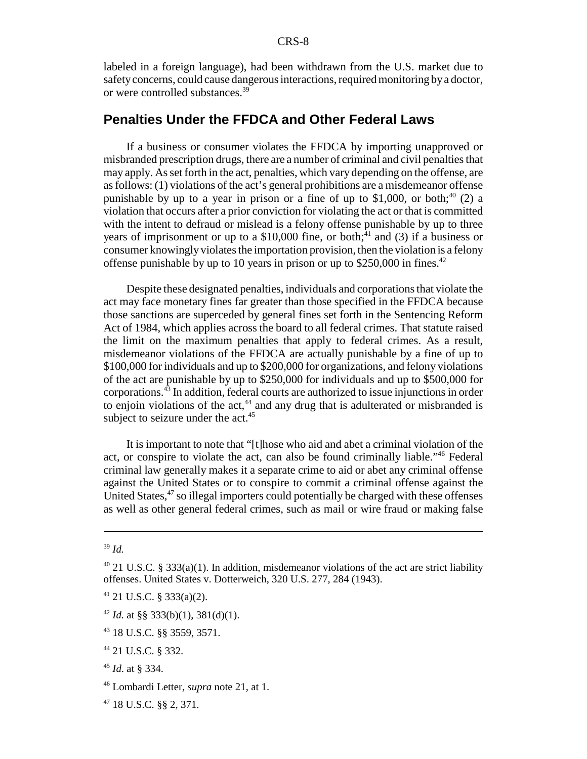labeled in a foreign language), had been withdrawn from the U.S. market due to safety concerns, could cause dangerous interactions, required monitoring by a doctor, or were controlled substances.[39]

## Penalties Under the FFDCA and Other Federal Laws

If a business or consumer violates the FFDCA by importing unapproved or misbranded prescription drugs, there are a number of criminal and civil penalties that may apply. As set forth in the act, penalties, which vary depending on the offense, are as follows: (1) violations of the act's general prohibitions are a misdemeanor offense punishable by up to a year in prison or a fine of up to $1,000, or both;[40] (2) a violation that occurs after a prior conviction for violating the act or that is committed with the intent to defraud or mislead is a felony offense punishable by up to three years of imprisonment or up to a $10,000 fine, or both;[41] and (3) if a business or consumer knowingly violates the importation provision, then the violation is a felony offense punishable by up to 10 years in prison or up to $250,000 in fines.[42]

Despite these designated penalties, individuals and corporations that violate the act may face monetary fines far greater than those specified in the FFDCA because those sanctions are superceded by general fines set forth in the Sentencing Reform Act of 1984, which applies across the board to all federal crimes. That statute raised the limit on the maximum penalties that apply to federal crimes. As a result, misdemeanor violations of the FFDCA are actually punishable by a fine of up to $100,000 for individuals and up to $200,000 for organizations, and felony violations of the act are punishable by up to $250,000 for individuals and up to $500,000 for corporations.[43] In addition, federal courts are authorized to issue injunctions in order to enjoin violations of the act,[44] and any drug that is adulterated or misbranded is subject to seizure under the act.[45]

It is important to note that "[t]hose who aid and abet a criminal violation of the act, or conspire to violate the act, can also be found criminally liable."[46] Federal criminal law generally makes it a separate crime to aid or abet any criminal offense against the United States or to conspire to commit a criminal offense against the United States,[47] so illegal importers could potentially be charged with these offenses as well as other general federal crimes, such as mail or wire fraud or making false

---

[39] *Id.*

[40] 21 U.S.C. § 333(a)(1). In addition, misdemeanor violations of the act are strict liability offenses. United States v. Dotterweich, 320 U.S. 277, 284 (1943).

[41] 21 U.S.C. § 333(a)(2).

[42] *Id.* at §§ 333(b)(1), 381(d)(1).

[43] 18 U.S.C. §§ 3559, 3571.

[44] 21 U.S.C. § 332.

[45] *Id.* at § 334.

[46] Lombardi Letter, *supra* note 21, at 1.

[47] 18 U.S.C. §§ 2, 371.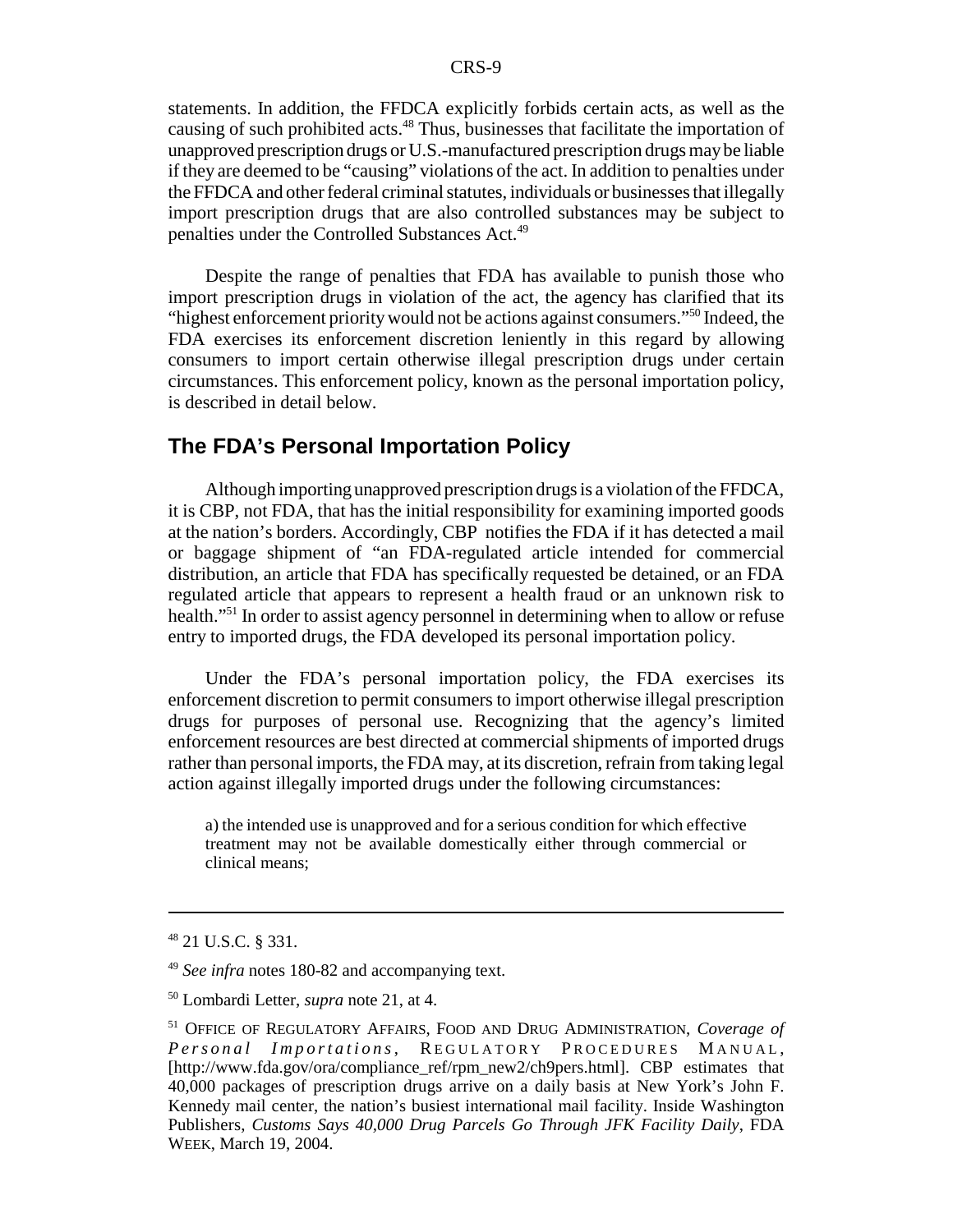statements. In addition, the FFDCA explicitly forbids certain acts, as well as the causing of such prohibited acts.[48] Thus, businesses that facilitate the importation of unapproved prescription drugs or U.S.-manufactured prescription drugs may be liable if they are deemed to be "causing" violations of the act. In addition to penalties under the FFDCA and other federal criminal statutes, individuals or businesses that illegally import prescription drugs that are also controlled substances may be subject to penalties under the Controlled Substances Act.[49]

Despite the range of penalties that FDA has available to punish those who import prescription drugs in violation of the act, the agency has clarified that its "highest enforcement priority would not be actions against consumers."[50] Indeed, the FDA exercises its enforcement discretion leniently in this regard by allowing consumers to import certain otherwise illegal prescription drugs under certain circumstances. This enforcement policy, known as the personal importation policy, is described in detail below.

## The FDA's Personal Importation Policy

Although importing unapproved prescription drugs is a violation of the FFDCA, it is CBP, not FDA, that has the initial responsibility for examining imported goods at the nation's borders. Accordingly, CBP notifies the FDA if it has detected a mail or baggage shipment of "an FDA-regulated article intended for commercial distribution, an article that FDA has specifically requested be detained, or an FDA regulated article that appears to represent a health fraud or an unknown risk to health."[51] In order to assist agency personnel in determining when to allow or refuse entry to imported drugs, the FDA developed its personal importation policy.

Under the FDA's personal importation policy, the FDA exercises its enforcement discretion to permit consumers to import otherwise illegal prescription drugs for purposes of personal use. Recognizing that the agency's limited enforcement resources are best directed at commercial shipments of imported drugs rather than personal imports, the FDA may, at its discretion, refrain from taking legal action against illegally imported drugs under the following circumstances:

> a) the intended use is unapproved and for a serious condition for which effective treatment may not be available domestically either through commercial or clinical means;

---

[48] 21 U.S.C. § 331.

[49] *See infra* notes 180-82 and accompanying text.

[50] Lombardi Letter, *supra* note 21, at 4.

[51] OFFICE OF REGULATORY AFFAIRS, FOOD AND DRUG ADMINISTRATION, *Coverage of Personal Importations*, REGULATORY PROCEDURES MANUAL, [http://www.fda.gov/ora/compliance_ref/rpm_new2/ch9pers.html]. CBP estimates that 40,000 packages of prescription drugs arrive on a daily basis at New York's John F. Kennedy mail center, the nation's busiest international mail facility. Inside Washington Publishers, *Customs Says 40,000 Drug Parcels Go Through JFK Facility Daily*, FDA WEEK, March 19, 2004.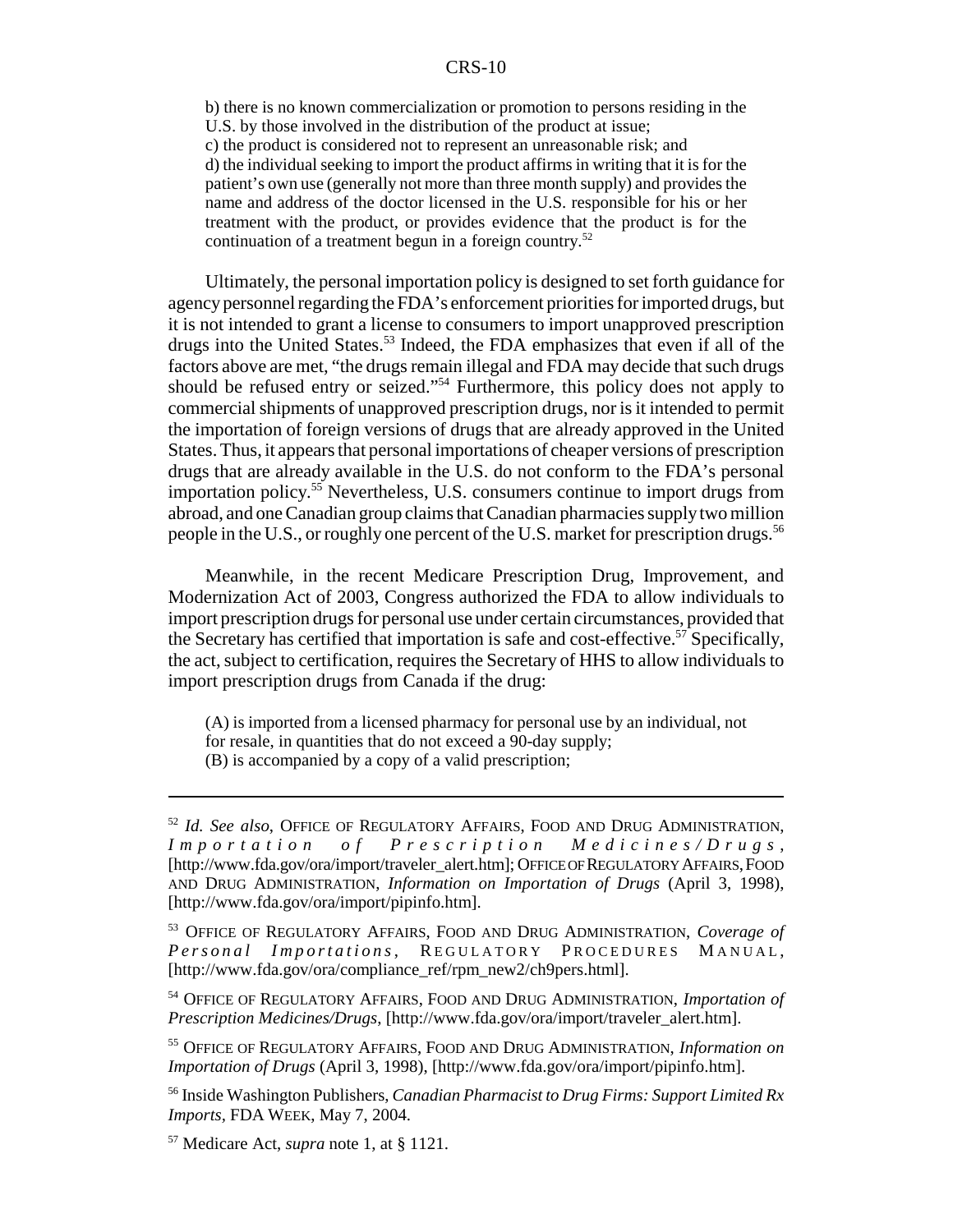b) there is no known commercialization or promotion to persons residing in the U.S. by those involved in the distribution of the product at issue;
c) the product is considered not to represent an unreasonable risk; and
d) the individual seeking to import the product affirms in writing that it is for the patient's own use (generally not more than three month supply) and provides the name and address of the doctor licensed in the U.S. responsible for his or her treatment with the product, or provides evidence that the product is for the continuation of a treatment begun in a foreign country.[52]

Ultimately, the personal importation policy is designed to set forth guidance for agency personnel regarding the FDA's enforcement priorities for imported drugs, but it is not intended to grant a license to consumers to import unapproved prescription drugs into the United States.[53] Indeed, the FDA emphasizes that even if all of the factors above are met, "the drugs remain illegal and FDA may decide that such drugs should be refused entry or seized."[54] Furthermore, this policy does not apply to commercial shipments of unapproved prescription drugs, nor is it intended to permit the importation of foreign versions of drugs that are already approved in the United States. Thus, it appears that personal importations of cheaper versions of prescription drugs that are already available in the U.S. do not conform to the FDA's personal importation policy.[55] Nevertheless, U.S. consumers continue to import drugs from abroad, and one Canadian group claims that Canadian pharmacies supply two million people in the U.S., or roughly one percent of the U.S. market for prescription drugs.[56]

Meanwhile, in the recent Medicare Prescription Drug, Improvement, and Modernization Act of 2003, Congress authorized the FDA to allow individuals to import prescription drugs for personal use under certain circumstances, provided that the Secretary has certified that importation is safe and cost-effective.[57] Specifically, the act, subject to certification, requires the Secretary of HHS to allow individuals to import prescription drugs from Canada if the drug:

(A) is imported from a licensed pharmacy for personal use by an individual, not for resale, in quantities that do not exceed a 90-day supply;
(B) is accompanied by a copy of a valid prescription;

---

[52] *Id. See also*, Office of Regulatory Affairs, Food and Drug Administration, *Importation of Prescription Medicines/Drugs*, [http://www.fda.gov/ora/import/traveler_alert.htm]; Office of Regulatory Affairs, Food and Drug Administration, *Information on Importation of Drugs* (April 3, 1998), [http://www.fda.gov/ora/import/pipinfo.htm].

[53] Office of Regulatory Affairs, Food and Drug Administration, *Coverage of Personal Importations*, Regulatory Procedures Manual, [http://www.fda.gov/ora/compliance_ref/rpm_new2/ch9pers.html].

[54] Office of Regulatory Affairs, Food and Drug Administration, *Importation of Prescription Medicines/Drugs*, [http://www.fda.gov/ora/import/traveler_alert.htm].

[55] Office of Regulatory Affairs, Food and Drug Administration, *Information on Importation of Drugs* (April 3, 1998), [http://www.fda.gov/ora/import/pipinfo.htm].

[56] Inside Washington Publishers, *Canadian Pharmacist to Drug Firms: Support Limited Rx Imports*, FDA Week, May 7, 2004.

[57] Medicare Act, *supra* note 1, at § 1121.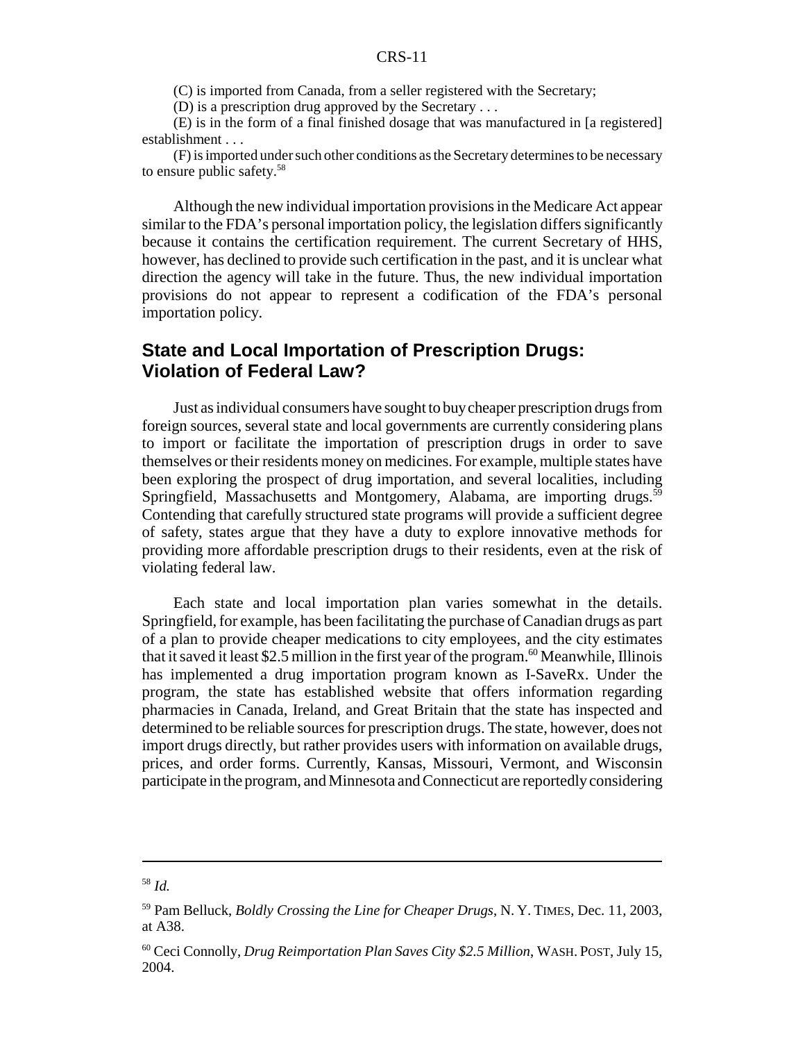(C) is imported from Canada, from a seller registered with the Secretary;

(D) is a prescription drug approved by the Secretary . . .

(E) is in the form of a final finished dosage that was manufactured in [a registered] establishment . . .

(F) is imported under such other conditions as the Secretary determines to be necessary to ensure public safety.[58]

Although the new individual importation provisions in the Medicare Act appear similar to the FDA's personal importation policy, the legislation differs significantly because it contains the certification requirement. The current Secretary of HHS, however, has declined to provide such certification in the past, and it is unclear what direction the agency will take in the future. Thus, the new individual importation provisions do not appear to represent a codification of the FDA's personal importation policy.

## State and Local Importation of Prescription Drugs: Violation of Federal Law?

Just as individual consumers have sought to buy cheaper prescription drugs from foreign sources, several state and local governments are currently considering plans to import or facilitate the importation of prescription drugs in order to save themselves or their residents money on medicines. For example, multiple states have been exploring the prospect of drug importation, and several localities, including Springfield, Massachusetts and Montgomery, Alabama, are importing drugs.[59] Contending that carefully structured state programs will provide a sufficient degree of safety, states argue that they have a duty to explore innovative methods for providing more affordable prescription drugs to their residents, even at the risk of violating federal law.

Each state and local importation plan varies somewhat in the details. Springfield, for example, has been facilitating the purchase of Canadian drugs as part of a plan to provide cheaper medications to city employees, and the city estimates that it saved it least \$2.5 million in the first year of the program.[60] Meanwhile, Illinois has implemented a drug importation program known as I-SaveRx. Under the program, the state has established website that offers information regarding pharmacies in Canada, Ireland, and Great Britain that the state has inspected and determined to be reliable sources for prescription drugs. The state, however, does not import drugs directly, but rather provides users with information on available drugs, prices, and order forms. Currently, Kansas, Missouri, Vermont, and Wisconsin participate in the program, and Minnesota and Connecticut are reportedly considering

---

[58] *Id.*

[59] Pam Belluck, *Boldly Crossing the Line for Cheaper Drugs*, N. Y. TIMES, Dec. 11, 2003, at A38.

[60] Ceci Connolly, *Drug Reimportation Plan Saves City \$2.5 Million*, WASH. POST, July 15, 2004.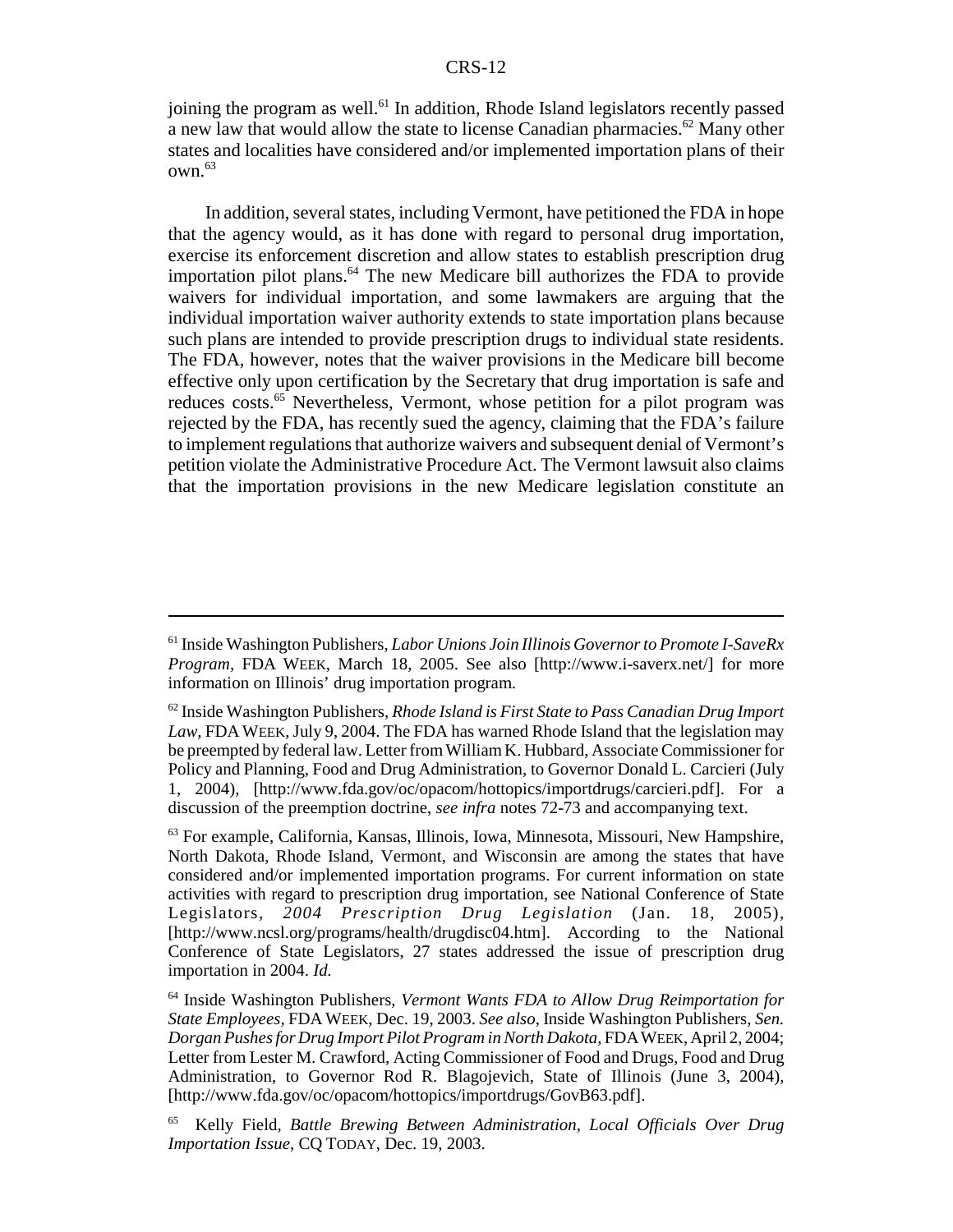joining the program as well.[61] In addition, Rhode Island legislators recently passed a new law that would allow the state to license Canadian pharmacies.[62] Many other states and localities have considered and/or implemented importation plans of their own.[63]

In addition, several states, including Vermont, have petitioned the FDA in hope that the agency would, as it has done with regard to personal drug importation, exercise its enforcement discretion and allow states to establish prescription drug importation pilot plans.[64] The new Medicare bill authorizes the FDA to provide waivers for individual importation, and some lawmakers are arguing that the individual importation waiver authority extends to state importation plans because such plans are intended to provide prescription drugs to individual state residents. The FDA, however, notes that the waiver provisions in the Medicare bill become effective only upon certification by the Secretary that drug importation is safe and reduces costs.[65] Nevertheless, Vermont, whose petition for a pilot program was rejected by the FDA, has recently sued the agency, claiming that the FDA's failure to implement regulations that authorize waivers and subsequent denial of Vermont's petition violate the Administrative Procedure Act. The Vermont lawsuit also claims that the importation provisions in the new Medicare legislation constitute an

---

[61] Inside Washington Publishers, *Labor Unions Join Illinois Governor to Promote I-SaveRx Program*, FDA WEEK, March 18, 2005. See also [http://www.i-saverx.net/] for more information on Illinois' drug importation program.

[62] Inside Washington Publishers, *Rhode Island is First State to Pass Canadian Drug Import Law*, FDA WEEK, July 9, 2004. The FDA has warned Rhode Island that the legislation may be preempted by federal law. Letter from William K. Hubbard, Associate Commissioner for Policy and Planning, Food and Drug Administration, to Governor Donald L. Carcieri (July 1, 2004), [http://www.fda.gov/oc/opacom/hottopics/importdrugs/carcieri.pdf]. For a discussion of the preemption doctrine, *see infra* notes 72-73 and accompanying text.

[63] For example, California, Kansas, Illinois, Iowa, Minnesota, Missouri, New Hampshire, North Dakota, Rhode Island, Vermont, and Wisconsin are among the states that have considered and/or implemented importation programs. For current information on state activities with regard to prescription drug importation, see National Conference of State Legislators, *2004 Prescription Drug Legislation* (Jan. 18, 2005), [http://www.ncsl.org/programs/health/drugdisc04.htm]. According to the National Conference of State Legislators, 27 states addressed the issue of prescription drug importation in 2004. *Id.*

[64] Inside Washington Publishers, *Vermont Wants FDA to Allow Drug Reimportation for State Employees*, FDA WEEK, Dec. 19, 2003. *See also*, Inside Washington Publishers, *Sen. Dorgan Pushes for Drug Import Pilot Program in North Dakota*, FDA WEEK, April 2, 2004; Letter from Lester M. Crawford, Acting Commissioner of Food and Drugs, Food and Drug Administration, to Governor Rod R. Blagojevich, State of Illinois (June 3, 2004), [http://www.fda.gov/oc/opacom/hottopics/importdrugs/GovB63.pdf].

[65] Kelly Field, *Battle Brewing Between Administration, Local Officials Over Drug Importation Issue*, CQ TODAY, Dec. 19, 2003.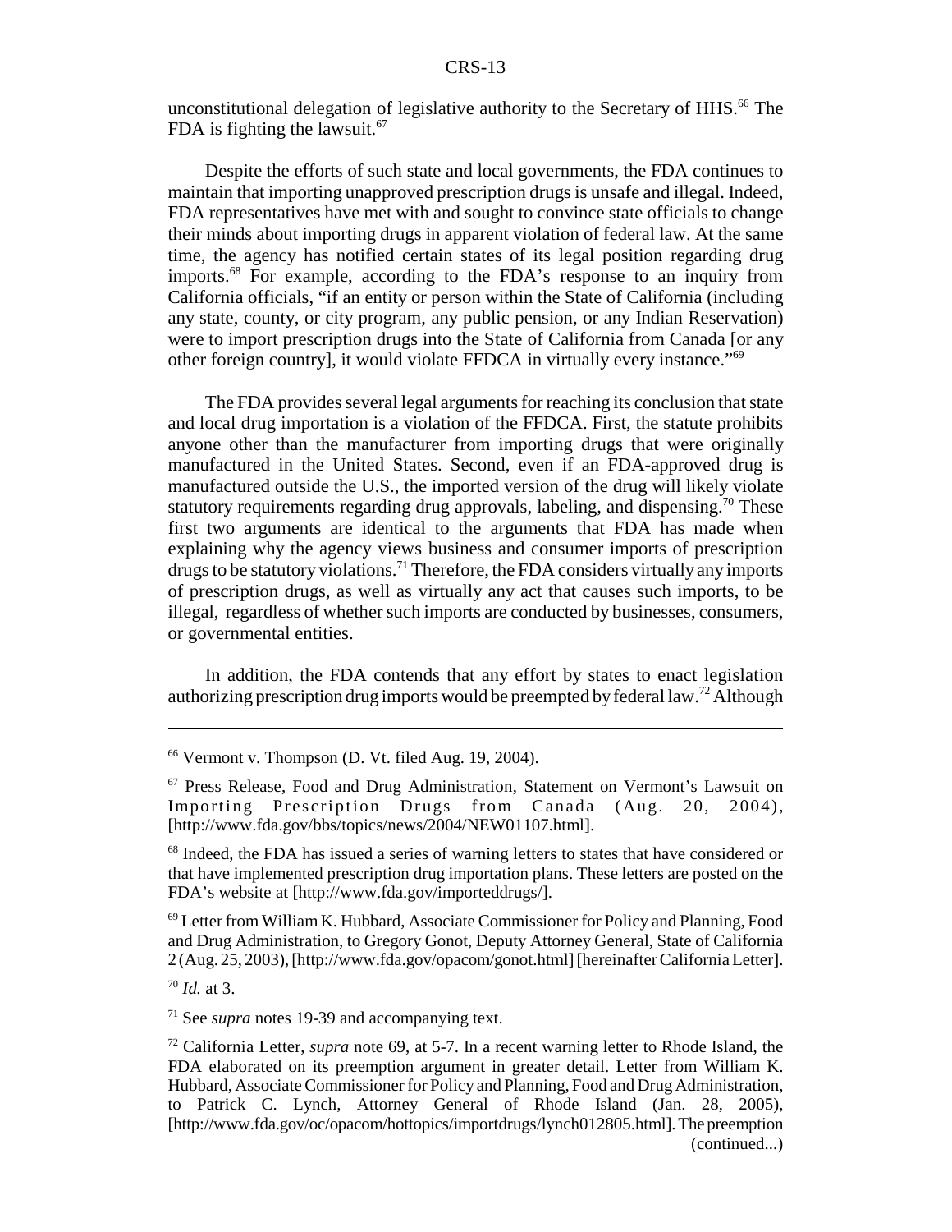unconstitutional delegation of legislative authority to the Secretary of HHS.[66] The FDA is fighting the lawsuit.[67]

Despite the efforts of such state and local governments, the FDA continues to maintain that importing unapproved prescription drugs is unsafe and illegal. Indeed, FDA representatives have met with and sought to convince state officials to change their minds about importing drugs in apparent violation of federal law. At the same time, the agency has notified certain states of its legal position regarding drug imports.[68] For example, according to the FDA's response to an inquiry from California officials, "if an entity or person within the State of California (including any state, county, or city program, any public pension, or any Indian Reservation) were to import prescription drugs into the State of California from Canada [or any other foreign country], it would violate FFDCA in virtually every instance."[69]

The FDA provides several legal arguments for reaching its conclusion that state and local drug importation is a violation of the FFDCA. First, the statute prohibits anyone other than the manufacturer from importing drugs that were originally manufactured in the United States. Second, even if an FDA-approved drug is manufactured outside the U.S., the imported version of the drug will likely violate statutory requirements regarding drug approvals, labeling, and dispensing.[70] These first two arguments are identical to the arguments that FDA has made when explaining why the agency views business and consumer imports of prescription drugs to be statutory violations.[71] Therefore, the FDA considers virtually any imports of prescription drugs, as well as virtually any act that causes such imports, to be illegal, regardless of whether such imports are conducted by businesses, consumers, or governmental entities.

In addition, the FDA contends that any effort by states to enact legislation authorizing prescription drug imports would be preempted by federal law.[72] Although

---

[66] Vermont v. Thompson (D. Vt. filed Aug. 19, 2004).

[67] Press Release, Food and Drug Administration, Statement on Vermont's Lawsuit on Importing Prescription Drugs from Canada (Aug. 20, 2004), [http://www.fda.gov/bbs/topics/news/2004/NEW01107.html].

[68] Indeed, the FDA has issued a series of warning letters to states that have considered or that have implemented prescription drug importation plans. These letters are posted on the FDA's website at [http://www.fda.gov/importeddrugs/].

[69] Letter from William K. Hubbard, Associate Commissioner for Policy and Planning, Food and Drug Administration, to Gregory Gonot, Deputy Attorney General, State of California 2 (Aug. 25, 2003), [http://www.fda.gov/opacom/gonot.html] [hereinafter California Letter].

[70] *Id.* at 3.

[71] See *supra* notes 19-39 and accompanying text.

[72] California Letter, *supra* note 69, at 5-7. In a recent warning letter to Rhode Island, the FDA elaborated on its preemption argument in greater detail. Letter from William K. Hubbard, Associate Commissioner for Policy and Planning, Food and Drug Administration, to Patrick C. Lynch, Attorney General of Rhode Island (Jan. 28, 2005), [http://www.fda.gov/oc/opacom/hottopics/importdrugs/lynch012805.html]. The preemption (continued...)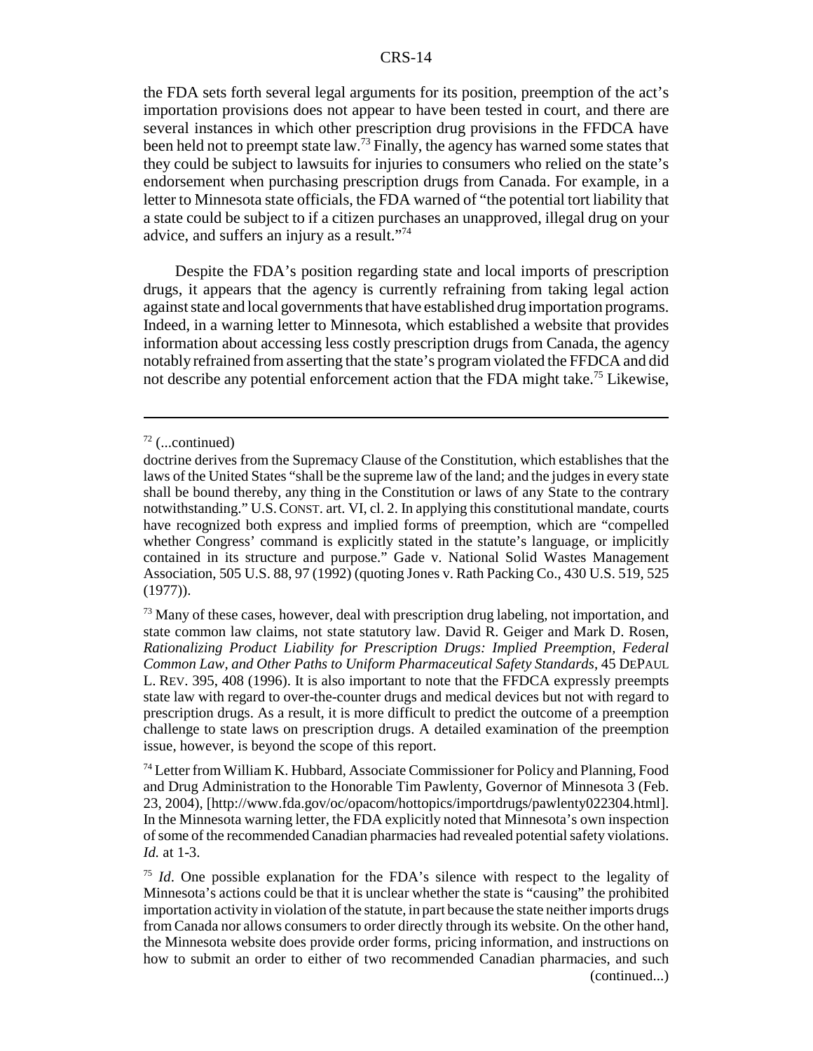the FDA sets forth several legal arguments for its position, preemption of the act's importation provisions does not appear to have been tested in court, and there are several instances in which other prescription drug provisions in the FFDCA have been held not to preempt state law.[73] Finally, the agency has warned some states that they could be subject to lawsuits for injuries to consumers who relied on the state's endorsement when purchasing prescription drugs from Canada. For example, in a letter to Minnesota state officials, the FDA warned of "the potential tort liability that a state could be subject to if a citizen purchases an unapproved, illegal drug on your advice, and suffers an injury as a result."[74]

Despite the FDA's position regarding state and local imports of prescription drugs, it appears that the agency is currently refraining from taking legal action against state and local governments that have established drug importation programs. Indeed, in a warning letter to Minnesota, which established a website that provides information about accessing less costly prescription drugs from Canada, the agency notably refrained from asserting that the state's program violated the FFDCA and did not describe any potential enforcement action that the FDA might take.[75] Likewise,

---

[72] (...continued)

doctrine derives from the Supremacy Clause of the Constitution, which establishes that the laws of the United States "shall be the supreme law of the land; and the judges in every state shall be bound thereby, any thing in the Constitution or laws of any State to the contrary notwithstanding." U.S. CONST. art. VI, cl. 2. In applying this constitutional mandate, courts have recognized both express and implied forms of preemption, which are "compelled whether Congress' command is explicitly stated in the statute's language, or implicitly contained in its structure and purpose." Gade v. National Solid Wastes Management Association, 505 U.S. 88, 97 (1992) (quoting Jones v. Rath Packing Co., 430 U.S. 519, 525 (1977)).

[73] Many of these cases, however, deal with prescription drug labeling, not importation, and state common law claims, not state statutory law. David R. Geiger and Mark D. Rosen, *Rationalizing Product Liability for Prescription Drugs: Implied Preemption, Federal Common Law, and Other Paths to Uniform Pharmaceutical Safety Standards*, 45 DEPAUL L. REV. 395, 408 (1996). It is also important to note that the FFDCA expressly preempts state law with regard to over-the-counter drugs and medical devices but not with regard to prescription drugs. As a result, it is more difficult to predict the outcome of a preemption challenge to state laws on prescription drugs. A detailed examination of the preemption issue, however, is beyond the scope of this report.

[74] Letter from William K. Hubbard, Associate Commissioner for Policy and Planning, Food and Drug Administration to the Honorable Tim Pawlenty, Governor of Minnesota 3 (Feb. 23, 2004), [http://www.fda.gov/oc/opacom/hottopics/importdrugs/pawlenty022304.html]. In the Minnesota warning letter, the FDA explicitly noted that Minnesota's own inspection of some of the recommended Canadian pharmacies had revealed potential safety violations. *Id.* at 1-3.

[75] *Id*. One possible explanation for the FDA's silence with respect to the legality of Minnesota's actions could be that it is unclear whether the state is "causing" the prohibited importation activity in violation of the statute, in part because the state neither imports drugs from Canada nor allows consumers to order directly through its website. On the other hand, the Minnesota website does provide order forms, pricing information, and instructions on how to submit an order to either of two recommended Canadian pharmacies, and such (continued...)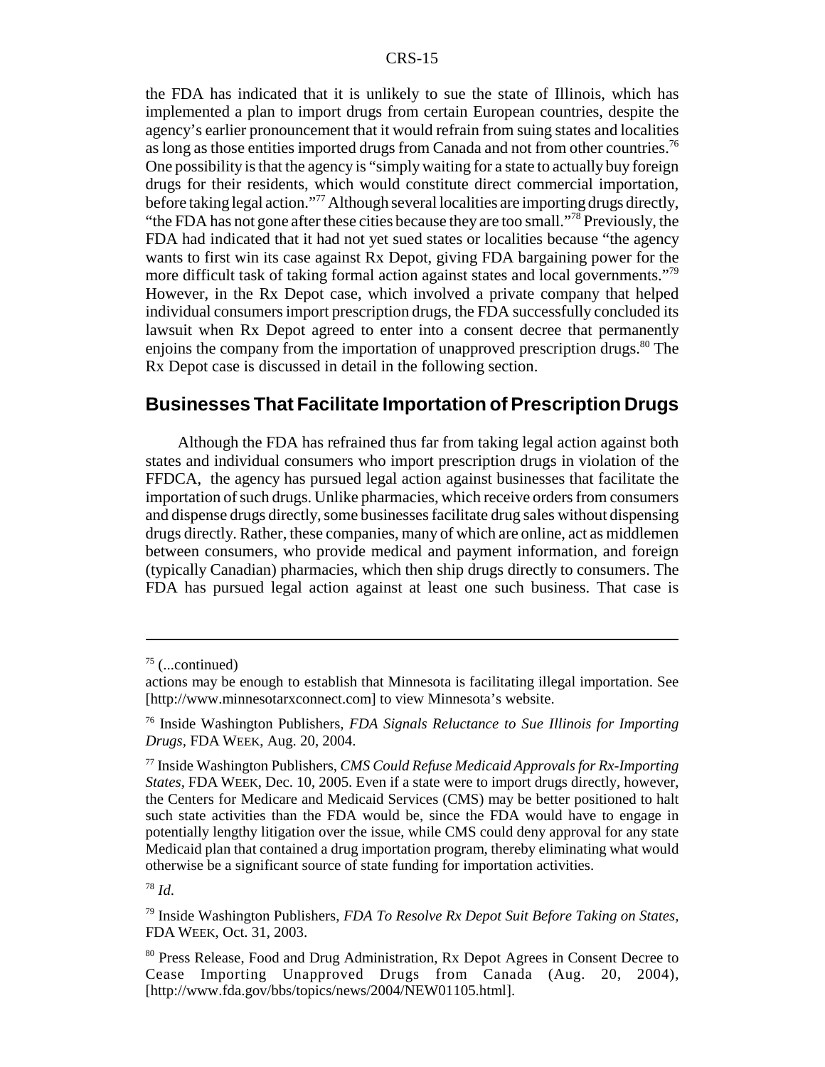the FDA has indicated that it is unlikely to sue the state of Illinois, which has implemented a plan to import drugs from certain European countries, despite the agency's earlier pronouncement that it would refrain from suing states and localities as long as those entities imported drugs from Canada and not from other countries.[76] One possibility is that the agency is "simply waiting for a state to actually buy foreign drugs for their residents, which would constitute direct commercial importation, before taking legal action."[77] Although several localities are importing drugs directly, "the FDA has not gone after these cities because they are too small."[78] Previously, the FDA had indicated that it had not yet sued states or localities because "the agency wants to first win its case against Rx Depot, giving FDA bargaining power for the more difficult task of taking formal action against states and local governments."[79] However, in the Rx Depot case, which involved a private company that helped individual consumers import prescription drugs, the FDA successfully concluded its lawsuit when Rx Depot agreed to enter into a consent decree that permanently enjoins the company from the importation of unapproved prescription drugs.[80] The Rx Depot case is discussed in detail in the following section.

## Businesses That Facilitate Importation of Prescription Drugs

Although the FDA has refrained thus far from taking legal action against both states and individual consumers who import prescription drugs in violation of the FFDCA, the agency has pursued legal action against businesses that facilitate the importation of such drugs. Unlike pharmacies, which receive orders from consumers and dispense drugs directly, some businesses facilitate drug sales without dispensing drugs directly. Rather, these companies, many of which are online, act as middlemen between consumers, who provide medical and payment information, and foreign (typically Canadian) pharmacies, which then ship drugs directly to consumers. The FDA has pursued legal action against at least one such business. That case is

---

[75] (...continued)
actions may be enough to establish that Minnesota is facilitating illegal importation. See [http://www.minnesotarxconnect.com] to view Minnesota's website.

[76] Inside Washington Publishers, *FDA Signals Reluctance to Sue Illinois for Importing Drugs*, FDA WEEK, Aug. 20, 2004.

[77] Inside Washington Publishers, *CMS Could Refuse Medicaid Approvals for Rx-Importing States*, FDA WEEK, Dec. 10, 2005. Even if a state were to import drugs directly, however, the Centers for Medicare and Medicaid Services (CMS) may be better positioned to halt such state activities than the FDA would be, since the FDA would have to engage in potentially lengthy litigation over the issue, while CMS could deny approval for any state Medicaid plan that contained a drug importation program, thereby eliminating what would otherwise be a significant source of state funding for importation activities.

[78] *Id.*

[79] Inside Washington Publishers, *FDA To Resolve Rx Depot Suit Before Taking on States*, FDA WEEK, Oct. 31, 2003.

[80] Press Release, Food and Drug Administration, Rx Depot Agrees in Consent Decree to Cease Importing Unapproved Drugs from Canada (Aug. 20, 2004), [http://www.fda.gov/bbs/topics/news/2004/NEW01105.html].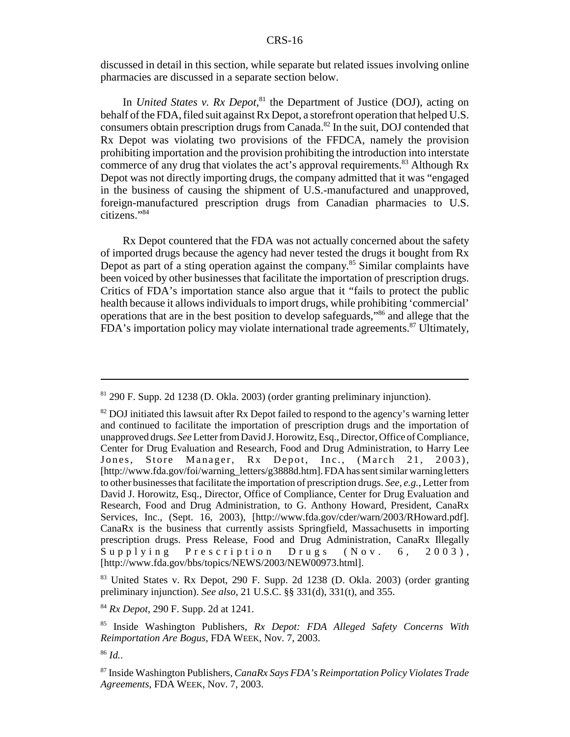discussed in detail in this section, while separate but related issues involving online pharmacies are discussed in a separate section below.

In *United States v. Rx Depot*,[81] the Department of Justice (DOJ), acting on behalf of the FDA, filed suit against Rx Depot, a storefront operation that helped U.S. consumers obtain prescription drugs from Canada.[82] In the suit, DOJ contended that Rx Depot was violating two provisions of the FFDCA, namely the provision prohibiting importation and the provision prohibiting the introduction into interstate commerce of any drug that violates the act's approval requirements.[83] Although Rx Depot was not directly importing drugs, the company admitted that it was "engaged in the business of causing the shipment of U.S.-manufactured and unapproved, foreign-manufactured prescription drugs from Canadian pharmacies to U.S. citizens."[84]

Rx Depot countered that the FDA was not actually concerned about the safety of imported drugs because the agency had never tested the drugs it bought from Rx Depot as part of a sting operation against the company.[85] Similar complaints have been voiced by other businesses that facilitate the importation of prescription drugs. Critics of FDA's importation stance also argue that it "fails to protect the public health because it allows individuals to import drugs, while prohibiting 'commercial' operations that are in the best position to develop safeguards,"[86] and allege that the FDA's importation policy may violate international trade agreements.[87] Ultimately,

---

[81] 290 F. Supp. 2d 1238 (D. Okla. 2003) (order granting preliminary injunction).

[82] DOJ initiated this lawsuit after Rx Depot failed to respond to the agency's warning letter and continued to facilitate the importation of prescription drugs and the importation of unapproved drugs. *See* Letter from David J. Horowitz, Esq., Director, Office of Compliance, Center for Drug Evaluation and Research, Food and Drug Administration, to Harry Lee Jones, Store Manager, Rx Depot, Inc., (March 21, 2003), [http://www.fda.gov/foi/warning_letters/g3888d.htm]. FDA has sent similar warning letters to other businesses that facilitate the importation of prescription drugs. *See, e.g.*, Letter from David J. Horowitz, Esq., Director, Office of Compliance, Center for Drug Evaluation and Research, Food and Drug Administration, to G. Anthony Howard, President, CanaRx Services, Inc., (Sept. 16, 2003), [http://www.fda.gov/cder/warn/2003/RHoward.pdf]. CanaRx is the business that currently assists Springfield, Massachusetts in importing prescription drugs. Press Release, Food and Drug Administration, CanaRx Illegally Supplying Prescription Drugs (Nov. 6, 2003), [http://www.fda.gov/bbs/topics/NEWS/2003/NEW00973.html].

[83] United States v. Rx Depot, 290 F. Supp. 2d 1238 (D. Okla. 2003) (order granting preliminary injunction). *See also*, 21 U.S.C. §§ 331(d), 331(t), and 355.

[84] *Rx Depot*, 290 F. Supp. 2d at 1241.

[85] Inside Washington Publishers, *Rx Depot: FDA Alleged Safety Concerns With Reimportation Are Bogus*, FDA WEEK, Nov. 7, 2003.

[86] *Id.*.

[87] Inside Washington Publishers, *CanaRx Says FDA's Reimportation Policy Violates Trade Agreements*, FDA WEEK, Nov. 7, 2003.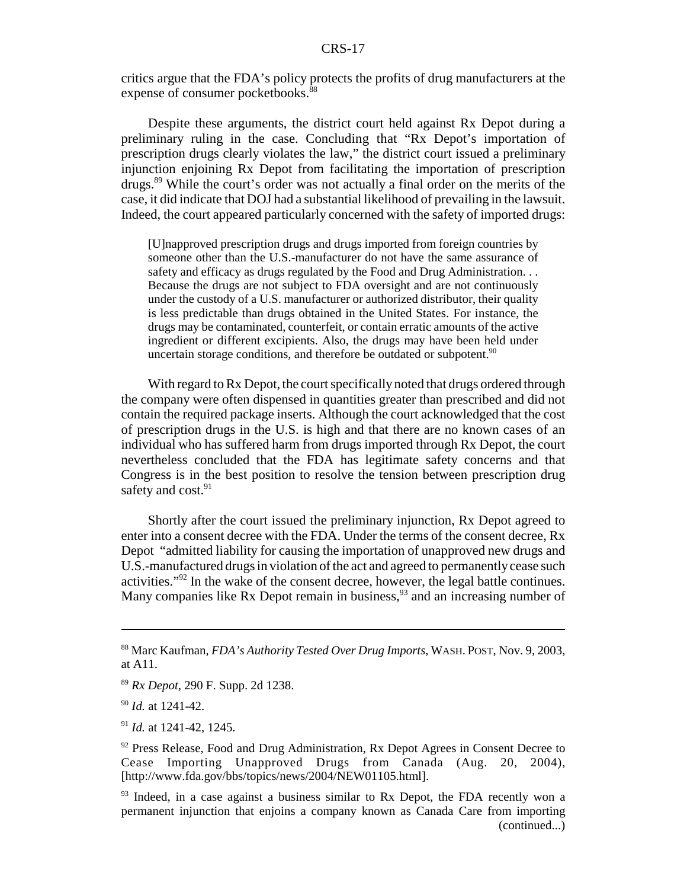critics argue that the FDA's policy protects the profits of drug manufacturers at the expense of consumer pocketbooks.[88]

Despite these arguments, the district court held against Rx Depot during a preliminary ruling in the case. Concluding that "Rx Depot's importation of prescription drugs clearly violates the law," the district court issued a preliminary injunction enjoining Rx Depot from facilitating the importation of prescription drugs.[89] While the court's order was not actually a final order on the merits of the case, it did indicate that DOJ had a substantial likelihood of prevailing in the lawsuit. Indeed, the court appeared particularly concerned with the safety of imported drugs:

> [U]napproved prescription drugs and drugs imported from foreign countries by someone other than the U.S.-manufacturer do not have the same assurance of safety and efficacy as drugs regulated by the Food and Drug Administration. . . Because the drugs are not subject to FDA oversight and are not continuously under the custody of a U.S. manufacturer or authorized distributor, their quality is less predictable than drugs obtained in the United States. For instance, the drugs may be contaminated, counterfeit, or contain erratic amounts of the active ingredient or different excipients. Also, the drugs may have been held under uncertain storage conditions, and therefore be outdated or subpotent.[90]

With regard to Rx Depot, the court specifically noted that drugs ordered through the company were often dispensed in quantities greater than prescribed and did not contain the required package inserts. Although the court acknowledged that the cost of prescription drugs in the U.S. is high and that there are no known cases of an individual who has suffered harm from drugs imported through Rx Depot, the court nevertheless concluded that the FDA has legitimate safety concerns and that Congress is in the best position to resolve the tension between prescription drug safety and cost.[91]

Shortly after the court issued the preliminary injunction, Rx Depot agreed to enter into a consent decree with the FDA. Under the terms of the consent decree, Rx Depot "admitted liability for causing the importation of unapproved new drugs and U.S.-manufactured drugs in violation of the act and agreed to permanently cease such activities."[92] In the wake of the consent decree, however, the legal battle continues. Many companies like Rx Depot remain in business,[93] and an increasing number of

---

[88] Marc Kaufman, *FDA's Authority Tested Over Drug Imports*, WASH. POST, Nov. 9, 2003, at A11.

[89] *Rx Depot*, 290 F. Supp. 2d 1238.

[90] *Id.* at 1241-42.

[91] *Id.* at 1241-42, 1245.

[92] Press Release, Food and Drug Administration, Rx Depot Agrees in Consent Decree to Cease Importing Unapproved Drugs from Canada (Aug. 20, 2004), [http://www.fda.gov/bbs/topics/news/2004/NEW01105.html].

[93] Indeed, in a case against a business similar to Rx Depot, the FDA recently won a permanent injunction that enjoins a company known as Canada Care from importing (continued...)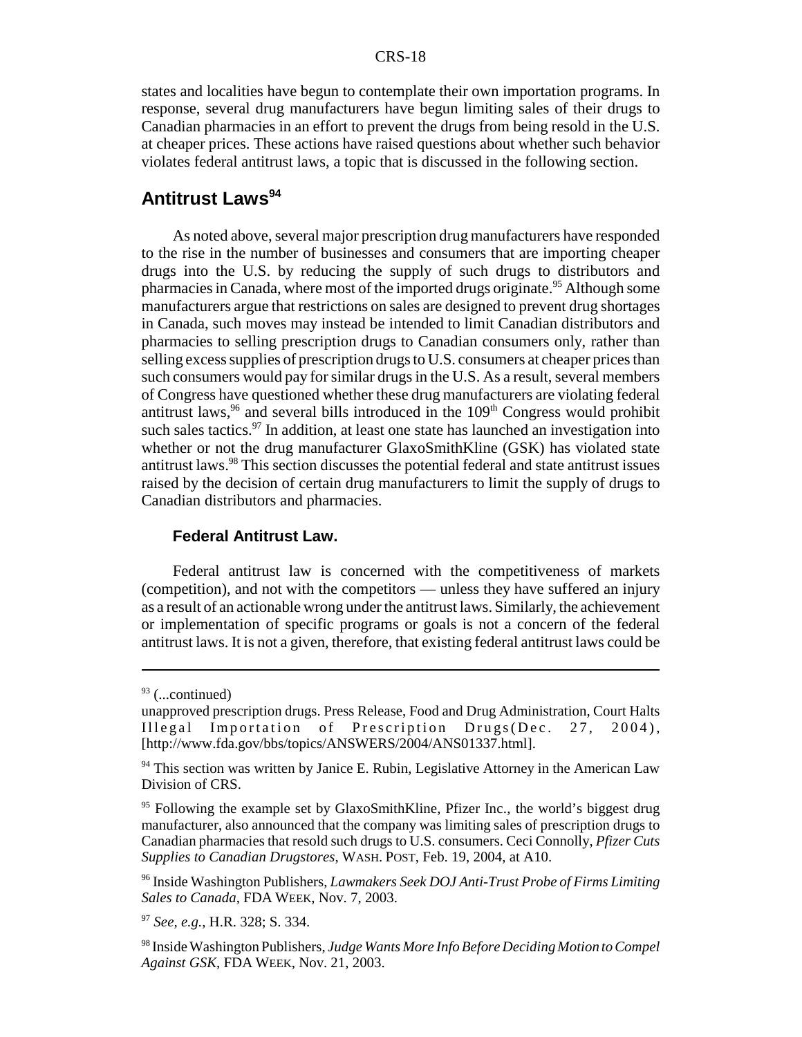states and localities have begun to contemplate their own importation programs. In response, several drug manufacturers have begun limiting sales of their drugs to Canadian pharmacies in an effort to prevent the drugs from being resold in the U.S. at cheaper prices. These actions have raised questions about whether such behavior violates federal antitrust laws, a topic that is discussed in the following section.

## Antitrust Laws[94]

As noted above, several major prescription drug manufacturers have responded to the rise in the number of businesses and consumers that are importing cheaper drugs into the U.S. by reducing the supply of such drugs to distributors and pharmacies in Canada, where most of the imported drugs originate.[95] Although some manufacturers argue that restrictions on sales are designed to prevent drug shortages in Canada, such moves may instead be intended to limit Canadian distributors and pharmacies to selling prescription drugs to Canadian consumers only, rather than selling excess supplies of prescription drugs to U.S. consumers at cheaper prices than such consumers would pay for similar drugs in the U.S. As a result, several members of Congress have questioned whether these drug manufacturers are violating federal antitrust laws,[96] and several bills introduced in the 109th Congress would prohibit such sales tactics.[97] In addition, at least one state has launched an investigation into whether or not the drug manufacturer GlaxoSmithKline (GSK) has violated state antitrust laws.[98] This section discusses the potential federal and state antitrust issues raised by the decision of certain drug manufacturers to limit the supply of drugs to Canadian distributors and pharmacies.

### Federal Antitrust Law.

Federal antitrust law is concerned with the competitiveness of markets (competition), and not with the competitors — unless they have suffered an injury as a result of an actionable wrong under the antitrust laws. Similarly, the achievement or implementation of specific programs or goals is not a concern of the federal antitrust laws. It is not a given, therefore, that existing federal antitrust laws could be

---

[93] (...continued)
unapproved prescription drugs. Press Release, Food and Drug Administration, Court Halts Illegal Importation of Prescription Drugs (Dec. 27, 2004), [http://www.fda.gov/bbs/topics/ANSWERS/2004/ANS01337.html].

[94] This section was written by Janice E. Rubin, Legislative Attorney in the American Law Division of CRS.

[95] Following the example set by GlaxoSmithKline, Pfizer Inc., the world's biggest drug manufacturer, also announced that the company was limiting sales of prescription drugs to Canadian pharmacies that resold such drugs to U.S. consumers. Ceci Connolly, *Pfizer Cuts Supplies to Canadian Drugstores*, WASH. POST, Feb. 19, 2004, at A10.

[96] Inside Washington Publishers, *Lawmakers Seek DOJ Anti-Trust Probe of Firms Limiting Sales to Canada*, FDA WEEK, Nov. 7, 2003.

[97] *See, e.g.*, H.R. 328; S. 334.

[98] Inside Washington Publishers, *Judge Wants More Info Before Deciding Motion to Compel Against GSK*, FDA WEEK, Nov. 21, 2003.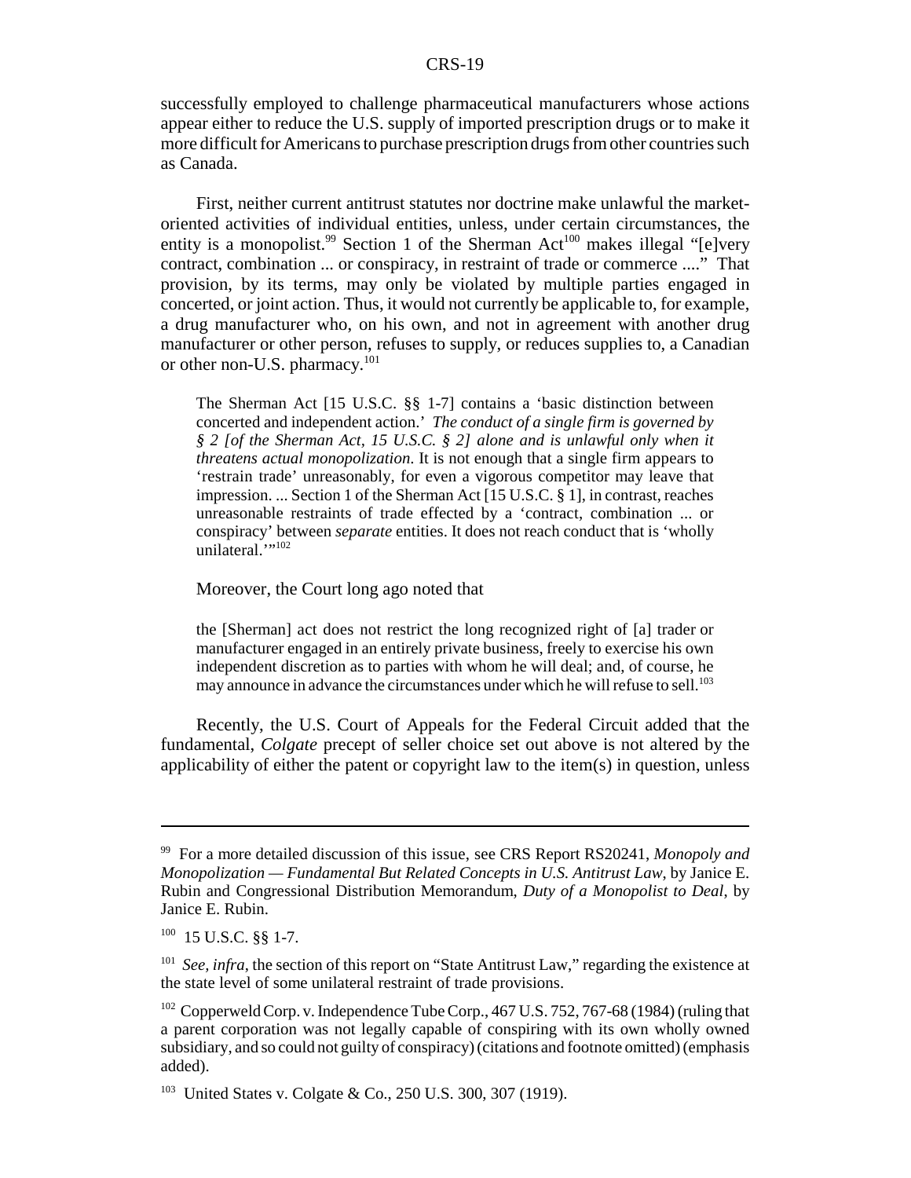successfully employed to challenge pharmaceutical manufacturers whose actions appear either to reduce the U.S. supply of imported prescription drugs or to make it more difficult for Americans to purchase prescription drugs from other countries such as Canada.

First, neither current antitrust statutes nor doctrine make unlawful the market-oriented activities of individual entities, unless, under certain circumstances, the entity is a monopolist.[99] Section 1 of the Sherman Act[100] makes illegal "[e]very contract, combination ... or conspiracy, in restraint of trade or commerce ...." That provision, by its terms, may only be violated by multiple parties engaged in concerted, or joint action. Thus, it would not currently be applicable to, for example, a drug manufacturer who, on his own, and not in agreement with another drug manufacturer or other person, refuses to supply, or reduces supplies to, a Canadian or other non-U.S. pharmacy.[101]

> The Sherman Act [15 U.S.C. §§ 1-7] contains a 'basic distinction between concerted and independent action.' *The conduct of a single firm is governed by § 2 [of the Sherman Act, 15 U.S.C. § 2] alone and is unlawful only when it threatens actual monopolization.* It is not enough that a single firm appears to 'restrain trade' unreasonably, for even a vigorous competitor may leave that impression. ... Section 1 of the Sherman Act [15 U.S.C. § 1], in contrast, reaches unreasonable restraints of trade effected by a 'contract, combination ... or conspiracy' between *separate* entities. It does not reach conduct that is 'wholly unilateral.'"[102]

Moreover, the Court long ago noted that

> the [Sherman] act does not restrict the long recognized right of [a] trader or manufacturer engaged in an entirely private business, freely to exercise his own independent discretion as to parties with whom he will deal; and, of course, he may announce in advance the circumstances under which he will refuse to sell.[103]

Recently, the U.S. Court of Appeals for the Federal Circuit added that the fundamental, *Colgate* precept of seller choice set out above is not altered by the applicability of either the patent or copyright law to the item(s) in question, unless

---

[99] For a more detailed discussion of this issue, see CRS Report RS20241, *Monopoly and Monopolization — Fundamental But Related Concepts in U.S. Antitrust Law*, by Janice E. Rubin and Congressional Distribution Memorandum, *Duty of a Monopolist to Deal*, by Janice E. Rubin.

[100] 15 U.S.C. §§ 1-7.

[101] *See, infra*, the section of this report on "State Antitrust Law," regarding the existence at the state level of some unilateral restraint of trade provisions.

[102] Copperweld Corp. v. Independence Tube Corp., 467 U.S. 752, 767-68 (1984) (ruling that a parent corporation was not legally capable of conspiring with its own wholly owned subsidiary, and so could not guilty of conspiracy) (citations and footnote omitted) (emphasis added).

[103] United States v. Colgate & Co., 250 U.S. 300, 307 (1919).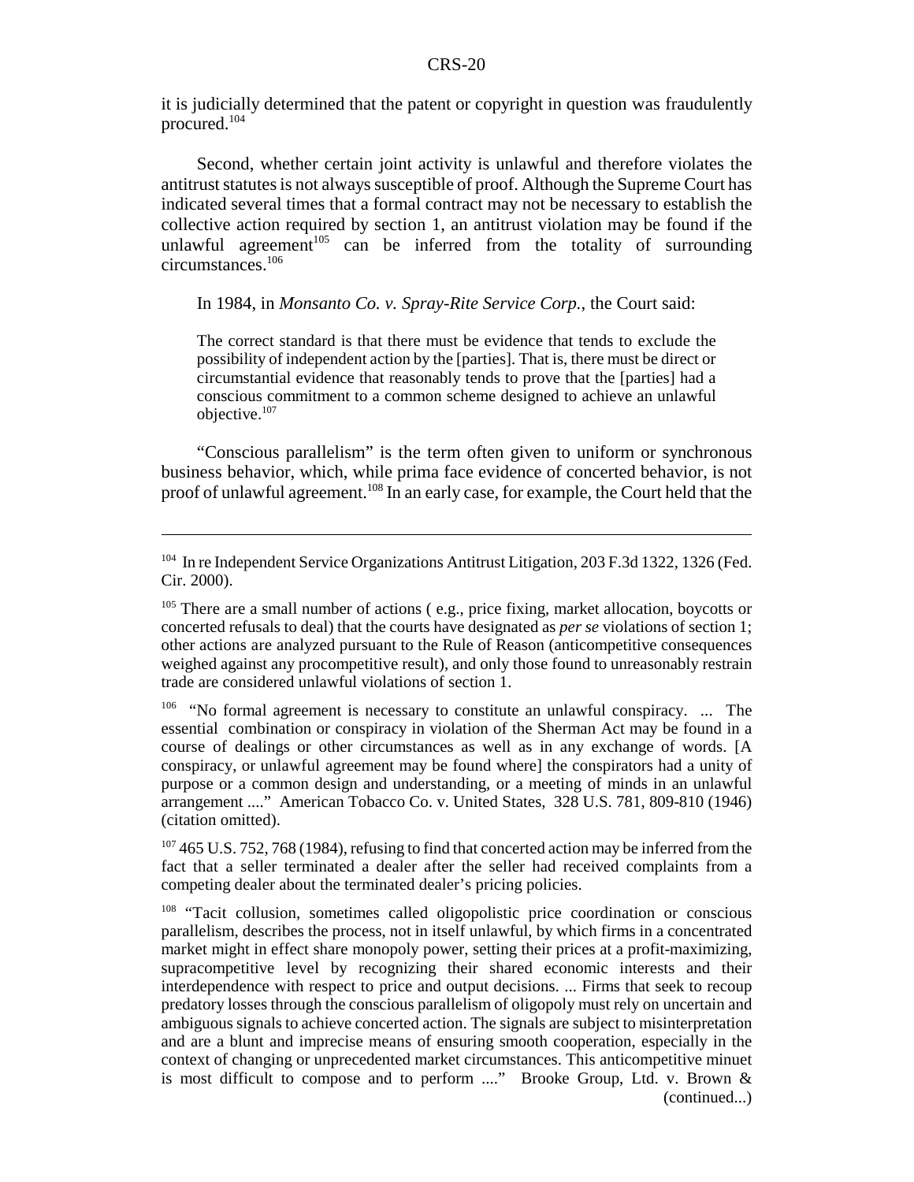it is judicially determined that the patent or copyright in question was fraudulently procured.[104]

Second, whether certain joint activity is unlawful and therefore violates the antitrust statutes is not always susceptible of proof. Although the Supreme Court has indicated several times that a formal contract may not be necessary to establish the collective action required by section 1, an antitrust violation may be found if the unlawful agreement[105] can be inferred from the totality of surrounding circumstances.[106]

In 1984, in *Monsanto Co. v. Spray-Rite Service Corp.*, the Court said:

> The correct standard is that there must be evidence that tends to exclude the possibility of independent action by the [parties]. That is, there must be direct or circumstantial evidence that reasonably tends to prove that the [parties] had a conscious commitment to a common scheme designed to achieve an unlawful objective.[107]

"Conscious parallelism" is the term often given to uniform or synchronous business behavior, which, while prima face evidence of concerted behavior, is not proof of unlawful agreement.[108] In an early case, for example, the Court held that the

---

[104] In re Independent Service Organizations Antitrust Litigation, 203 F.3d 1322, 1326 (Fed. Cir. 2000).

[105] There are a small number of actions ( e.g., price fixing, market allocation, boycotts or concerted refusals to deal) that the courts have designated as *per se* violations of section 1; other actions are analyzed pursuant to the Rule of Reason (anticompetitive consequences weighed against any procompetitive result), and only those found to unreasonably restrain trade are considered unlawful violations of section 1.

[106] "No formal agreement is necessary to constitute an unlawful conspiracy. ... The essential combination or conspiracy in violation of the Sherman Act may be found in a course of dealings or other circumstances as well as in any exchange of words. [A conspiracy, or unlawful agreement may be found where] the conspirators had a unity of purpose or a common design and understanding, or a meeting of minds in an unlawful arrangement ...." American Tobacco Co. v. United States, 328 U.S. 781, 809-810 (1946) (citation omitted).

[107] 465 U.S. 752, 768 (1984), refusing to find that concerted action may be inferred from the fact that a seller terminated a dealer after the seller had received complaints from a competing dealer about the terminated dealer's pricing policies.

[108] "Tacit collusion, sometimes called oligopolistic price coordination or conscious parallelism, describes the process, not in itself unlawful, by which firms in a concentrated market might in effect share monopoly power, setting their prices at a profit-maximizing, supracompetitive level by recognizing their shared economic interests and their interdependence with respect to price and output decisions. ... Firms that seek to recoup predatory losses through the conscious parallelism of oligopoly must rely on uncertain and ambiguous signals to achieve concerted action. The signals are subject to misinterpretation and are a blunt and imprecise means of ensuring smooth cooperation, especially in the context of changing or unprecedented market circumstances. This anticompetitive minuet is most difficult to compose and to perform ...." Brooke Group, Ltd. v. Brown & (continued...)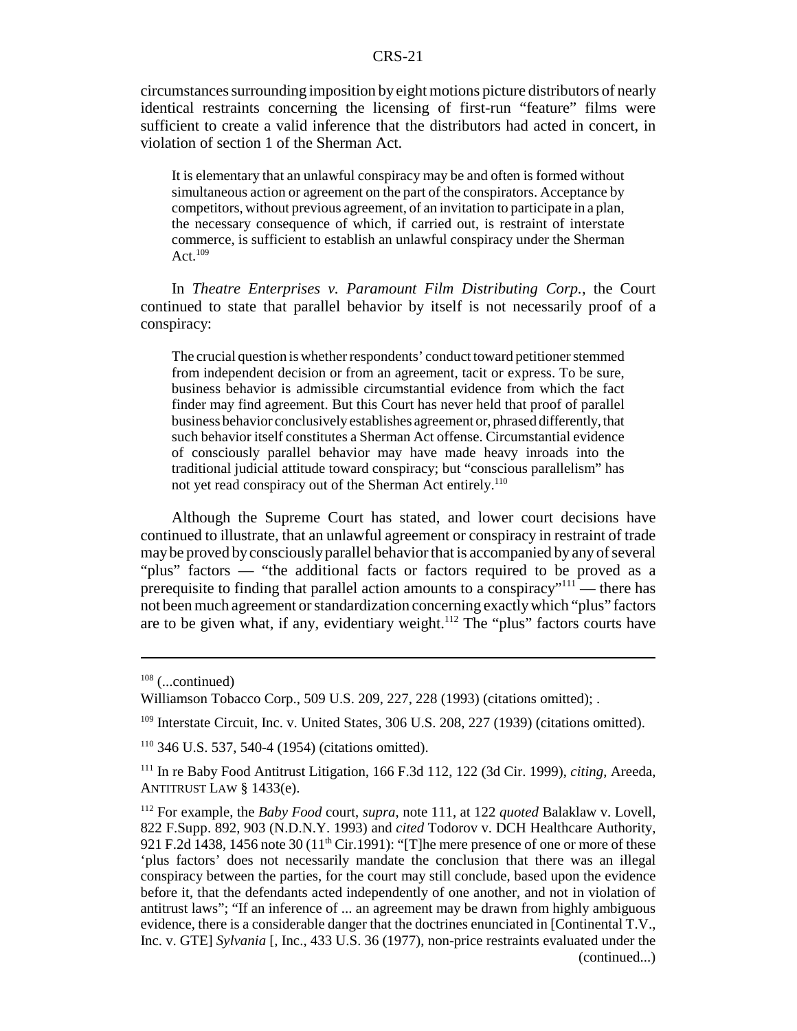circumstances surrounding imposition by eight motions picture distributors of nearly identical restraints concerning the licensing of first-run "feature" films were sufficient to create a valid inference that the distributors had acted in concert, in violation of section 1 of the Sherman Act.

> It is elementary that an unlawful conspiracy may be and often is formed without simultaneous action or agreement on the part of the conspirators. Acceptance by competitors, without previous agreement, of an invitation to participate in a plan, the necessary consequence of which, if carried out, is restraint of interstate commerce, is sufficient to establish an unlawful conspiracy under the Sherman Act.[109]

In *Theatre Enterprises v. Paramount Film Distributing Corp.*, the Court continued to state that parallel behavior by itself is not necessarily proof of a conspiracy:

> The crucial question is whether respondents' conduct toward petitioner stemmed from independent decision or from an agreement, tacit or express. To be sure, business behavior is admissible circumstantial evidence from which the fact finder may find agreement. But this Court has never held that proof of parallel business behavior conclusively establishes agreement or, phrased differently, that such behavior itself constitutes a Sherman Act offense. Circumstantial evidence of consciously parallel behavior may have made heavy inroads into the traditional judicial attitude toward conspiracy; but "conscious parallelism" has not yet read conspiracy out of the Sherman Act entirely.[110]

Although the Supreme Court has stated, and lower court decisions have continued to illustrate, that an unlawful agreement or conspiracy in restraint of trade may be proved by consciously parallel behavior that is accompanied by any of several "plus" factors — "the additional facts or factors required to be proved as a prerequisite to finding that parallel action amounts to a conspiracy"[111] — there has not been much agreement or standardization concerning exactly which "plus" factors are to be given what, if any, evidentiary weight.[112] The "plus" factors courts have

---

[108] (...continued)

Williamson Tobacco Corp., 509 U.S. 209, 227, 228 (1993) (citations omitted); .

[109] Interstate Circuit, Inc. v. United States, 306 U.S. 208, 227 (1939) (citations omitted).

[110] 346 U.S. 537, 540-4 (1954) (citations omitted).

[111] In re Baby Food Antitrust Litigation, 166 F.3d 112, 122 (3d Cir. 1999), *citing*, Areeda, ANTITRUST LAW § 1433(e).

[112] For example, the *Baby Food* court, *supra*, note 111, at 122 *quoted* Balaklaw v. Lovell, 822 F.Supp. 892, 903 (N.D.N.Y. 1993) and *cited* Todorov v. DCH Healthcare Authority, 921 F.2d 1438, 1456 note 30 (11th Cir.1991): "[T]he mere presence of one or more of these 'plus factors' does not necessarily mandate the conclusion that there was an illegal conspiracy between the parties, for the court may still conclude, based upon the evidence before it, that the defendants acted independently of one another, and not in violation of antitrust laws"; "If an inference of ... an agreement may be drawn from highly ambiguous evidence, there is a considerable danger that the doctrines enunciated in [Continental T.V., Inc. v. GTE] *Sylvania* [, Inc., 433 U.S. 36 (1977), non-price restraints evaluated under the (continued...)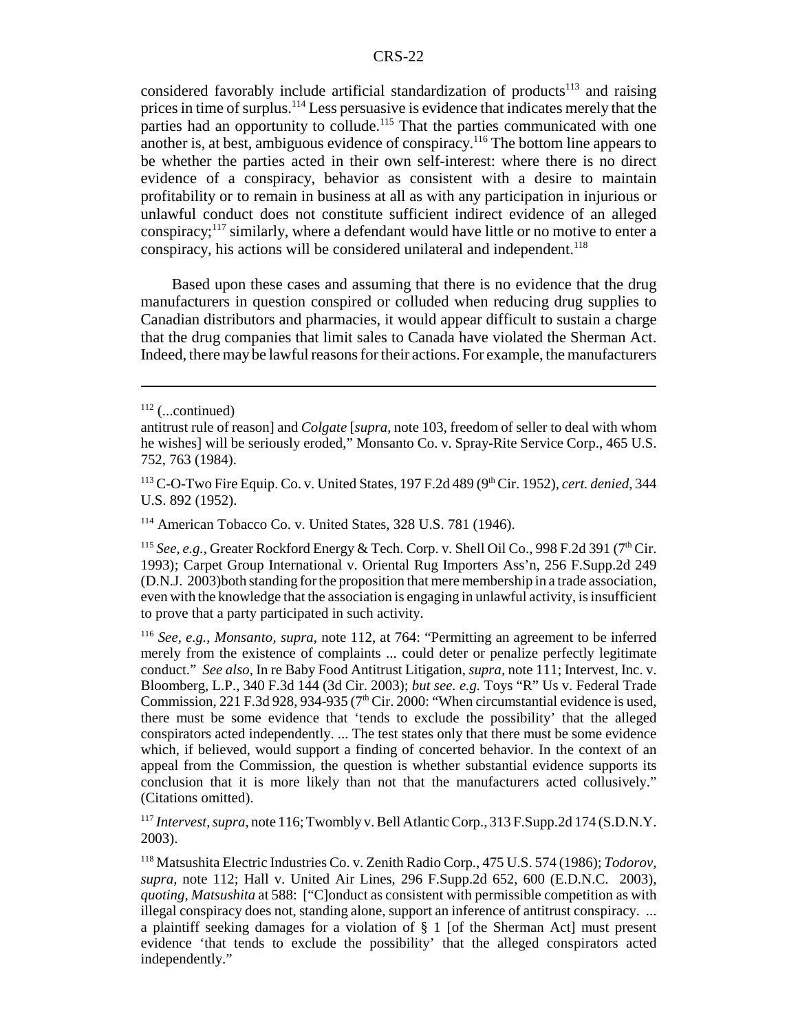considered favorably include artificial standardization of products[113] and raising prices in time of surplus.[114] Less persuasive is evidence that indicates merely that the parties had an opportunity to collude.[115] That the parties communicated with one another is, at best, ambiguous evidence of conspiracy.[116] The bottom line appears to be whether the parties acted in their own self-interest: where there is no direct evidence of a conspiracy, behavior as consistent with a desire to maintain profitability or to remain in business at all as with any participation in injurious or unlawful conduct does not constitute sufficient indirect evidence of an alleged conspiracy;[117] similarly, where a defendant would have little or no motive to enter a conspiracy, his actions will be considered unilateral and independent.[118]

Based upon these cases and assuming that there is no evidence that the drug manufacturers in question conspired or colluded when reducing drug supplies to Canadian distributors and pharmacies, it would appear difficult to sustain a charge that the drug companies that limit sales to Canada have violated the Sherman Act. Indeed, there may be lawful reasons for their actions. For example, the manufacturers

---

[112] (...continued)
antitrust rule of reason] and *Colgate* [*supra*, note 103, freedom of seller to deal with whom he wishes] will be seriously eroded," Monsanto Co. v. Spray-Rite Service Corp., 465 U.S. 752, 763 (1984).

[113] C-O-Two Fire Equip. Co. v. United States, 197 F.2d 489 (9th Cir. 1952), *cert. denied*, 344 U.S. 892 (1952).

[114] American Tobacco Co. v. United States, 328 U.S. 781 (1946).

[115] *See, e.g.*, Greater Rockford Energy & Tech. Corp. v. Shell Oil Co., 998 F.2d 391 (7th Cir. 1993); Carpet Group International v. Oriental Rug Importers Ass'n, 256 F.Supp.2d 249 (D.N.J. 2003)both standing for the proposition that mere membership in a trade association, even with the knowledge that the association is engaging in unlawful activity, is insufficient to prove that a party participated in such activity.

[116] *See, e.g., Monsanto, supra*, note 112, at 764: "Permitting an agreement to be inferred merely from the existence of complaints ... could deter or penalize perfectly legitimate conduct." *See also*, In re Baby Food Antitrust Litigation, *supra*, note 111; Intervest, Inc. v. Bloomberg, L.P., 340 F.3d 144 (3d Cir. 2003); *but see. e.g.* Toys "R" Us v. Federal Trade Commission, 221 F.3d 928, 934-935 (7th Cir. 2000: "When circumstantial evidence is used, there must be some evidence that 'tends to exclude the possibility' that the alleged conspirators acted independently. ... The test states only that there must be some evidence which, if believed, would support a finding of concerted behavior. In the context of an appeal from the Commission, the question is whether substantial evidence supports its conclusion that it is more likely than not that the manufacturers acted collusively." (Citations omitted).

[117] *Intervest, supra*, note 116; Twombly v. Bell Atlantic Corp., 313 F.Supp.2d 174 (S.D.N.Y. 2003).

[118] Matsushita Electric Industries Co. v. Zenith Radio Corp., 475 U.S. 574 (1986); *Todorov, supra,* note 112; Hall v. United Air Lines, 296 F.Supp.2d 652, 600 (E.D.N.C. 2003), *quoting, Matsushita* at 588: ["C]onduct as consistent with permissible competition as with illegal conspiracy does not, standing alone, support an inference of antitrust conspiracy. ... a plaintiff seeking damages for a violation of § 1 [of the Sherman Act] must present evidence 'that tends to exclude the possibility' that the alleged conspirators acted independently."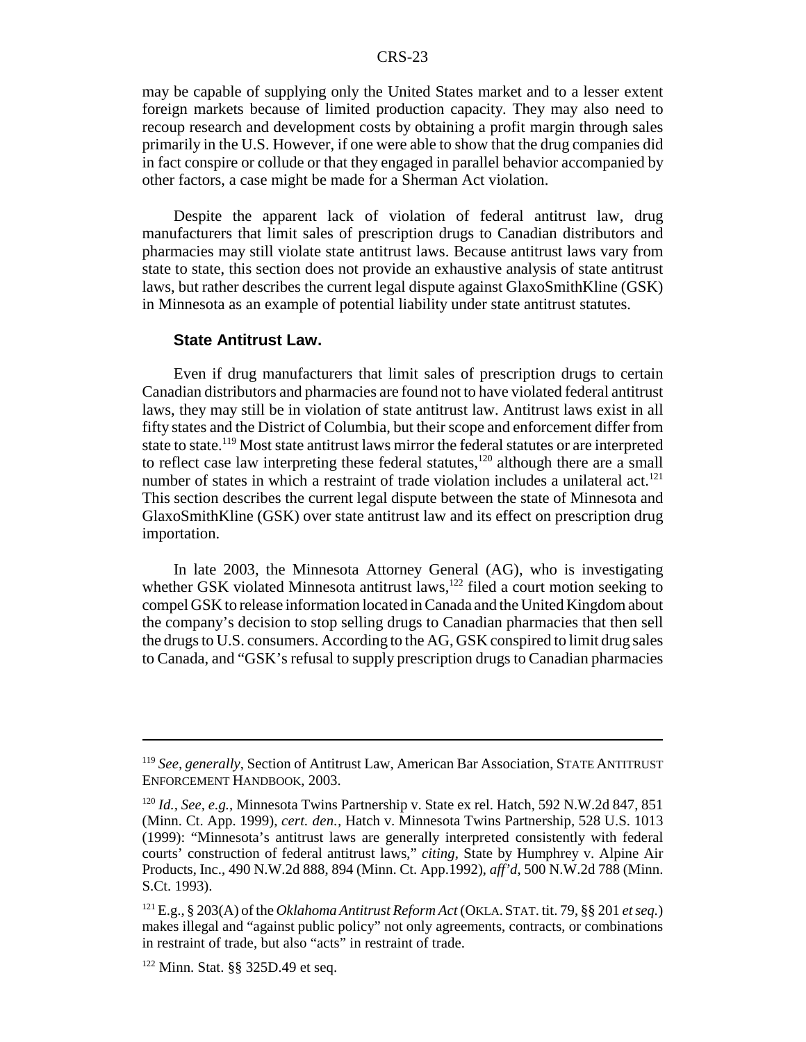may be capable of supplying only the United States market and to a lesser extent foreign markets because of limited production capacity. They may also need to recoup research and development costs by obtaining a profit margin through sales primarily in the U.S. However, if one were able to show that the drug companies did in fact conspire or collude or that they engaged in parallel behavior accompanied by other factors, a case might be made for a Sherman Act violation.

Despite the apparent lack of violation of federal antitrust law, drug manufacturers that limit sales of prescription drugs to Canadian distributors and pharmacies may still violate state antitrust laws. Because antitrust laws vary from state to state, this section does not provide an exhaustive analysis of state antitrust laws, but rather describes the current legal dispute against GlaxoSmithKline (GSK) in Minnesota as an example of potential liability under state antitrust statutes.

### State Antitrust Law.

Even if drug manufacturers that limit sales of prescription drugs to certain Canadian distributors and pharmacies are found not to have violated federal antitrust laws, they may still be in violation of state antitrust law. Antitrust laws exist in all fifty states and the District of Columbia, but their scope and enforcement differ from state to state.[119] Most state antitrust laws mirror the federal statutes or are interpreted to reflect case law interpreting these federal statutes,[120] although there are a small number of states in which a restraint of trade violation includes a unilateral act.[121] This section describes the current legal dispute between the state of Minnesota and GlaxoSmithKline (GSK) over state antitrust law and its effect on prescription drug importation.

In late 2003, the Minnesota Attorney General (AG), who is investigating whether GSK violated Minnesota antitrust laws,[122] filed a court motion seeking to compel GSK to release information located in Canada and the United Kingdom about the company's decision to stop selling drugs to Canadian pharmacies that then sell the drugs to U.S. consumers. According to the AG, GSK conspired to limit drug sales to Canada, and "GSK's refusal to supply prescription drugs to Canadian pharmacies

---

[119] *See, generally*, Section of Antitrust Law, American Bar Association, STATE ANTITRUST ENFORCEMENT HANDBOOK, 2003.

[120] *Id.*, *See, e.g.*, Minnesota Twins Partnership v. State ex rel. Hatch, 592 N.W.2d 847, 851 (Minn. Ct. App. 1999), *cert. den.*, Hatch v. Minnesota Twins Partnership, 528 U.S. 1013 (1999): "Minnesota's antitrust laws are generally interpreted consistently with federal courts' construction of federal antitrust laws," *citing*, State by Humphrey v. Alpine Air Products, Inc., 490 N.W.2d 888, 894 (Minn. Ct. App.1992), *aff'd*, 500 N.W.2d 788 (Minn. S.Ct. 1993).

[121] E.g., § 203(A) of the *Oklahoma Antitrust Reform Act* (OKLA. STAT. tit. 79, §§ 201 *et seq.*) makes illegal and "against public policy" not only agreements, contracts, or combinations in restraint of trade, but also "acts" in restraint of trade.

[122] Minn. Stat. §§ 325D.49 et seq.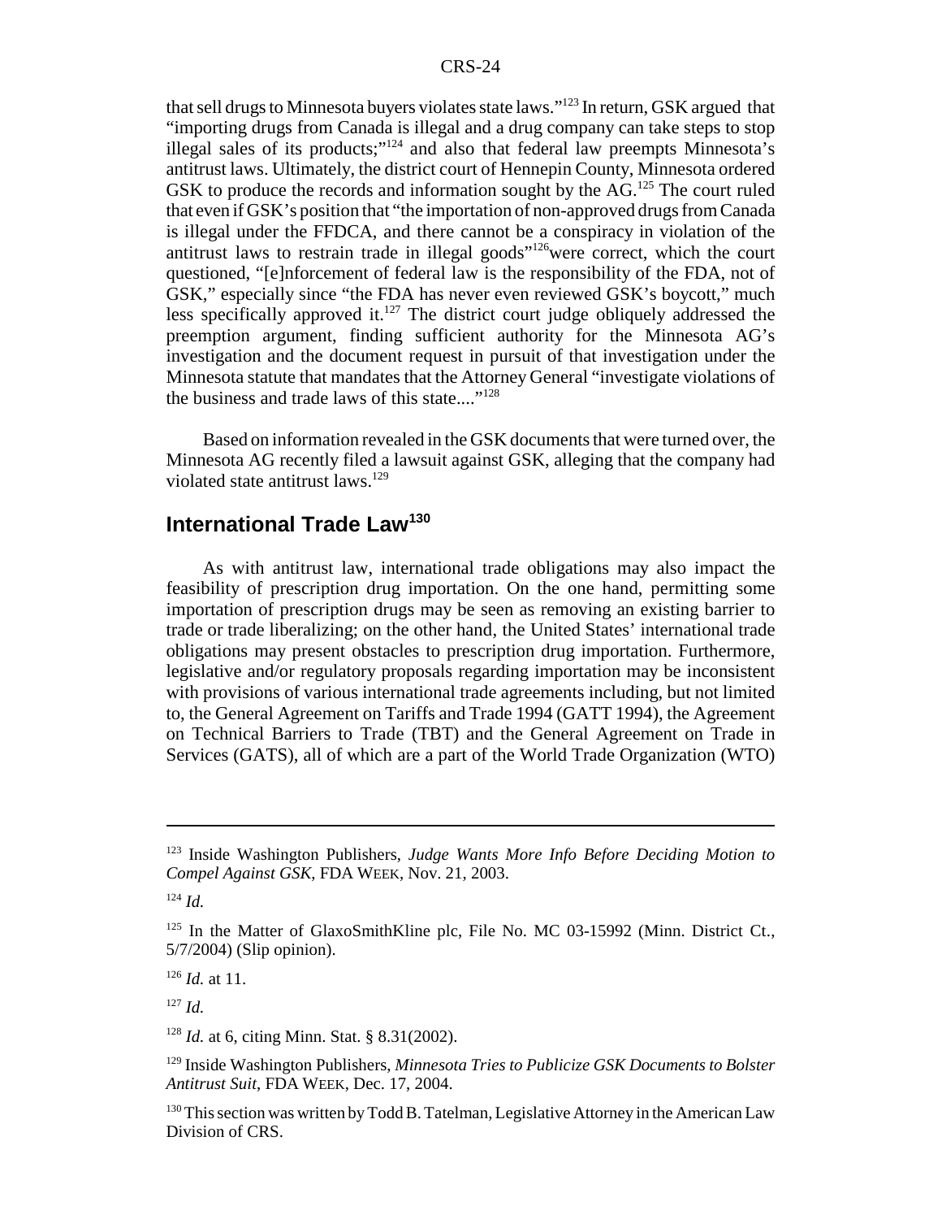that sell drugs to Minnesota buyers violates state laws."[123] In return, GSK argued that "importing drugs from Canada is illegal and a drug company can take steps to stop illegal sales of its products;"[124] and also that federal law preempts Minnesota's antitrust laws. Ultimately, the district court of Hennepin County, Minnesota ordered GSK to produce the records and information sought by the AG.[125] The court ruled that even if GSK's position that "the importation of non-approved drugs from Canada is illegal under the FFDCA, and there cannot be a conspiracy in violation of the antitrust laws to restrain trade in illegal goods"[126]were correct, which the court questioned, "[e]nforcement of federal law is the responsibility of the FDA, not of GSK," especially since "the FDA has never even reviewed GSK's boycott," much less specifically approved it.[127] The district court judge obliquely addressed the preemption argument, finding sufficient authority for the Minnesota AG's investigation and the document request in pursuit of that investigation under the Minnesota statute that mandates that the Attorney General "investigate violations of the business and trade laws of this state...."[128]

Based on information revealed in the GSK documents that were turned over, the Minnesota AG recently filed a lawsuit against GSK, alleging that the company had violated state antitrust laws.[129]

## International Trade Law[130]

As with antitrust law, international trade obligations may also impact the feasibility of prescription drug importation. On the one hand, permitting some importation of prescription drugs may be seen as removing an existing barrier to trade or trade liberalizing; on the other hand, the United States' international trade obligations may present obstacles to prescription drug importation. Furthermore, legislative and/or regulatory proposals regarding importation may be inconsistent with provisions of various international trade agreements including, but not limited to, the General Agreement on Tariffs and Trade 1994 (GATT 1994), the Agreement on Technical Barriers to Trade (TBT) and the General Agreement on Trade in Services (GATS), all of which are a part of the World Trade Organization (WTO)

---

[123] Inside Washington Publishers, *Judge Wants More Info Before Deciding Motion to Compel Against GSK*, FDA WEEK, Nov. 21, 2003.

[124] *Id.*

[125] In the Matter of GlaxoSmithKline plc, File No. MC 03-15992 (Minn. District Ct., 5/7/2004) (Slip opinion).

[126] *Id.* at 11.

[127] *Id.*

[128] *Id.* at 6, citing Minn. Stat. § 8.31(2002).

[129] Inside Washington Publishers, *Minnesota Tries to Publicize GSK Documents to Bolster Antitrust Suit*, FDA WEEK, Dec. 17, 2004.

[130] This section was written by Todd B. Tatelman, Legislative Attorney in the American Law Division of CRS.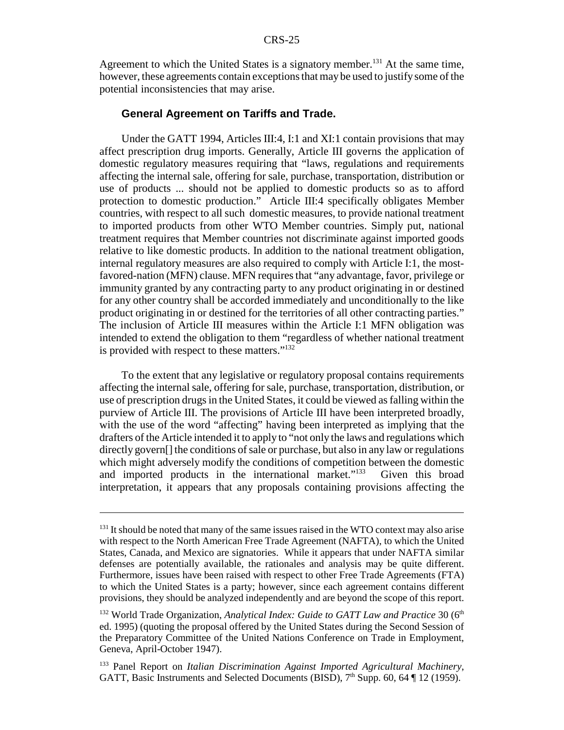Agreement to which the United States is a signatory member.[131] At the same time, however, these agreements contain exceptions that may be used to justify some of the potential inconsistencies that may arise.

### General Agreement on Tariffs and Trade.

Under the GATT 1994, Articles III:4, I:1 and XI:1 contain provisions that may affect prescription drug imports. Generally, Article III governs the application of domestic regulatory measures requiring that "laws, regulations and requirements affecting the internal sale, offering for sale, purchase, transportation, distribution or use of products ... should not be applied to domestic products so as to afford protection to domestic production." Article III:4 specifically obligates Member countries, with respect to all such domestic measures, to provide national treatment to imported products from other WTO Member countries. Simply put, national treatment requires that Member countries not discriminate against imported goods relative to like domestic products. In addition to the national treatment obligation, internal regulatory measures are also required to comply with Article I:1, the most-favored-nation (MFN) clause. MFN requires that "any advantage, favor, privilege or immunity granted by any contracting party to any product originating in or destined for any other country shall be accorded immediately and unconditionally to the like product originating in or destined for the territories of all other contracting parties." The inclusion of Article III measures within the Article I:1 MFN obligation was intended to extend the obligation to them "regardless of whether national treatment is provided with respect to these matters."[132]

To the extent that any legislative or regulatory proposal contains requirements affecting the internal sale, offering for sale, purchase, transportation, distribution, or use of prescription drugs in the United States, it could be viewed as falling within the purview of Article III. The provisions of Article III have been interpreted broadly, with the use of the word "affecting" having been interpreted as implying that the drafters of the Article intended it to apply to "not only the laws and regulations which directly govern[] the conditions of sale or purchase, but also in any law or regulations which might adversely modify the conditions of competition between the domestic and imported products in the international market."[133] Given this broad interpretation, it appears that any proposals containing provisions affecting the

---

[131] It should be noted that many of the same issues raised in the WTO context may also arise with respect to the North American Free Trade Agreement (NAFTA), to which the United States, Canada, and Mexico are signatories. While it appears that under NAFTA similar defenses are potentially available, the rationales and analysis may be quite different. Furthermore, issues have been raised with respect to other Free Trade Agreements (FTA) to which the United States is a party; however, since each agreement contains different provisions, they should be analyzed independently and are beyond the scope of this report.

[132] World Trade Organization, *Analytical Index: Guide to GATT Law and Practice* 30 (6th ed. 1995) (quoting the proposal offered by the United States during the Second Session of the Preparatory Committee of the United Nations Conference on Trade in Employment, Geneva, April-October 1947).

[133] Panel Report on *Italian Discrimination Against Imported Agricultural Machinery*, GATT, Basic Instruments and Selected Documents (BISD), 7th Supp. 60, 64 ¶ 12 (1959).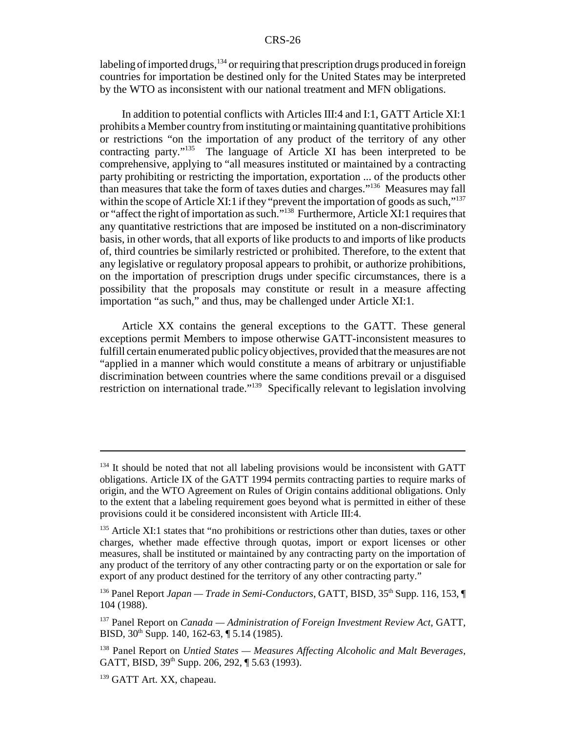labeling of imported drugs,[134] or requiring that prescription drugs produced in foreign countries for importation be destined only for the United States may be interpreted by the WTO as inconsistent with our national treatment and MFN obligations.

In addition to potential conflicts with Articles III:4 and I:1, GATT Article XI:1 prohibits a Member country from instituting or maintaining quantitative prohibitions or restrictions "on the importation of any product of the territory of any other contracting party."[135] The language of Article XI has been interpreted to be comprehensive, applying to "all measures instituted or maintained by a contracting party prohibiting or restricting the importation, exportation ... of the products other than measures that take the form of taxes duties and charges."[136] Measures may fall within the scope of Article XI:1 if they "prevent the importation of goods as such,"[137] or "affect the right of importation as such."[138] Furthermore, Article XI:1 requires that any quantitative restrictions that are imposed be instituted on a non-discriminatory basis, in other words, that all exports of like products to and imports of like products of, third countries be similarly restricted or prohibited. Therefore, to the extent that any legislative or regulatory proposal appears to prohibit, or authorize prohibitions, on the importation of prescription drugs under specific circumstances, there is a possibility that the proposals may constitute or result in a measure affecting importation "as such," and thus, may be challenged under Article XI:1.

Article XX contains the general exceptions to the GATT. These general exceptions permit Members to impose otherwise GATT-inconsistent measures to fulfill certain enumerated public policy objectives, provided that the measures are not "applied in a manner which would constitute a means of arbitrary or unjustifiable discrimination between countries where the same conditions prevail or a disguised restriction on international trade."[139] Specifically relevant to legislation involving

---

[134] It should be noted that not all labeling provisions would be inconsistent with GATT obligations. Article IX of the GATT 1994 permits contracting parties to require marks of origin, and the WTO Agreement on Rules of Origin contains additional obligations. Only to the extent that a labeling requirement goes beyond what is permitted in either of these provisions could it be considered inconsistent with Article III:4.

[135] Article XI:1 states that "no prohibitions or restrictions other than duties, taxes or other charges, whether made effective through quotas, import or export licenses or other measures, shall be instituted or maintained by any contracting party on the importation of any product of the territory of any other contracting party or on the exportation or sale for export of any product destined for the territory of any other contracting party."

[136] Panel Report *Japan — Trade in Semi-Conductors*, GATT, BISD, 35th Supp. 116, 153, ¶ 104 (1988).

[137] Panel Report on *Canada — Administration of Foreign Investment Review Act*, GATT, BISD, 30th Supp. 140, 162-63, ¶ 5.14 (1985).

[138] Panel Report on *Untied States — Measures Affecting Alcoholic and Malt Beverages*, GATT, BISD, 39th Supp. 206, 292, ¶ 5.63 (1993).

[139] GATT Art. XX, chapeau.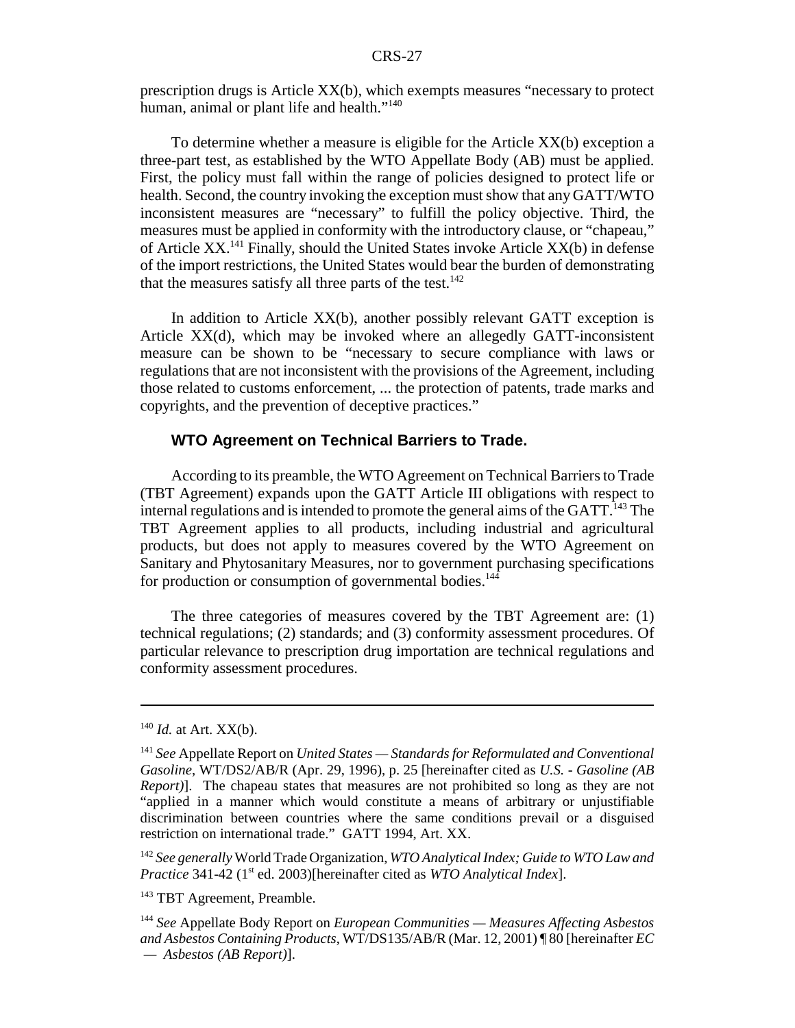prescription drugs is Article XX(b), which exempts measures "necessary to protect human, animal or plant life and health."[140]

To determine whether a measure is eligible for the Article XX(b) exception a three-part test, as established by the WTO Appellate Body (AB) must be applied. First, the policy must fall within the range of policies designed to protect life or health. Second, the country invoking the exception must show that any GATT/WTO inconsistent measures are "necessary" to fulfill the policy objective. Third, the measures must be applied in conformity with the introductory clause, or "chapeau," of Article XX.[141] Finally, should the United States invoke Article XX(b) in defense of the import restrictions, the United States would bear the burden of demonstrating that the measures satisfy all three parts of the test.[142]

In addition to Article XX(b), another possibly relevant GATT exception is Article XX(d), which may be invoked where an allegedly GATT-inconsistent measure can be shown to be "necessary to secure compliance with laws or regulations that are not inconsistent with the provisions of the Agreement, including those related to customs enforcement, ... the protection of patents, trade marks and copyrights, and the prevention of deceptive practices."

### WTO Agreement on Technical Barriers to Trade.

According to its preamble, the WTO Agreement on Technical Barriers to Trade (TBT Agreement) expands upon the GATT Article III obligations with respect to internal regulations and is intended to promote the general aims of the GATT.[143] The TBT Agreement applies to all products, including industrial and agricultural products, but does not apply to measures covered by the WTO Agreement on Sanitary and Phytosanitary Measures, nor to government purchasing specifications for production or consumption of governmental bodies.[144]

The three categories of measures covered by the TBT Agreement are: (1) technical regulations; (2) standards; and (3) conformity assessment procedures. Of particular relevance to prescription drug importation are technical regulations and conformity assessment procedures.

---

[140] *Id.* at Art. XX(b).

[141] *See* Appellate Report on *United States — Standards for Reformulated and Conventional Gasoline*, WT/DS2/AB/R (Apr. 29, 1996), p. 25 [hereinafter cited as *U.S. - Gasoline (AB Report)*]. The chapeau states that measures are not prohibited so long as they are not "applied in a manner which would constitute a means of arbitrary or unjustifiable discrimination between countries where the same conditions prevail or a disguised restriction on international trade." GATT 1994, Art. XX.

[142] *See generally* World Trade Organization, *WTO Analytical Index; Guide to WTO Law and Practice* 341-42 (1st ed. 2003)[hereinafter cited as *WTO Analytical Index*].

[143] TBT Agreement, Preamble.

[144] *See* Appellate Body Report on *European Communities — Measures Affecting Asbestos and Asbestos Containing Products*, WT/DS135/AB/R (Mar. 12, 2001) ¶ 80 [hereinafter *EC — Asbestos (AB Report)*].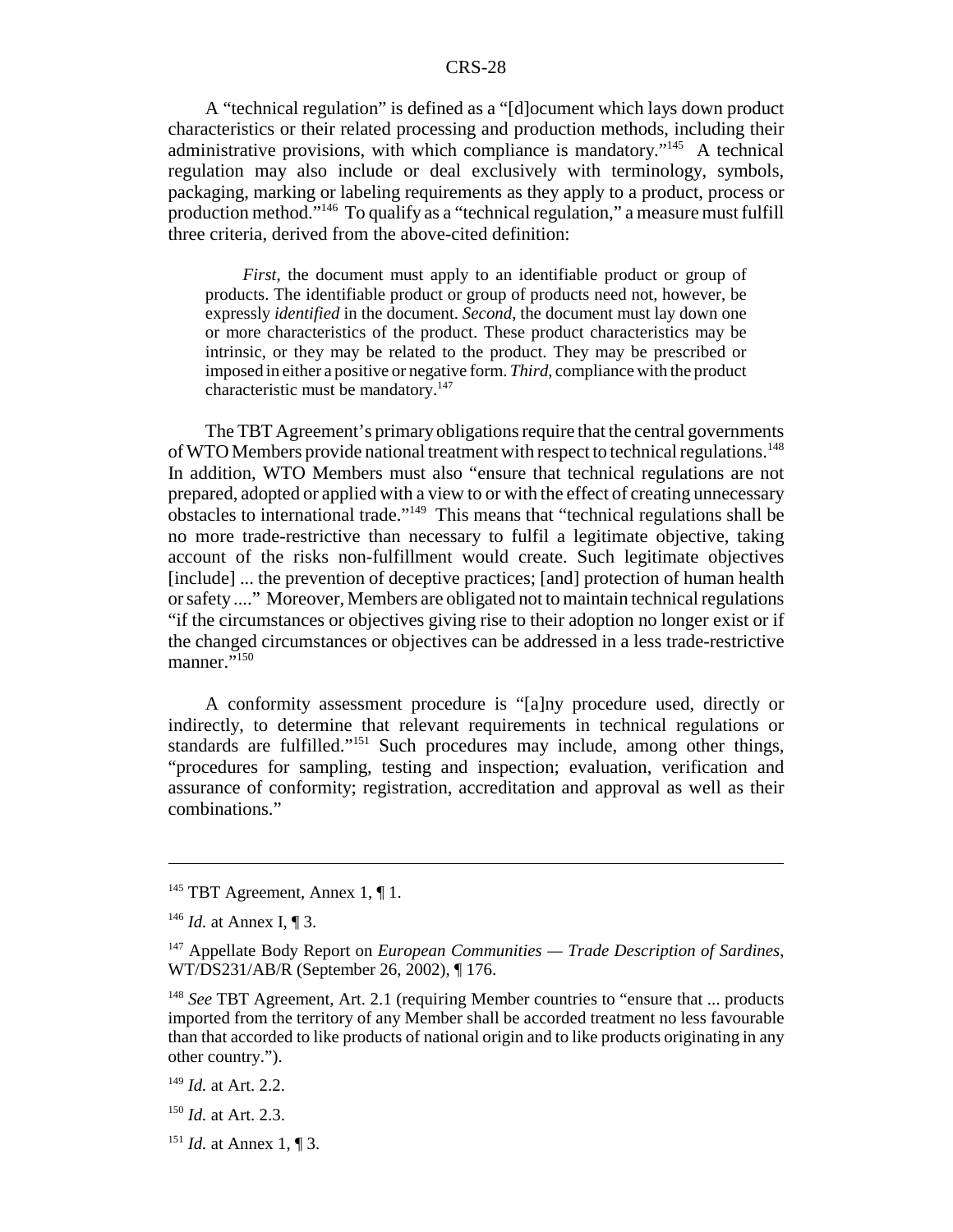A "technical regulation" is defined as a "[d]ocument which lays down product characteristics or their related processing and production methods, including their administrative provisions, with which compliance is mandatory."[145] A technical regulation may also include or deal exclusively with terminology, symbols, packaging, marking or labeling requirements as they apply to a product, process or production method."[146] To qualify as a "technical regulation," a measure must fulfill three criteria, derived from the above-cited definition:

> *First*, the document must apply to an identifiable product or group of products. The identifiable product or group of products need not, however, be expressly *identified* in the document. *Second*, the document must lay down one or more characteristics of the product. These product characteristics may be intrinsic, or they may be related to the product. They may be prescribed or imposed in either a positive or negative form. *Third*, compliance with the product characteristic must be mandatory.[147]

The TBT Agreement's primary obligations require that the central governments of WTO Members provide national treatment with respect to technical regulations.[148] In addition, WTO Members must also "ensure that technical regulations are not prepared, adopted or applied with a view to or with the effect of creating unnecessary obstacles to international trade."[149] This means that "technical regulations shall be no more trade-restrictive than necessary to fulfil a legitimate objective, taking account of the risks non-fulfillment would create. Such legitimate objectives [include] ... the prevention of deceptive practices; [and] protection of human health or safety ...." Moreover, Members are obligated not to maintain technical regulations "if the circumstances or objectives giving rise to their adoption no longer exist or if the changed circumstances or objectives can be addressed in a less trade-restrictive manner."[150]

A conformity assessment procedure is "[a]ny procedure used, directly or indirectly, to determine that relevant requirements in technical regulations or standards are fulfilled."[151] Such procedures may include, among other things, "procedures for sampling, testing and inspection; evaluation, verification and assurance of conformity; registration, accreditation and approval as well as their combinations."

---

[145] TBT Agreement, Annex 1, ¶ 1.

[146] *Id.* at Annex I, ¶ 3.

[147] Appellate Body Report on *European Communities — Trade Description of Sardines*, WT/DS231/AB/R (September 26, 2002), ¶ 176.

[148] *See* TBT Agreement, Art. 2.1 (requiring Member countries to "ensure that ... products imported from the territory of any Member shall be accorded treatment no less favourable than that accorded to like products of national origin and to like products originating in any other country.").

[149] *Id.* at Art. 2.2.

[150] *Id.* at Art. 2.3.

[151] *Id.* at Annex 1, ¶ 3.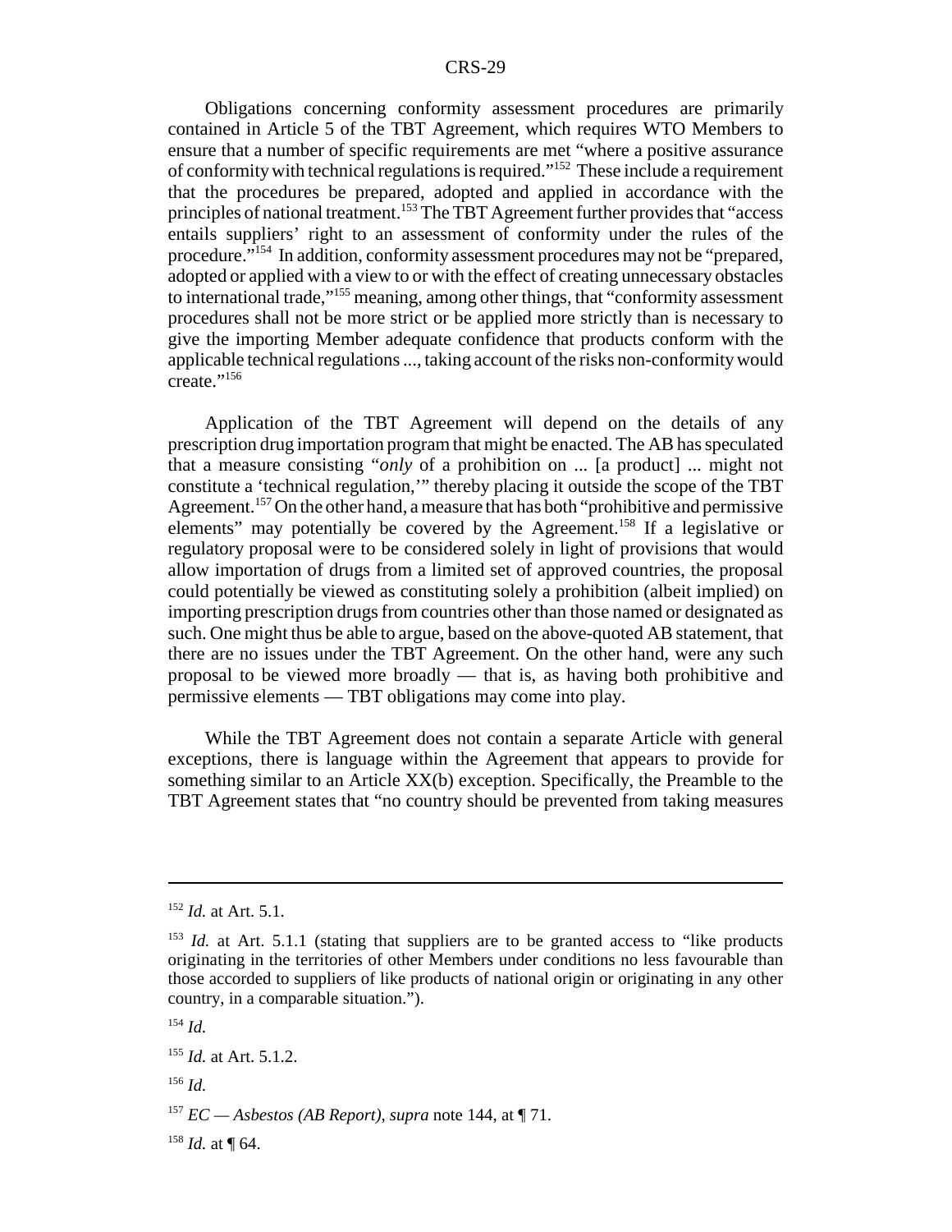Obligations concerning conformity assessment procedures are primarily contained in Article 5 of the TBT Agreement, which requires WTO Members to ensure that a number of specific requirements are met "where a positive assurance of conformity with technical regulations is required."[152] These include a requirement that the procedures be prepared, adopted and applied in accordance with the principles of national treatment.[153] The TBT Agreement further provides that "access entails suppliers' right to an assessment of conformity under the rules of the procedure."[154] In addition, conformity assessment procedures may not be "prepared, adopted or applied with a view to or with the effect of creating unnecessary obstacles to international trade,"[155] meaning, among other things, that "conformity assessment procedures shall not be more strict or be applied more strictly than is necessary to give the importing Member adequate confidence that products conform with the applicable technical regulations ..., taking account of the risks non-conformity would create."[156]

Application of the TBT Agreement will depend on the details of any prescription drug importation program that might be enacted. The AB has speculated that a measure consisting "*only* of a prohibition on ... [a product] ... might not constitute a 'technical regulation,'" thereby placing it outside the scope of the TBT Agreement.[157] On the other hand, a measure that has both "prohibitive and permissive elements" may potentially be covered by the Agreement.[158] If a legislative or regulatory proposal were to be considered solely in light of provisions that would allow importation of drugs from a limited set of approved countries, the proposal could potentially be viewed as constituting solely a prohibition (albeit implied) on importing prescription drugs from countries other than those named or designated as such. One might thus be able to argue, based on the above-quoted AB statement, that there are no issues under the TBT Agreement. On the other hand, were any such proposal to be viewed more broadly — that is, as having both prohibitive and permissive elements — TBT obligations may come into play.

While the TBT Agreement does not contain a separate Article with general exceptions, there is language within the Agreement that appears to provide for something similar to an Article XX(b) exception. Specifically, the Preamble to the TBT Agreement states that "no country should be prevented from taking measures

---

[152] *Id.* at Art. 5.1.

[153] *Id.* at Art. 5.1.1 (stating that suppliers are to be granted access to "like products originating in the territories of other Members under conditions no less favourable than those accorded to suppliers of like products of national origin or originating in any other country, in a comparable situation.").

[154] *Id.*

[155] *Id.* at Art. 5.1.2.

[156] *Id.*

[157] *EC — Asbestos (AB Report)*, *supra* note 144, at ¶ 71.

[158] *Id.* at ¶ 64.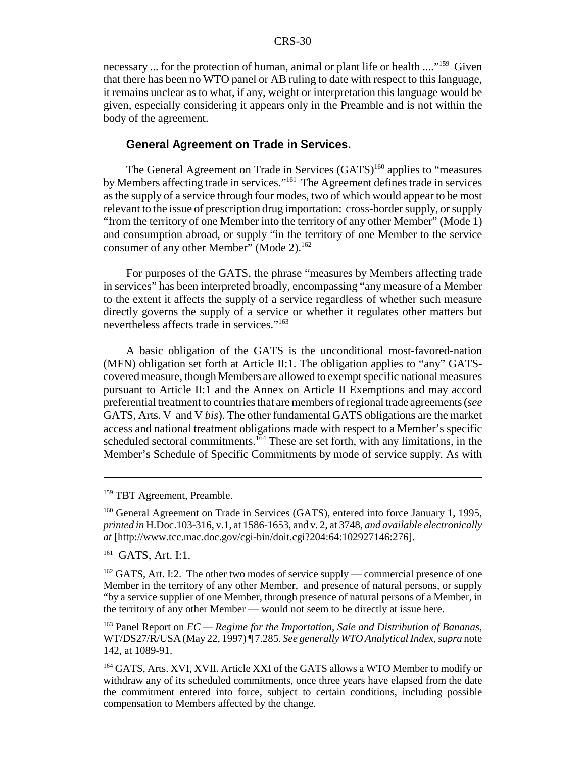necessary ... for the protection of human, animal or plant life or health ...."[159] Given that there has been no WTO panel or AB ruling to date with respect to this language, it remains unclear as to what, if any, weight or interpretation this language would be given, especially considering it appears only in the Preamble and is not within the body of the agreement.

#### General Agreement on Trade in Services.

The General Agreement on Trade in Services (GATS)[160] applies to "measures by Members affecting trade in services."[161] The Agreement defines trade in services as the supply of a service through four modes, two of which would appear to be most relevant to the issue of prescription drug importation: cross-border supply, or supply "from the territory of one Member into the territory of any other Member" (Mode 1) and consumption abroad, or supply "in the territory of one Member to the service consumer of any other Member" (Mode 2).[162]

For purposes of the GATS, the phrase "measures by Members affecting trade in services" has been interpreted broadly, encompassing "any measure of a Member to the extent it affects the supply of a service regardless of whether such measure directly governs the supply of a service or whether it regulates other matters but nevertheless affects trade in services."[163]

A basic obligation of the GATS is the unconditional most-favored-nation (MFN) obligation set forth at Article II:1. The obligation applies to "any" GATS-covered measure, though Members are allowed to exempt specific national measures pursuant to Article II:1 and the Annex on Article II Exemptions and may accord preferential treatment to countries that are members of regional trade agreements (*see* GATS, Arts. V and V *bis*). The other fundamental GATS obligations are the market access and national treatment obligations made with respect to a Member's specific scheduled sectoral commitments.[164] These are set forth, with any limitations, in the Member's Schedule of Specific Commitments by mode of service supply. As with

---

[159] TBT Agreement, Preamble.

[160] General Agreement on Trade in Services (GATS), entered into force January 1, 1995, *printed in* H.Doc.103-316, v.1, at 1586-1653, and v. 2, at 3748, *and available electronically at* [http://www.tcc.mac.doc.gov/cgi-bin/doit.cgi?204:64:102927146:276].

[161] GATS, Art. I:1.

[162] GATS, Art. I:2. The other two modes of service supply — commercial presence of one Member in the territory of any other Member, and presence of natural persons, or supply "by a service supplier of one Member, through presence of natural persons of a Member, in the territory of any other Member — would not seem to be directly at issue here.

[163] Panel Report on *EC — Regime for the Importation, Sale and Distribution of Bananas*, WT/DS27/R/USA (May 22, 1997) ¶ 7.285. *See generally WTO Analytical Index, supra* note 142, at 1089-91.

[164] GATS, Arts. XVI, XVII. Article XXI of the GATS allows a WTO Member to modify or withdraw any of its scheduled commitments, once three years have elapsed from the date the commitment entered into force, subject to certain conditions, including possible compensation to Members affected by the change.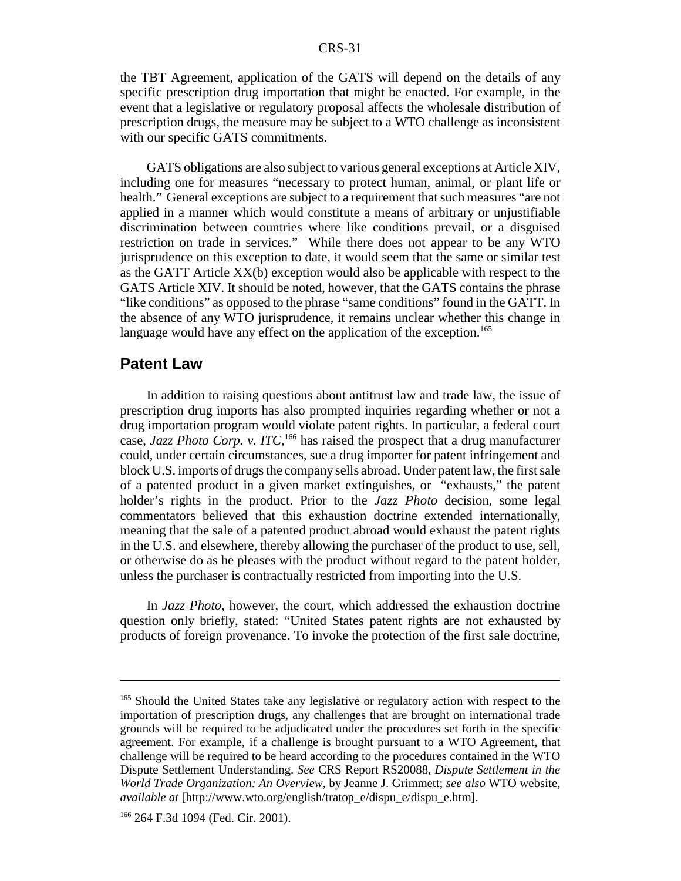the TBT Agreement, application of the GATS will depend on the details of any specific prescription drug importation that might be enacted. For example, in the event that a legislative or regulatory proposal affects the wholesale distribution of prescription drugs, the measure may be subject to a WTO challenge as inconsistent with our specific GATS commitments.

GATS obligations are also subject to various general exceptions at Article XIV, including one for measures "necessary to protect human, animal, or plant life or health." General exceptions are subject to a requirement that such measures "are not applied in a manner which would constitute a means of arbitrary or unjustifiable discrimination between countries where like conditions prevail, or a disguised restriction on trade in services." While there does not appear to be any WTO jurisprudence on this exception to date, it would seem that the same or similar test as the GATT Article XX(b) exception would also be applicable with respect to the GATS Article XIV. It should be noted, however, that the GATS contains the phrase "like conditions" as opposed to the phrase "same conditions" found in the GATT. In the absence of any WTO jurisprudence, it remains unclear whether this change in language would have any effect on the application of the exception.[165]

## Patent Law

In addition to raising questions about antitrust law and trade law, the issue of prescription drug imports has also prompted inquiries regarding whether or not a drug importation program would violate patent rights. In particular, a federal court case, *Jazz Photo Corp. v. ITC*,[166] has raised the prospect that a drug manufacturer could, under certain circumstances, sue a drug importer for patent infringement and block U.S. imports of drugs the company sells abroad. Under patent law, the first sale of a patented product in a given market extinguishes, or "exhausts," the patent holder's rights in the product. Prior to the *Jazz Photo* decision, some legal commentators believed that this exhaustion doctrine extended internationally, meaning that the sale of a patented product abroad would exhaust the patent rights in the U.S. and elsewhere, thereby allowing the purchaser of the product to use, sell, or otherwise do as he pleases with the product without regard to the patent holder, unless the purchaser is contractually restricted from importing into the U.S.

In *Jazz Photo*, however, the court, which addressed the exhaustion doctrine question only briefly, stated: "United States patent rights are not exhausted by products of foreign provenance. To invoke the protection of the first sale doctrine,

---

[165] Should the United States take any legislative or regulatory action with respect to the importation of prescription drugs, any challenges that are brought on international trade grounds will be required to be adjudicated under the procedures set forth in the specific agreement. For example, if a challenge is brought pursuant to a WTO Agreement, that challenge will be required to be heard according to the procedures contained in the WTO Dispute Settlement Understanding. *See* CRS Report RS20088, *Dispute Settlement in the World Trade Organization: An Overview*, by Jeanne J. Grimmett; *see also* WTO website, *available at* [http://www.wto.org/english/tratop_e/dispu_e/dispu_e.htm].

[166] 264 F.3d 1094 (Fed. Cir. 2001).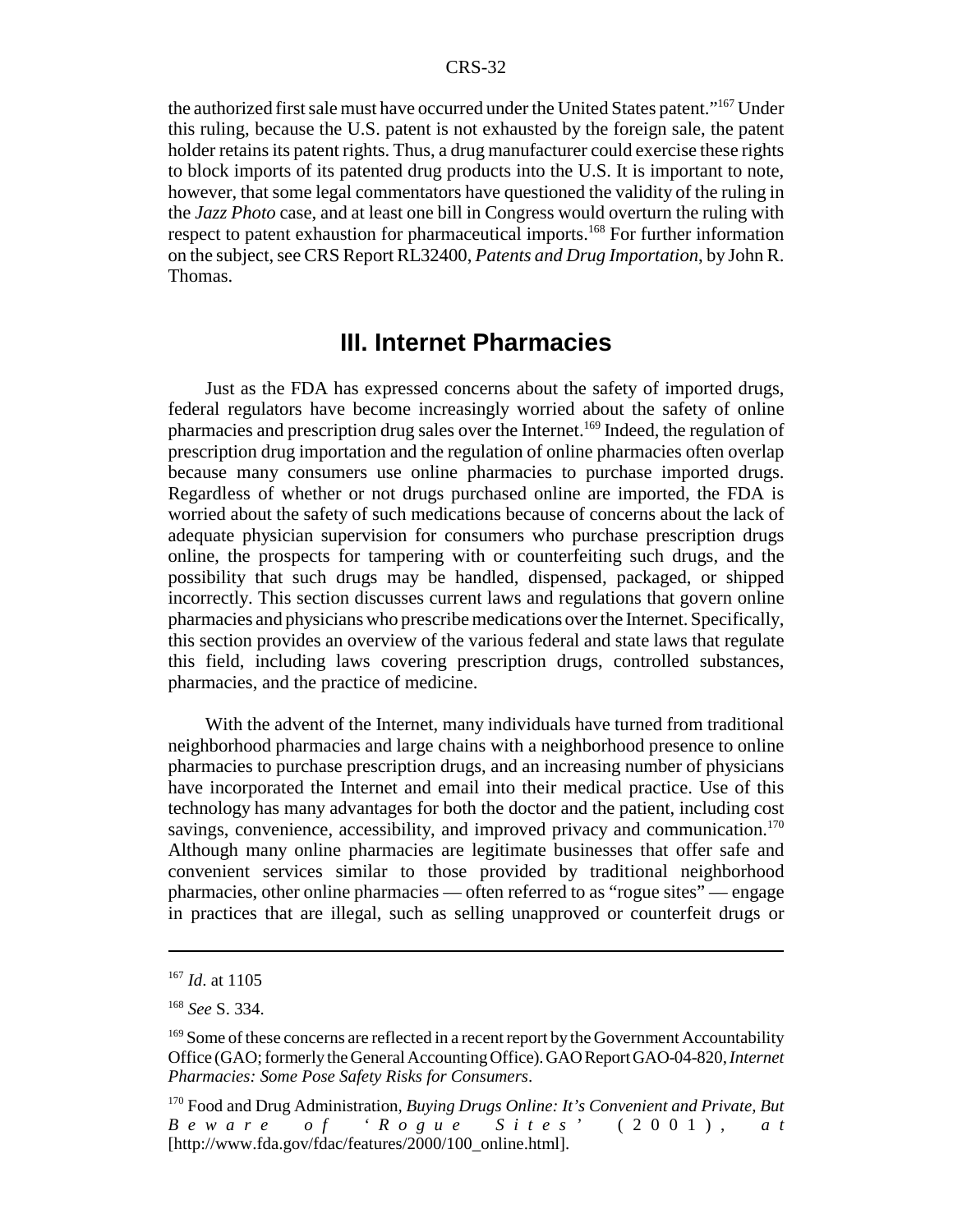the authorized first sale must have occurred under the United States patent."[167] Under this ruling, because the U.S. patent is not exhausted by the foreign sale, the patent holder retains its patent rights. Thus, a drug manufacturer could exercise these rights to block imports of its patented drug products into the U.S. It is important to note, however, that some legal commentators have questioned the validity of the ruling in the *Jazz Photo* case, and at least one bill in Congress would overturn the ruling with respect to patent exhaustion for pharmaceutical imports.[168] For further information on the subject, see CRS Report RL32400, *Patents and Drug Importation*, by John R. Thomas.

## III. Internet Pharmacies

Just as the FDA has expressed concerns about the safety of imported drugs, federal regulators have become increasingly worried about the safety of online pharmacies and prescription drug sales over the Internet.[169] Indeed, the regulation of prescription drug importation and the regulation of online pharmacies often overlap because many consumers use online pharmacies to purchase imported drugs. Regardless of whether or not drugs purchased online are imported, the FDA is worried about the safety of such medications because of concerns about the lack of adequate physician supervision for consumers who purchase prescription drugs online, the prospects for tampering with or counterfeiting such drugs, and the possibility that such drugs may be handled, dispensed, packaged, or shipped incorrectly. This section discusses current laws and regulations that govern online pharmacies and physicians who prescribe medications over the Internet. Specifically, this section provides an overview of the various federal and state laws that regulate this field, including laws covering prescription drugs, controlled substances, pharmacies, and the practice of medicine.

With the advent of the Internet, many individuals have turned from traditional neighborhood pharmacies and large chains with a neighborhood presence to online pharmacies to purchase prescription drugs, and an increasing number of physicians have incorporated the Internet and email into their medical practice. Use of this technology has many advantages for both the doctor and the patient, including cost savings, convenience, accessibility, and improved privacy and communication.[170] Although many online pharmacies are legitimate businesses that offer safe and convenient services similar to those provided by traditional neighborhood pharmacies, other online pharmacies — often referred to as "rogue sites" — engage in practices that are illegal, such as selling unapproved or counterfeit drugs or

---

[167] *Id*. at 1105

[168] *See* S. 334.

[169] Some of these concerns are reflected in a recent report by the Government Accountability Office (GAO; formerly the General Accounting Office). GAO Report GAO-04-820, *Internet Pharmacies: Some Pose Safety Risks for Consumers*.

[170] Food and Drug Administration, *Buying Drugs Online: It's Convenient and Private, But Beware of 'Rogue Sites'* (2001), *at* [http://www.fda.gov/fdac/features/2000/100_online.html].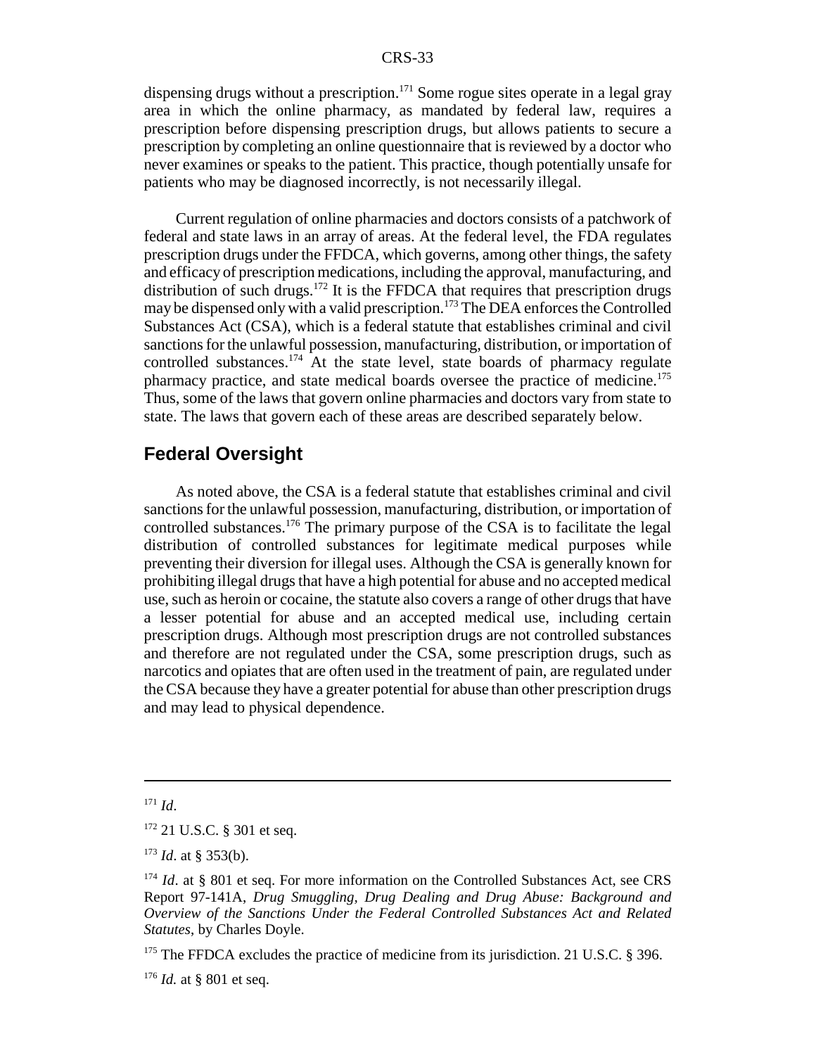dispensing drugs without a prescription.[171] Some rogue sites operate in a legal gray area in which the online pharmacy, as mandated by federal law, requires a prescription before dispensing prescription drugs, but allows patients to secure a prescription by completing an online questionnaire that is reviewed by a doctor who never examines or speaks to the patient. This practice, though potentially unsafe for patients who may be diagnosed incorrectly, is not necessarily illegal.

Current regulation of online pharmacies and doctors consists of a patchwork of federal and state laws in an array of areas. At the federal level, the FDA regulates prescription drugs under the FFDCA, which governs, among other things, the safety and efficacy of prescription medications, including the approval, manufacturing, and distribution of such drugs.[172] It is the FFDCA that requires that prescription drugs may be dispensed only with a valid prescription.[173] The DEA enforces the Controlled Substances Act (CSA), which is a federal statute that establishes criminal and civil sanctions for the unlawful possession, manufacturing, distribution, or importation of controlled substances.[174] At the state level, state boards of pharmacy regulate pharmacy practice, and state medical boards oversee the practice of medicine.[175] Thus, some of the laws that govern online pharmacies and doctors vary from state to state. The laws that govern each of these areas are described separately below.

## Federal Oversight

As noted above, the CSA is a federal statute that establishes criminal and civil sanctions for the unlawful possession, manufacturing, distribution, or importation of controlled substances.[176] The primary purpose of the CSA is to facilitate the legal distribution of controlled substances for legitimate medical purposes while preventing their diversion for illegal uses. Although the CSA is generally known for prohibiting illegal drugs that have a high potential for abuse and no accepted medical use, such as heroin or cocaine, the statute also covers a range of other drugs that have a lesser potential for abuse and an accepted medical use, including certain prescription drugs. Although most prescription drugs are not controlled substances and therefore are not regulated under the CSA, some prescription drugs, such as narcotics and opiates that are often used in the treatment of pain, are regulated under the CSA because they have a greater potential for abuse than other prescription drugs and may lead to physical dependence.

---

[171] *Id*.

[172] 21 U.S.C. § 301 et seq.

[173] *Id*. at § 353(b).

[174] *Id*. at § 801 et seq. For more information on the Controlled Substances Act, see CRS Report 97-141A, *Drug Smuggling, Drug Dealing and Drug Abuse: Background and Overview of the Sanctions Under the Federal Controlled Substances Act and Related Statutes*, by Charles Doyle.

[175] The FFDCA excludes the practice of medicine from its jurisdiction. 21 U.S.C. § 396.

[176] *Id.* at § 801 et seq.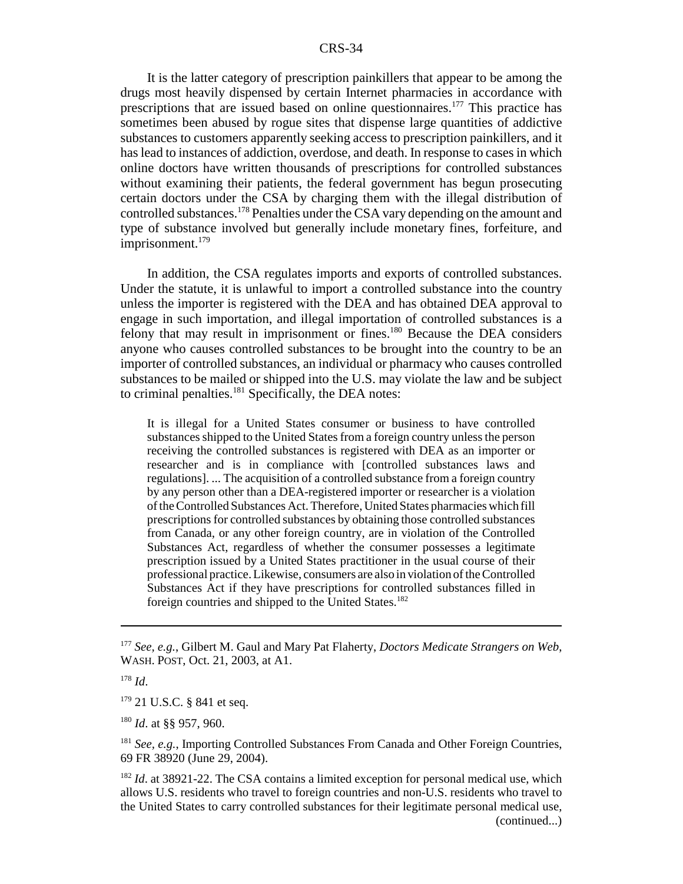It is the latter category of prescription painkillers that appear to be among the drugs most heavily dispensed by certain Internet pharmacies in accordance with prescriptions that are issued based on online questionnaires.[177] This practice has sometimes been abused by rogue sites that dispense large quantities of addictive substances to customers apparently seeking access to prescription painkillers, and it has lead to instances of addiction, overdose, and death. In response to cases in which online doctors have written thousands of prescriptions for controlled substances without examining their patients, the federal government has begun prosecuting certain doctors under the CSA by charging them with the illegal distribution of controlled substances.[178] Penalties under the CSA vary depending on the amount and type of substance involved but generally include monetary fines, forfeiture, and imprisonment.[179]

In addition, the CSA regulates imports and exports of controlled substances. Under the statute, it is unlawful to import a controlled substance into the country unless the importer is registered with the DEA and has obtained DEA approval to engage in such importation, and illegal importation of controlled substances is a felony that may result in imprisonment or fines.[180] Because the DEA considers anyone who causes controlled substances to be brought into the country to be an importer of controlled substances, an individual or pharmacy who causes controlled substances to be mailed or shipped into the U.S. may violate the law and be subject to criminal penalties.[181] Specifically, the DEA notes:

> It is illegal for a United States consumer or business to have controlled substances shipped to the United States from a foreign country unless the person receiving the controlled substances is registered with DEA as an importer or researcher and is in compliance with [controlled substances laws and regulations]. ... The acquisition of a controlled substance from a foreign country by any person other than a DEA-registered importer or researcher is a violation of the Controlled Substances Act. Therefore, United States pharmacies which fill prescriptions for controlled substances by obtaining those controlled substances from Canada, or any other foreign country, are in violation of the Controlled Substances Act, regardless of whether the consumer possesses a legitimate prescription issued by a United States practitioner in the usual course of their professional practice. Likewise, consumers are also in violation of the Controlled Substances Act if they have prescriptions for controlled substances filled in foreign countries and shipped to the United States.[182]

---

[177] *See, e.g.*, Gilbert M. Gaul and Mary Pat Flaherty, *Doctors Medicate Strangers on Web*, WASH. POST, Oct. 21, 2003, at A1.

[178] *Id*.

[179] 21 U.S.C. § 841 et seq.

[180] *Id*. at §§ 957, 960.

[181] *See, e.g.*, Importing Controlled Substances From Canada and Other Foreign Countries, 69 FR 38920 (June 29, 2004).

[182] *Id*. at 38921-22. The CSA contains a limited exception for personal medical use, which allows U.S. residents who travel to foreign countries and non-U.S. residents who travel to the United States to carry controlled substances for their legitimate personal medical use, (continued...)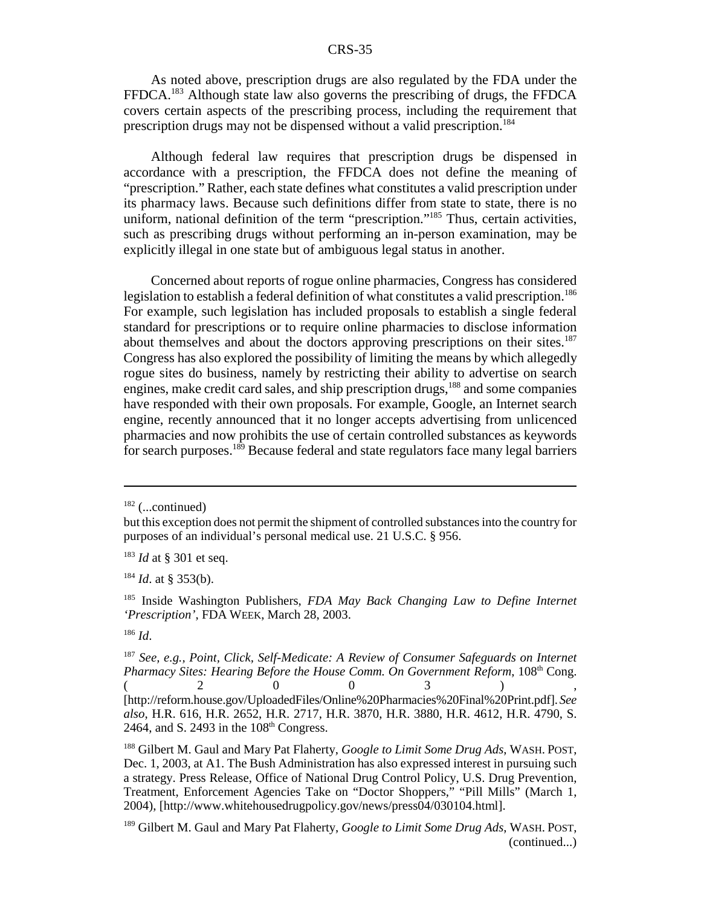As noted above, prescription drugs are also regulated by the FDA under the FFDCA.[183] Although state law also governs the prescribing of drugs, the FFDCA covers certain aspects of the prescribing process, including the requirement that prescription drugs may not be dispensed without a valid prescription.[184]

Although federal law requires that prescription drugs be dispensed in accordance with a prescription, the FFDCA does not define the meaning of "prescription." Rather, each state defines what constitutes a valid prescription under its pharmacy laws. Because such definitions differ from state to state, there is no uniform, national definition of the term "prescription."[185] Thus, certain activities, such as prescribing drugs without performing an in-person examination, may be explicitly illegal in one state but of ambiguous legal status in another.

Concerned about reports of rogue online pharmacies, Congress has considered legislation to establish a federal definition of what constitutes a valid prescription.[186] For example, such legislation has included proposals to establish a single federal standard for prescriptions or to require online pharmacies to disclose information about themselves and about the doctors approving prescriptions on their sites.[187] Congress has also explored the possibility of limiting the means by which allegedly rogue sites do business, namely by restricting their ability to advertise on search engines, make credit card sales, and ship prescription drugs,[188] and some companies have responded with their own proposals. For example, Google, an Internet search engine, recently announced that it no longer accepts advertising from unlicenced pharmacies and now prohibits the use of certain controlled substances as keywords for search purposes.[189] Because federal and state regulators face many legal barriers

---

[182] (...continued)
but this exception does not permit the shipment of controlled substances into the country for purposes of an individual's personal medical use. 21 U.S.C. § 956.

[183] *Id* at § 301 et seq.

[184] *Id*. at § 353(b).

[185] Inside Washington Publishers, *FDA May Back Changing Law to Define Internet 'Prescription'*, FDA WEEK, March 28, 2003.

[186] *Id*.

[187] *See, e.g.*, *Point, Click, Self-Medicate: A Review of Consumer Safeguards on Internet Pharmacy Sites: Hearing Before the House Comm. On Government Reform*, 108th Cong. (2003), [http://reform.house.gov/UploadedFiles/Online%20Pharmacies%20Final%20Print.pdf]. *See also*, H.R. 616, H.R. 2652, H.R. 2717, H.R. 3870, H.R. 3880, H.R. 4612, H.R. 4790, S. 2464, and S. 2493 in the 108th Congress.

[188] Gilbert M. Gaul and Mary Pat Flaherty, *Google to Limit Some Drug Ads*, WASH. POST, Dec. 1, 2003, at A1. The Bush Administration has also expressed interest in pursuing such a strategy. Press Release, Office of National Drug Control Policy, U.S. Drug Prevention, Treatment, Enforcement Agencies Take on "Doctor Shoppers," "Pill Mills" (March 1, 2004), [http://www.whitehousedrugpolicy.gov/news/press04/030104.html].

[189] Gilbert M. Gaul and Mary Pat Flaherty, *Google to Limit Some Drug Ads*, WASH. POST, (continued...)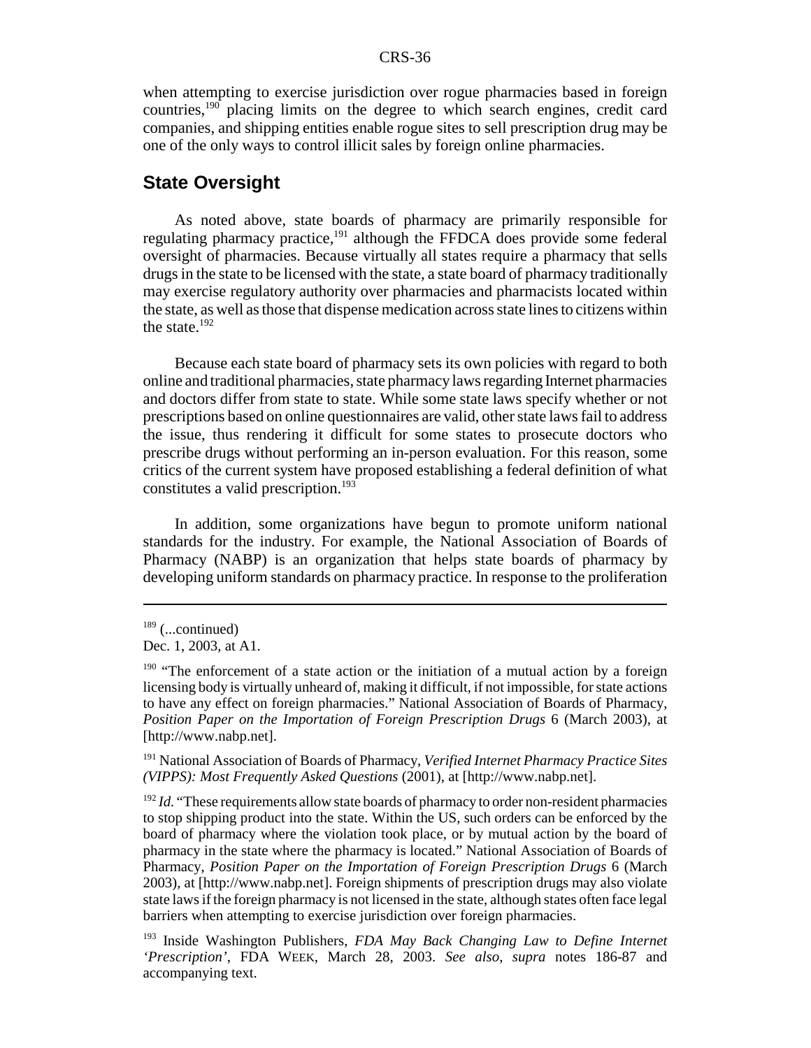when attempting to exercise jurisdiction over rogue pharmacies based in foreign countries,[190] placing limits on the degree to which search engines, credit card companies, and shipping entities enable rogue sites to sell prescription drug may be one of the only ways to control illicit sales by foreign online pharmacies.

## State Oversight

As noted above, state boards of pharmacy are primarily responsible for regulating pharmacy practice,[191] although the FFDCA does provide some federal oversight of pharmacies. Because virtually all states require a pharmacy that sells drugs in the state to be licensed with the state, a state board of pharmacy traditionally may exercise regulatory authority over pharmacies and pharmacists located within the state, as well as those that dispense medication across state lines to citizens within the state.[192]

Because each state board of pharmacy sets its own policies with regard to both online and traditional pharmacies, state pharmacy laws regarding Internet pharmacies and doctors differ from state to state. While some state laws specify whether or not prescriptions based on online questionnaires are valid, other state laws fail to address the issue, thus rendering it difficult for some states to prosecute doctors who prescribe drugs without performing an in-person evaluation. For this reason, some critics of the current system have proposed establishing a federal definition of what constitutes a valid prescription.[193]

In addition, some organizations have begun to promote uniform national standards for the industry. For example, the National Association of Boards of Pharmacy (NABP) is an organization that helps state boards of pharmacy by developing uniform standards on pharmacy practice. In response to the proliferation

---

[189] (...continued)
Dec. 1, 2003, at A1.

[190] "The enforcement of a state action or the initiation of a mutual action by a foreign licensing body is virtually unheard of, making it difficult, if not impossible, for state actions to have any effect on foreign pharmacies." National Association of Boards of Pharmacy, *Position Paper on the Importation of Foreign Prescription Drugs* 6 (March 2003), at [http://www.nabp.net].

[191] National Association of Boards of Pharmacy, *Verified Internet Pharmacy Practice Sites (VIPPS): Most Frequently Asked Questions* (2001), at [http://www.nabp.net].

[192] *Id.* "These requirements allow state boards of pharmacy to order non-resident pharmacies to stop shipping product into the state. Within the US, such orders can be enforced by the board of pharmacy where the violation took place, or by mutual action by the board of pharmacy in the state where the pharmacy is located." National Association of Boards of Pharmacy, *Position Paper on the Importation of Foreign Prescription Drugs* 6 (March 2003), at [http://www.nabp.net]. Foreign shipments of prescription drugs may also violate state laws if the foreign pharmacy is not licensed in the state, although states often face legal barriers when attempting to exercise jurisdiction over foreign pharmacies.

[193] Inside Washington Publishers, *FDA May Back Changing Law to Define Internet 'Prescription'*, FDA WEEK, March 28, 2003. *See also*, *supra* notes 186-87 and accompanying text.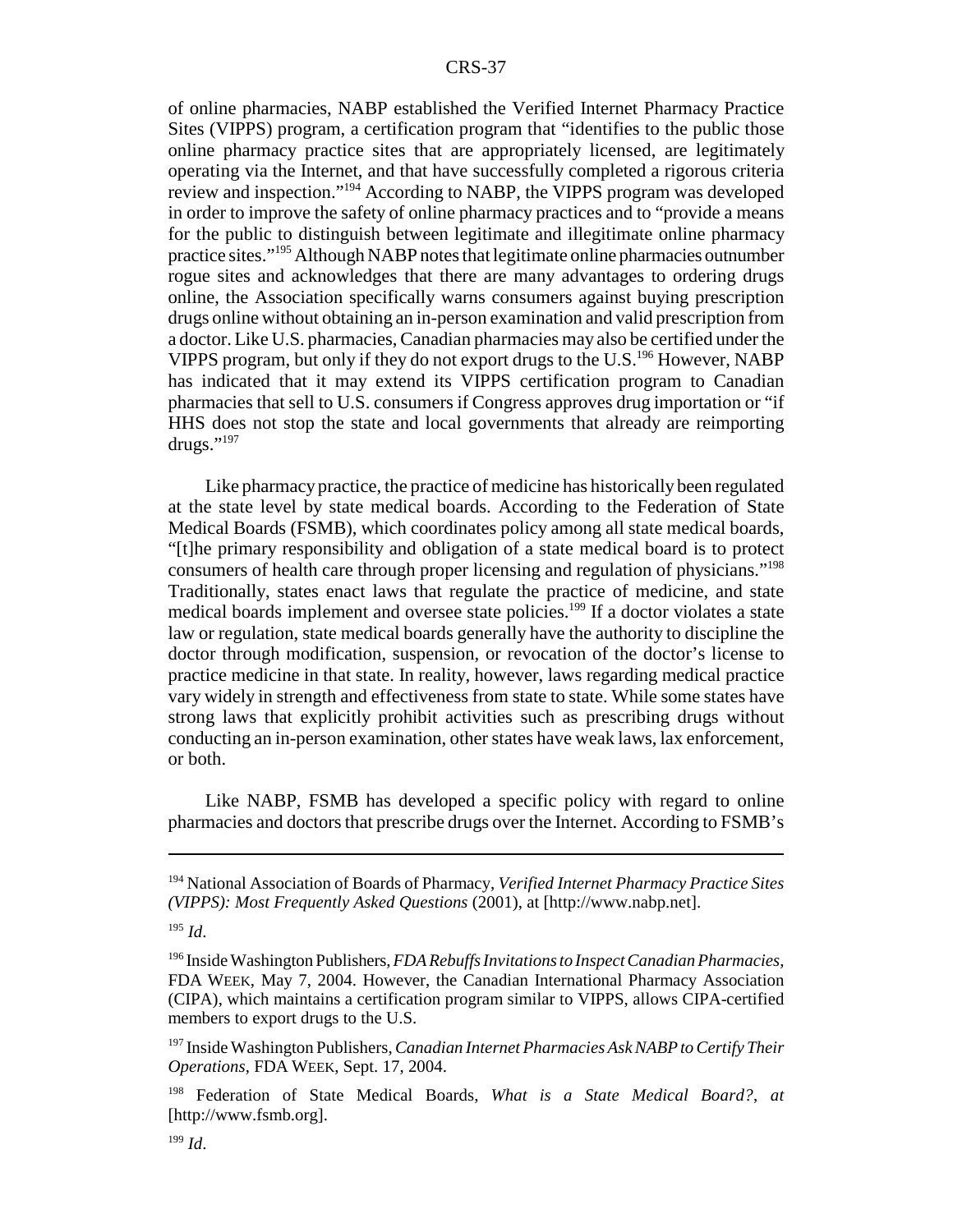of online pharmacies, NABP established the Verified Internet Pharmacy Practice Sites (VIPPS) program, a certification program that "identifies to the public those online pharmacy practice sites that are appropriately licensed, are legitimately operating via the Internet, and that have successfully completed a rigorous criteria review and inspection."[194] According to NABP, the VIPPS program was developed in order to improve the safety of online pharmacy practices and to "provide a means for the public to distinguish between legitimate and illegitimate online pharmacy practice sites."[195] Although NABP notes that legitimate online pharmacies outnumber rogue sites and acknowledges that there are many advantages to ordering drugs online, the Association specifically warns consumers against buying prescription drugs online without obtaining an in-person examination and valid prescription from a doctor. Like U.S. pharmacies, Canadian pharmacies may also be certified under the VIPPS program, but only if they do not export drugs to the U.S.[196] However, NABP has indicated that it may extend its VIPPS certification program to Canadian pharmacies that sell to U.S. consumers if Congress approves drug importation or "if HHS does not stop the state and local governments that already are reimporting drugs."[197]

Like pharmacy practice, the practice of medicine has historically been regulated at the state level by state medical boards. According to the Federation of State Medical Boards (FSMB), which coordinates policy among all state medical boards, "[t]he primary responsibility and obligation of a state medical board is to protect consumers of health care through proper licensing and regulation of physicians."[198] Traditionally, states enact laws that regulate the practice of medicine, and state medical boards implement and oversee state policies.[199] If a doctor violates a state law or regulation, state medical boards generally have the authority to discipline the doctor through modification, suspension, or revocation of the doctor's license to practice medicine in that state. In reality, however, laws regarding medical practice vary widely in strength and effectiveness from state to state. While some states have strong laws that explicitly prohibit activities such as prescribing drugs without conducting an in-person examination, other states have weak laws, lax enforcement, or both.

Like NABP, FSMB has developed a specific policy with regard to online pharmacies and doctors that prescribe drugs over the Internet. According to FSMB's

---

[194] National Association of Boards of Pharmacy, *Verified Internet Pharmacy Practice Sites (VIPPS): Most Frequently Asked Questions* (2001), at [http://www.nabp.net].

[195] *Id*.

[196] Inside Washington Publishers, *FDA Rebuffs Invitations to Inspect Canadian Pharmacies*, FDA WEEK, May 7, 2004. However, the Canadian International Pharmacy Association (CIPA), which maintains a certification program similar to VIPPS, allows CIPA-certified members to export drugs to the U.S.

[197] Inside Washington Publishers, *Canadian Internet Pharmacies Ask NABP to Certify Their Operations*, FDA WEEK, Sept. 17, 2004.

[198] Federation of State Medical Boards, *What is a State Medical Board?*, *at* [http://www.fsmb.org].

[199] *Id*.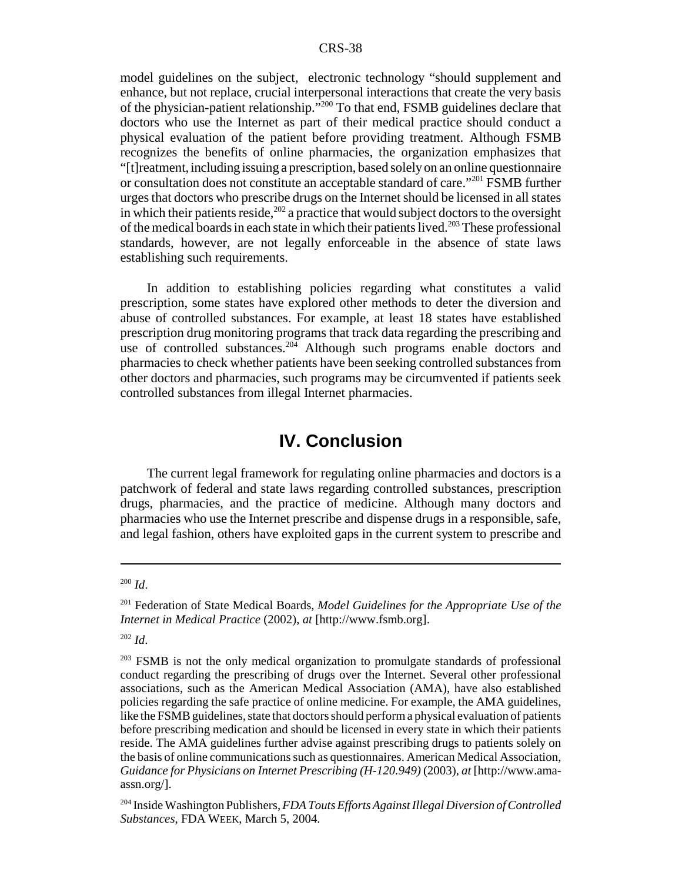model guidelines on the subject, electronic technology "should supplement and enhance, but not replace, crucial interpersonal interactions that create the very basis of the physician-patient relationship."[200] To that end, FSMB guidelines declare that doctors who use the Internet as part of their medical practice should conduct a physical evaluation of the patient before providing treatment. Although FSMB recognizes the benefits of online pharmacies, the organization emphasizes that "[t]reatment, including issuing a prescription, based solely on an online questionnaire or consultation does not constitute an acceptable standard of care."[201] FSMB further urges that doctors who prescribe drugs on the Internet should be licensed in all states in which their patients reside,[202] a practice that would subject doctors to the oversight of the medical boards in each state in which their patients lived.[203] These professional standards, however, are not legally enforceable in the absence of state laws establishing such requirements.

In addition to establishing policies regarding what constitutes a valid prescription, some states have explored other methods to deter the diversion and abuse of controlled substances. For example, at least 18 states have established prescription drug monitoring programs that track data regarding the prescribing and use of controlled substances.[204] Although such programs enable doctors and pharmacies to check whether patients have been seeking controlled substances from other doctors and pharmacies, such programs may be circumvented if patients seek controlled substances from illegal Internet pharmacies.

# IV. Conclusion

The current legal framework for regulating online pharmacies and doctors is a patchwork of federal and state laws regarding controlled substances, prescription drugs, pharmacies, and the practice of medicine. Although many doctors and pharmacies who use the Internet prescribe and dispense drugs in a responsible, safe, and legal fashion, others have exploited gaps in the current system to prescribe and

---

[200] *Id*.

[201] Federation of State Medical Boards, *Model Guidelines for the Appropriate Use of the Internet in Medical Practice* (2002), *at* [http://www.fsmb.org].

[202] *Id*.

[203] FSMB is not the only medical organization to promulgate standards of professional conduct regarding the prescribing of drugs over the Internet. Several other professional associations, such as the American Medical Association (AMA), have also established policies regarding the safe practice of online medicine. For example, the AMA guidelines, like the FSMB guidelines, state that doctors should perform a physical evaluation of patients before prescribing medication and should be licensed in every state in which their patients reside. The AMA guidelines further advise against prescribing drugs to patients solely on the basis of online communications such as questionnaires. American Medical Association, *Guidance for Physicians on Internet Prescribing (H-120.949)* (2003), *at* [http://www.ama-assn.org/].

[204] Inside Washington Publishers, *FDA Touts Efforts Against Illegal Diversion of Controlled Substances*, FDA WEEK, March 5, 2004.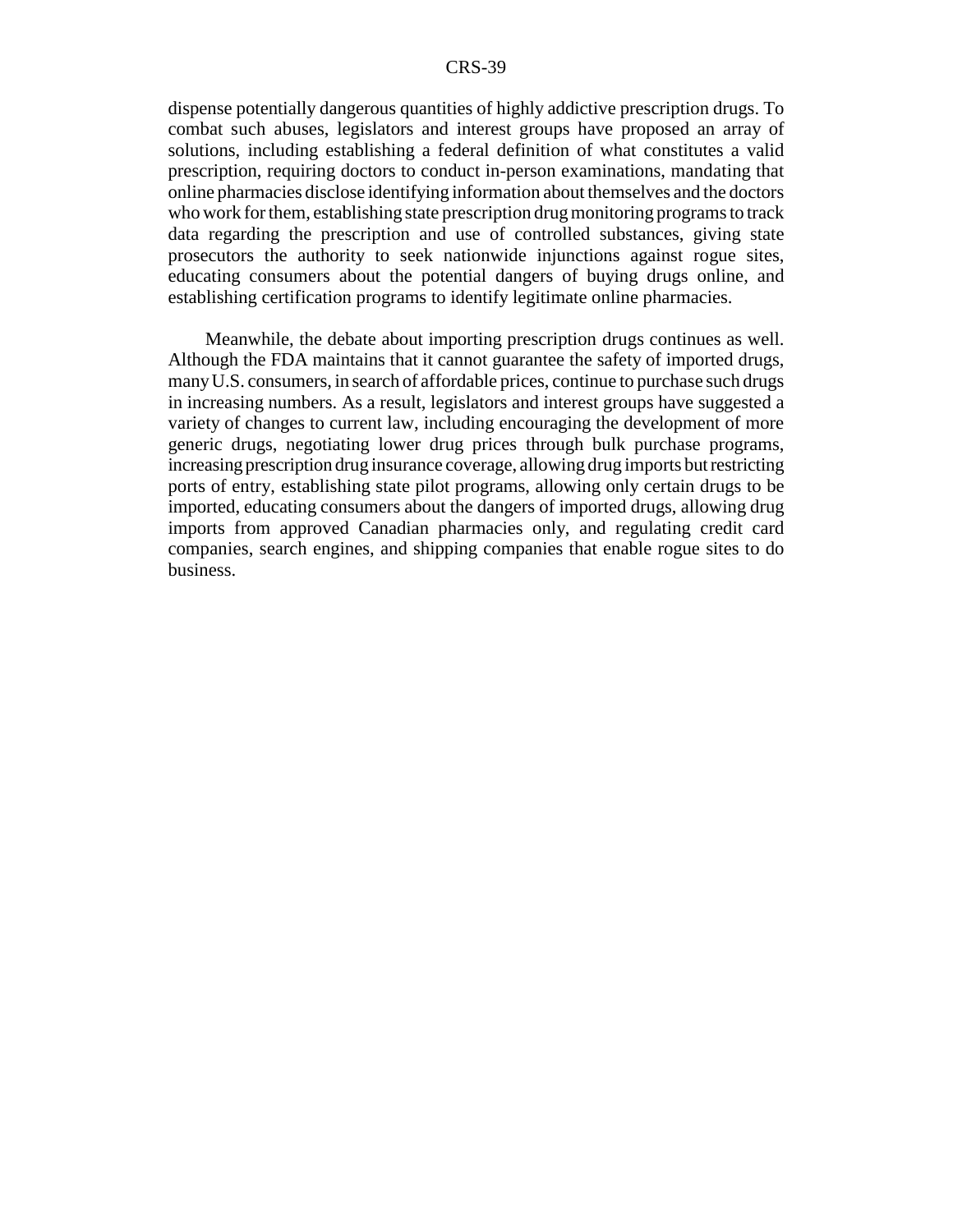dispense potentially dangerous quantities of highly addictive prescription drugs. To combat such abuses, legislators and interest groups have proposed an array of solutions, including establishing a federal definition of what constitutes a valid prescription, requiring doctors to conduct in-person examinations, mandating that online pharmacies disclose identifying information about themselves and the doctors who work for them, establishing state prescription drug monitoring programs to track data regarding the prescription and use of controlled substances, giving state prosecutors the authority to seek nationwide injunctions against rogue sites, educating consumers about the potential dangers of buying drugs online, and establishing certification programs to identify legitimate online pharmacies.

Meanwhile, the debate about importing prescription drugs continues as well. Although the FDA maintains that it cannot guarantee the safety of imported drugs, many U.S. consumers, in search of affordable prices, continue to purchase such drugs in increasing numbers. As a result, legislators and interest groups have suggested a variety of changes to current law, including encouraging the development of more generic drugs, negotiating lower drug prices through bulk purchase programs, increasing prescription drug insurance coverage, allowing drug imports but restricting ports of entry, establishing state pilot programs, allowing only certain drugs to be imported, educating consumers about the dangers of imported drugs, allowing drug imports from approved Canadian pharmacies only, and regulating credit card companies, search engines, and shipping companies that enable rogue sites to do business.